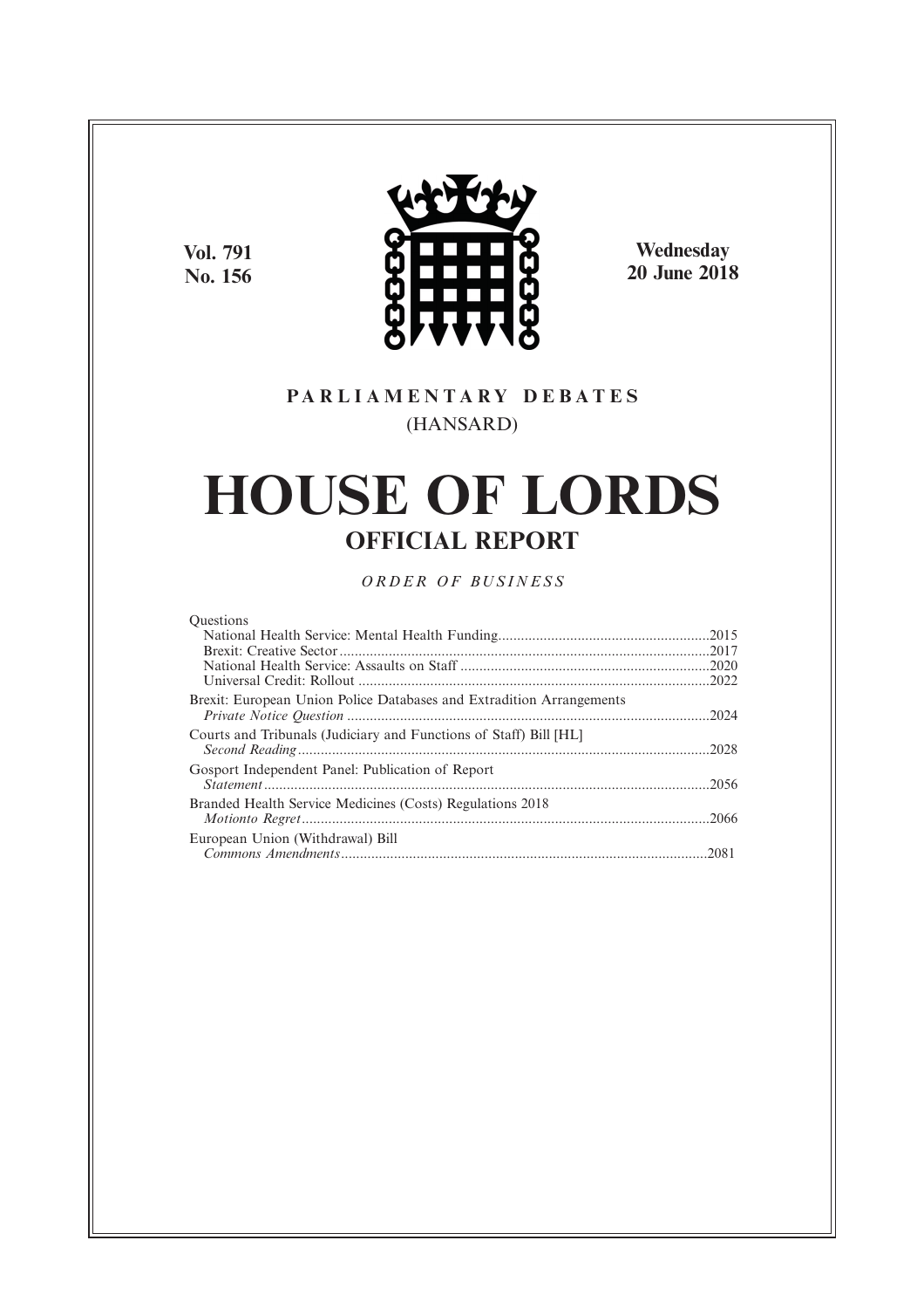Vol. 791
No. 156

Wednesday
20 June 2018

PARLIAMENTARY DEBATES
(HANSARD)

# HOUSE OF LORDS

## OFFICIAL REPORT

*ORDER OF BUSINESS*

Questions
- National Health Service: Mental Health Funding........................................................2015
- Brexit: Creative Sector..................................................................................................2017
- National Health Service: Assaults on Staff..................................................................2020
- Universal Credit: Rollout.............................................................................................2022

Brexit: European Union Police Databases and Extradition Arrangements
*Private Notice Question*................................................................................................2024

Courts and Tribunals (Judiciary and Functions of Staff) Bill [HL]
*Second Reading*............................................................................................................2028

Gosport Independent Panel: Publication of Report
*Statement*.....................................................................................................................2056

Branded Health Service Medicines (Costs) Regulations 2018
*Motionto Regret*...........................................................................................................2066

European Union (Withdrawal) Bill
*Commons Amendments*.................................................................................................2081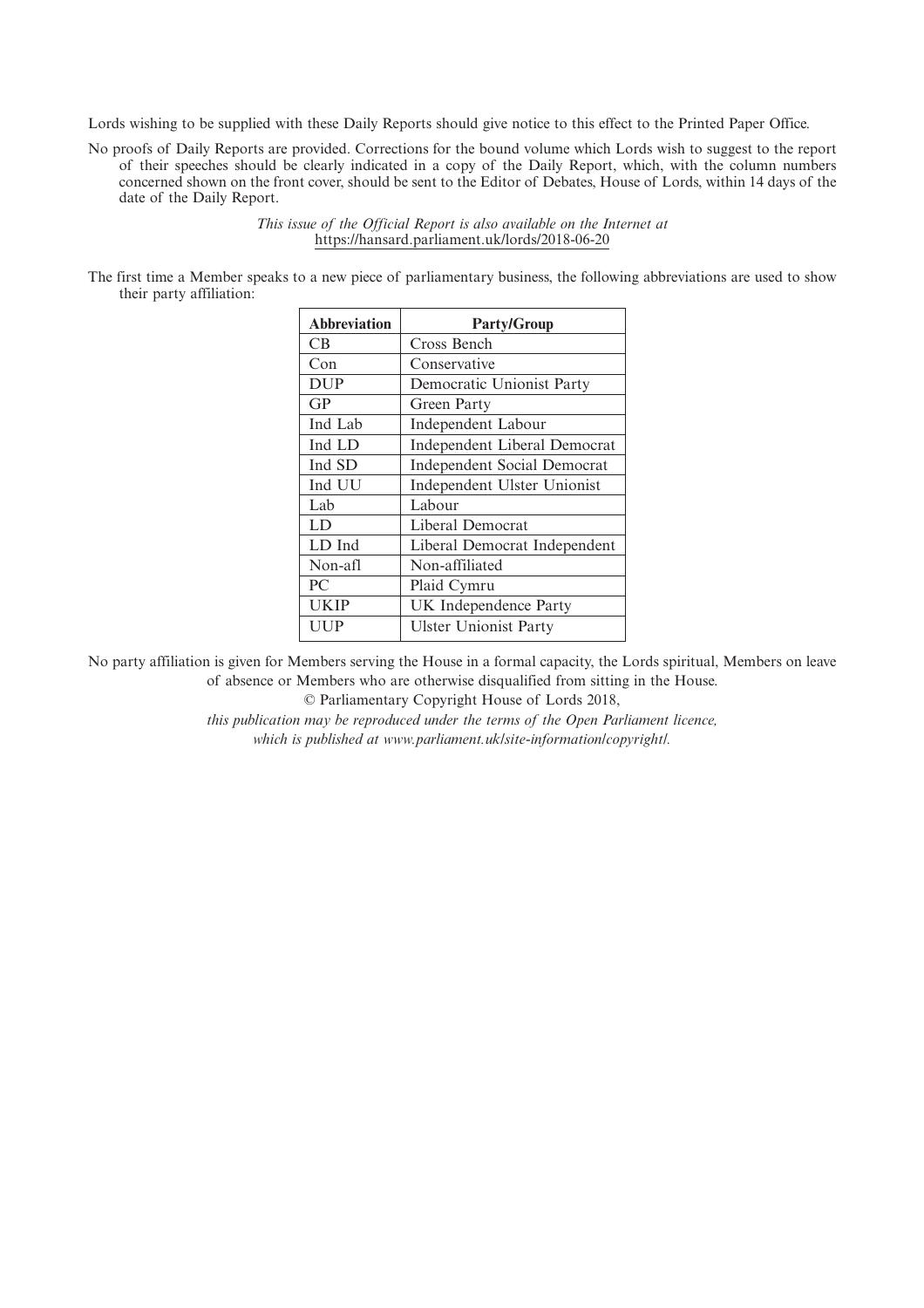Lords wishing to be supplied with these Daily Reports should give notice to this effect to the Printed Paper Office.

No proofs of Daily Reports are provided. Corrections for the bound volume which Lords wish to suggest to the report of their speeches should be clearly indicated in a copy of the Daily Report, which, with the column numbers concerned shown on the front cover, should be sent to the Editor of Debates, House of Lords, within 14 days of the date of the Daily Report.

*This issue of the Official Report is also available on the Internet at*
https://hansard.parliament.uk/lords/2018-06-20

The first time a Member speaks to a new piece of parliamentary business, the following abbreviations are used to show their party affiliation:

| Abbreviation | Party/Group |
|---|---|
| CB | Cross Bench |
| Con | Conservative |
| DUP | Democratic Unionist Party |
| GP | Green Party |
| Ind Lab | Independent Labour |
| Ind LD | Independent Liberal Democrat |
| Ind SD | Independent Social Democrat |
| Ind UU | Independent Ulster Unionist |
| Lab | Labour |
| LD | Liberal Democrat |
| LD Ind | Liberal Democrat Independent |
| Non-afl | Non-affiliated |
| PC | Plaid Cymru |
| UKIP | UK Independence Party |
| UUP | Ulster Unionist Party |

No party affiliation is given for Members serving the House in a formal capacity, the Lords spiritual, Members on leave of absence or Members who are otherwise disqualified from sitting in the House.

© Parliamentary Copyright House of Lords 2018,

*this publication may be reproduced under the terms of the Open Parliament licence, which is published at www.parliament.uk/site-information/copyright/.*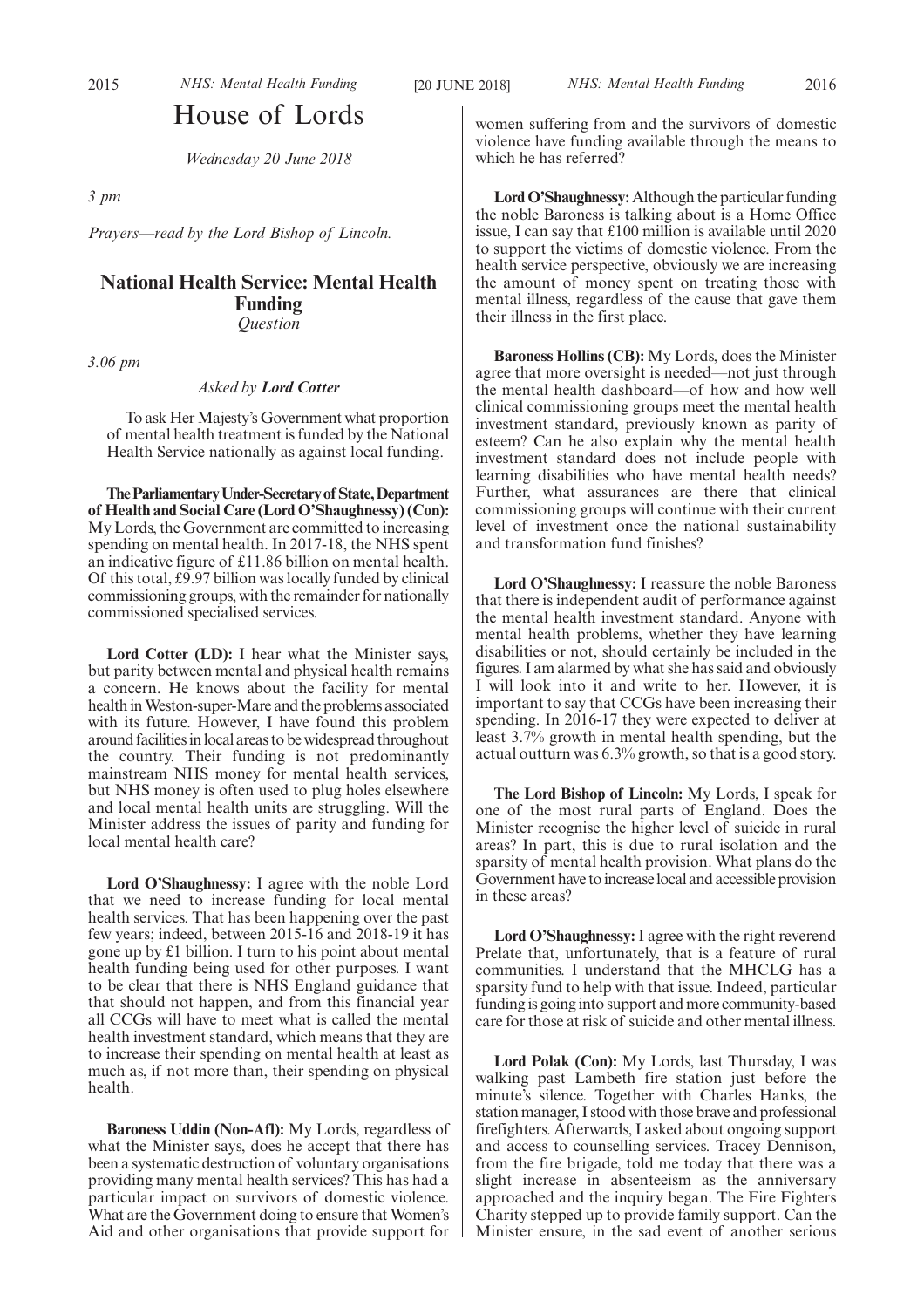# House of Lords

*Wednesday 20 June 2018*

*3 pm*

*Prayers—read by the Lord Bishop of Lincoln.*

## National Health Service: Mental Health Funding

*Question*

*3.06 pm*

*Asked by **Lord Cotter***

To ask Her Majesty's Government what proportion of mental health treatment is funded by the National Health Service nationally as against local funding.

**The Parliamentary Under-Secretary of State, Department of Health and Social Care (Lord O'Shaughnessy) (Con):** My Lords, the Government are committed to increasing spending on mental health. In 2017-18, the NHS spent an indicative figure of £11.86 billion on mental health. Of this total, £9.97 billion was locally funded by clinical commissioning groups, with the remainder for nationally commissioned specialised services.

**Lord Cotter (LD):** I hear what the Minister says, but parity between mental and physical health remains a concern. He knows about the facility for mental health in Weston-super-Mare and the problems associated with its future. However, I have found this problem around facilities in local areas to be widespread throughout the country. Their funding is not predominantly mainstream NHS money for mental health services, but NHS money is often used to plug holes elsewhere and local mental health units are struggling. Will the Minister address the issues of parity and funding for local mental health care?

**Lord O'Shaughnessy:** I agree with the noble Lord that we need to increase funding for local mental health services. That has been happening over the past few years; indeed, between 2015-16 and 2018-19 it has gone up by £1 billion. I turn to his point about mental health funding being used for other purposes. I want to be clear that there is NHS England guidance that that should not happen, and from this financial year all CCGs will have to meet what is called the mental health investment standard, which means that they are to increase their spending on mental health at least as much as, if not more than, their spending on physical health.

**Baroness Uddin (Non-Afl):** My Lords, regardless of what the Minister says, does he accept that there has been a systematic destruction of voluntary organisations providing many mental health services? This has had a particular impact on survivors of domestic violence. What are the Government doing to ensure that Women's Aid and other organisations that provide support for women suffering from and the survivors of domestic violence have funding available through the means to which he has referred?

**Lord O'Shaughnessy:** Although the particular funding the noble Baroness is talking about is a Home Office issue, I can say that £100 million is available until 2020 to support the victims of domestic violence. From the health service perspective, obviously we are increasing the amount of money spent on treating those with mental illness, regardless of the cause that gave them their illness in the first place.

**Baroness Hollins (CB):** My Lords, does the Minister agree that more oversight is needed—not just through the mental health dashboard—of how and how well clinical commissioning groups meet the mental health investment standard, previously known as parity of esteem? Can he also explain why the mental health investment standard does not include people with learning disabilities who have mental health needs? Further, what assurances are there that clinical commissioning groups will continue with their current level of investment once the national sustainability and transformation fund finishes?

**Lord O'Shaughnessy:** I reassure the noble Baroness that there is independent audit of performance against the mental health investment standard. Anyone with mental health problems, whether they have learning disabilities or not, should certainly be included in the figures. I am alarmed by what she has said and obviously I will look into it and write to her. However, it is important to say that CCGs have been increasing their spending. In 2016-17 they were expected to deliver at least 3.7% growth in mental health spending, but the actual outturn was 6.3% growth, so that is a good story.

**The Lord Bishop of Lincoln:** My Lords, I speak for one of the most rural parts of England. Does the Minister recognise the higher level of suicide in rural areas? In part, this is due to rural isolation and the sparsity of mental health provision. What plans do the Government have to increase local and accessible provision in these areas?

**Lord O'Shaughnessy:** I agree with the right reverend Prelate that, unfortunately, that is a feature of rural communities. I understand that the MHCLG has a sparsity fund to help with that issue. Indeed, particular funding is going into support and more community-based care for those at risk of suicide and other mental illness.

**Lord Polak (Con):** My Lords, last Thursday, I was walking past Lambeth fire station just before the minute's silence. Together with Charles Hanks, the station manager, I stood with those brave and professional firefighters. Afterwards, I asked about ongoing support and access to counselling services. Tracey Dennison, from the fire brigade, told me today that there was a slight increase in absenteeism as the anniversary approached and the inquiry began. The Fire Fighters Charity stepped up to provide family support. Can the Minister ensure, in the sad event of another serious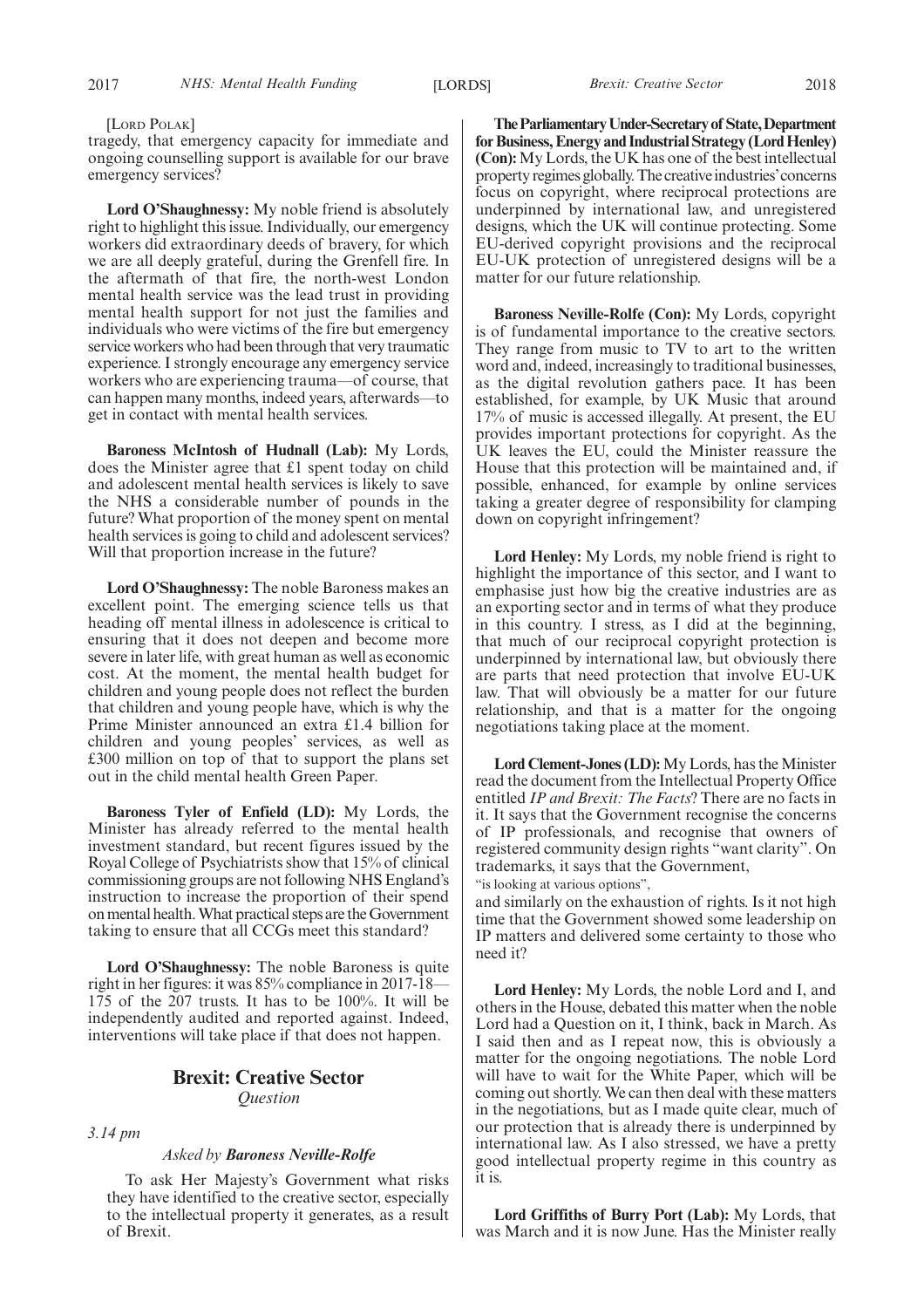[Lord Polak]

tragedy, that emergency capacity for immediate and ongoing counselling support is available for our brave emergency services?

**Lord O'Shaughnessy:** My noble friend is absolutely right to highlight this issue. Individually, our emergency workers did extraordinary deeds of bravery, for which we are all deeply grateful, during the Grenfell fire. In the aftermath of that fire, the north-west London mental health service was the lead trust in providing mental health support for not just the families and individuals who were victims of the fire but emergency service workers who had been through that very traumatic experience. I strongly encourage any emergency service workers who are experiencing trauma—of course, that can happen many months, indeed years, afterwards—to get in contact with mental health services.

**Baroness McIntosh of Hudnall (Lab):** My Lords, does the Minister agree that £1 spent today on child and adolescent mental health services is likely to save the NHS a considerable number of pounds in the future? What proportion of the money spent on mental health services is going to child and adolescent services? Will that proportion increase in the future?

**Lord O'Shaughnessy:** The noble Baroness makes an excellent point. The emerging science tells us that heading off mental illness in adolescence is critical to ensuring that it does not deepen and become more severe in later life, with great human as well as economic cost. At the moment, the mental health budget for children and young people does not reflect the burden that children and young people have, which is why the Prime Minister announced an extra £1.4 billion for children and young peoples' services, as well as £300 million on top of that to support the plans set out in the child mental health Green Paper.

**Baroness Tyler of Enfield (LD):** My Lords, the Minister has already referred to the mental health investment standard, but recent figures issued by the Royal College of Psychiatrists show that 15% of clinical commissioning groups are not following NHS England's instruction to increase the proportion of their spend on mental health. What practical steps are the Government taking to ensure that all CCGs meet this standard?

**Lord O'Shaughnessy:** The noble Baroness is quite right in her figures: it was 85% compliance in 2017-18—175 of the 207 trusts. It has to be 100%. It will be independently audited and reported against. Indeed, interventions will take place if that does not happen.

## Brexit: Creative Sector

*Question*

*3.14 pm*

*Asked by* ***Baroness Neville-Rolfe***

To ask Her Majesty's Government what risks they have identified to the creative sector, especially to the intellectual property it generates, as a result of Brexit.

**The Parliamentary Under-Secretary of State, Department for Business, Energy and Industrial Strategy (Lord Henley) (Con):** My Lords, the UK has one of the best intellectual property regimes globally. The creative industries' concerns focus on copyright, where reciprocal protections are underpinned by international law, and unregistered designs, which the UK will continue protecting. Some EU-derived copyright provisions and the reciprocal EU-UK protection of unregistered designs will be a matter for our future relationship.

**Baroness Neville-Rolfe (Con):** My Lords, copyright is of fundamental importance to the creative sectors. They range from music to TV to art to the written word and, indeed, increasingly to traditional businesses, as the digital revolution gathers pace. It has been established, for example, by UK Music that around 17% of music is accessed illegally. At present, the EU provides important protections for copyright. As the UK leaves the EU, could the Minister reassure the House that this protection will be maintained and, if possible, enhanced, for example by online services taking a greater degree of responsibility for clamping down on copyright infringement?

**Lord Henley:** My Lords, my noble friend is right to highlight the importance of this sector, and I want to emphasise just how big the creative industries are as an exporting sector and in terms of what they produce in this country. I stress, as I did at the beginning, that much of our reciprocal copyright protection is underpinned by international law, but obviously there are parts that need protection that involve EU-UK law. That will obviously be a matter for our future relationship, and that is a matter for the ongoing negotiations taking place at the moment.

**Lord Clement-Jones (LD):** My Lords, has the Minister read the document from the Intellectual Property Office entitled *IP and Brexit: The Facts*? There are no facts in it. It says that the Government recognise the concerns of IP professionals, and recognise that owners of registered community design rights "want clarity". On trademarks, it says that the Government,

"is looking at various options",

and similarly on the exhaustion of rights. Is it not high time that the Government showed some leadership on IP matters and delivered some certainty to those who need it?

**Lord Henley:** My Lords, the noble Lord and I, and others in the House, debated this matter when the noble Lord had a Question on it, I think, back in March. As I said then and as I repeat now, this is obviously a matter for the ongoing negotiations. The noble Lord will have to wait for the White Paper, which will be coming out shortly. We can then deal with these matters in the negotiations, but as I made quite clear, much of our protection that is already there is underpinned by international law. As I also stressed, we have a pretty good intellectual property regime in this country as it is.

**Lord Griffiths of Burry Port (Lab):** My Lords, that was March and it is now June. Has the Minister really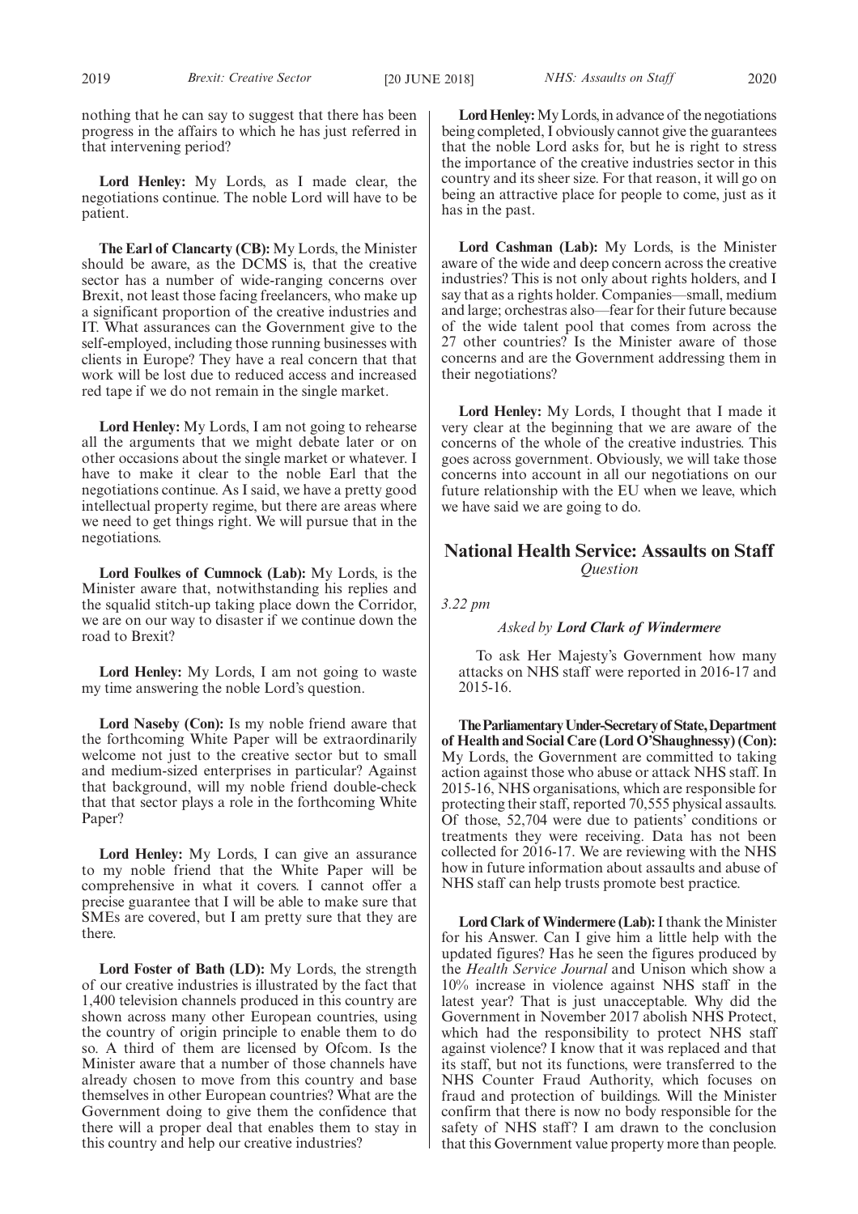nothing that he can say to suggest that there has been progress in the affairs to which he has just referred in that intervening period?

**Lord Henley:** My Lords, as I made clear, the negotiations continue. The noble Lord will have to be patient.

**The Earl of Clancarty (CB):** My Lords, the Minister should be aware, as the DCMS is, that the creative sector has a number of wide-ranging concerns over Brexit, not least those facing freelancers, who make up a significant proportion of the creative industries and IT. What assurances can the Government give to the self-employed, including those running businesses with clients in Europe? They have a real concern that that work will be lost due to reduced access and increased red tape if we do not remain in the single market.

**Lord Henley:** My Lords, I am not going to rehearse all the arguments that we might debate later or on other occasions about the single market or whatever. I have to make it clear to the noble Earl that the negotiations continue. As I said, we have a pretty good intellectual property regime, but there are areas where we need to get things right. We will pursue that in the negotiations.

**Lord Foulkes of Cumnock (Lab):** My Lords, is the Minister aware that, notwithstanding his replies and the squalid stitch-up taking place down the Corridor, we are on our way to disaster if we continue down the road to Brexit?

**Lord Henley:** My Lords, I am not going to waste my time answering the noble Lord's question.

**Lord Naseby (Con):** Is my noble friend aware that the forthcoming White Paper will be extraordinarily welcome not just to the creative sector but to small and medium-sized enterprises in particular? Against that background, will my noble friend double-check that that sector plays a role in the forthcoming White Paper?

**Lord Henley:** My Lords, I can give an assurance to my noble friend that the White Paper will be comprehensive in what it covers. I cannot offer a precise guarantee that I will be able to make sure that SMEs are covered, but I am pretty sure that they are there.

**Lord Foster of Bath (LD):** My Lords, the strength of our creative industries is illustrated by the fact that 1,400 television channels produced in this country are shown across many other European countries, using the country of origin principle to enable them to do so. A third of them are licensed by Ofcom. Is the Minister aware that a number of those channels have already chosen to move from this country and base themselves in other European countries? What are the Government doing to give them the confidence that there will a proper deal that enables them to stay in this country and help our creative industries?

**Lord Henley:** My Lords, in advance of the negotiations being completed, I obviously cannot give the guarantees that the noble Lord asks for, but he is right to stress the importance of the creative industries sector in this country and its sheer size. For that reason, it will go on being an attractive place for people to come, just as it has in the past.

**Lord Cashman (Lab):** My Lords, is the Minister aware of the wide and deep concern across the creative industries? This is not only about rights holders, and I say that as a rights holder. Companies—small, medium and large; orchestras also—fear for their future because of the wide talent pool that comes from across the 27 other countries? Is the Minister aware of those concerns and are the Government addressing them in their negotiations?

**Lord Henley:** My Lords, I thought that I made it very clear at the beginning that we are aware of the concerns of the whole of the creative industries. This goes across government. Obviously, we will take those concerns into account in all our negotiations on our future relationship with the EU when we leave, which we have said we are going to do.

## National Health Service: Assaults on Staff

*Question*

*3.22 pm*

*Asked by* ***Lord Clark of Windermere***

To ask Her Majesty's Government how many attacks on NHS staff were reported in 2016-17 and 2015-16.

**The Parliamentary Under-Secretary of State, Department of Health and Social Care (Lord O'Shaughnessy) (Con):** My Lords, the Government are committed to taking action against those who abuse or attack NHS staff. In 2015-16, NHS organisations, which are responsible for protecting their staff, reported 70,555 physical assaults. Of those, 52,704 were due to patients' conditions or treatments they were receiving. Data has not been collected for 2016-17. We are reviewing with the NHS how in future information about assaults and abuse of NHS staff can help trusts promote best practice.

**Lord Clark of Windermere (Lab):** I thank the Minister for his Answer. Can I give him a little help with the updated figures? Has he seen the figures produced by the *Health Service Journal* and Unison which show a 10% increase in violence against NHS staff in the latest year? That is just unacceptable. Why did the Government in November 2017 abolish NHS Protect, which had the responsibility to protect NHS staff against violence? I know that it was replaced and that its staff, but not its functions, were transferred to the NHS Counter Fraud Authority, which focuses on fraud and protection of buildings. Will the Minister confirm that there is now no body responsible for the safety of NHS staff? I am drawn to the conclusion that this Government value property more than people.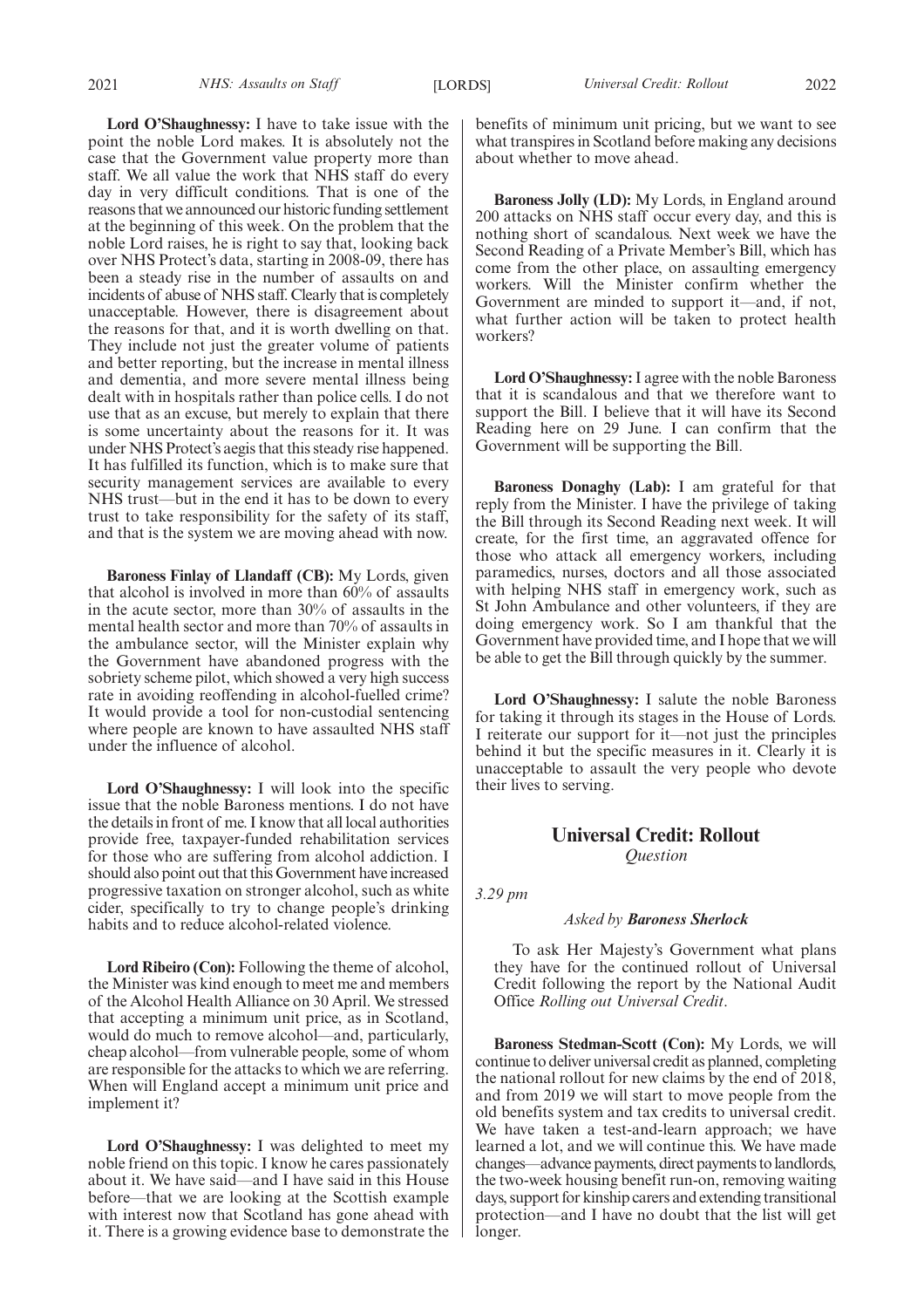**Lord O'Shaughnessy:** I have to take issue with the point the noble Lord makes. It is absolutely not the case that the Government value property more than staff. We all value the work that NHS staff do every day in very difficult conditions. That is one of the reasons that we announced our historic funding settlement at the beginning of this week. On the problem that the noble Lord raises, he is right to say that, looking back over NHS Protect's data, starting in 2008-09, there has been a steady rise in the number of assaults on and incidents of abuse of NHS staff. Clearly that is completely unacceptable. However, there is disagreement about the reasons for that, and it is worth dwelling on that. They include not just the greater volume of patients and better reporting, but the increase in mental illness and dementia, and more severe mental illness being dealt with in hospitals rather than police cells. I do not use that as an excuse, but merely to explain that there is some uncertainty about the reasons for it. It was under NHS Protect's aegis that this steady rise happened. It has fulfilled its function, which is to make sure that security management services are available to every NHS trust—but in the end it has to be down to every trust to take responsibility for the safety of its staff, and that is the system we are moving ahead with now.

**Baroness Finlay of Llandaff (CB):** My Lords, given that alcohol is involved in more than 60% of assaults in the acute sector, more than 30% of assaults in the mental health sector and more than 70% of assaults in the ambulance sector, will the Minister explain why the Government have abandoned progress with the sobriety scheme pilot, which showed a very high success rate in avoiding reoffending in alcohol-fuelled crime? It would provide a tool for non-custodial sentencing where people are known to have assaulted NHS staff under the influence of alcohol.

**Lord O'Shaughnessy:** I will look into the specific issue that the noble Baroness mentions. I do not have the details in front of me. I know that all local authorities provide free, taxpayer-funded rehabilitation services for those who are suffering from alcohol addiction. I should also point out that this Government have increased progressive taxation on stronger alcohol, such as white cider, specifically to try to change people's drinking habits and to reduce alcohol-related violence.

**Lord Ribeiro (Con):** Following the theme of alcohol, the Minister was kind enough to meet me and members of the Alcohol Health Alliance on 30 April. We stressed that accepting a minimum unit price, as in Scotland, would do much to remove alcohol—and, particularly, cheap alcohol—from vulnerable people, some of whom are responsible for the attacks to which we are referring. When will England accept a minimum unit price and implement it?

**Lord O'Shaughnessy:** I was delighted to meet my noble friend on this topic. I know he cares passionately about it. We have said—and I have said in this House before—that we are looking at the Scottish example with interest now that Scotland has gone ahead with it. There is a growing evidence base to demonstrate the benefits of minimum unit pricing, but we want to see what transpires in Scotland before making any decisions about whether to move ahead.

**Baroness Jolly (LD):** My Lords, in England around 200 attacks on NHS staff occur every day, and this is nothing short of scandalous. Next week we have the Second Reading of a Private Member's Bill, which has come from the other place, on assaulting emergency workers. Will the Minister confirm whether the Government are minded to support it—and, if not, what further action will be taken to protect health workers?

**Lord O'Shaughnessy:** I agree with the noble Baroness that it is scandalous and that we therefore want to support the Bill. I believe that it will have its Second Reading here on 29 June. I can confirm that the Government will be supporting the Bill.

**Baroness Donaghy (Lab):** I am grateful for that reply from the Minister. I have the privilege of taking the Bill through its Second Reading next week. It will create, for the first time, an aggravated offence for those who attack all emergency workers, including paramedics, nurses, doctors and all those associated with helping NHS staff in emergency work, such as St John Ambulance and other volunteers, if they are doing emergency work. So I am thankful that the Government have provided time, and I hope that we will be able to get the Bill through quickly by the summer.

**Lord O'Shaughnessy:** I salute the noble Baroness for taking it through its stages in the House of Lords. I reiterate our support for it—not just the principles behind it but the specific measures in it. Clearly it is unacceptable to assault the very people who devote their lives to serving.

## Universal Credit: Rollout

*Question*

*3.29 pm*

*Asked by* ***Baroness Sherlock***

To ask Her Majesty's Government what plans they have for the continued rollout of Universal Credit following the report by the National Audit Office *Rolling out Universal Credit*.

**Baroness Stedman-Scott (Con):** My Lords, we will continue to deliver universal credit as planned, completing the national rollout for new claims by the end of 2018, and from 2019 we will start to move people from the old benefits system and tax credits to universal credit. We have taken a test-and-learn approach; we have learned a lot, and we will continue this. We have made changes—advance payments, direct payments to landlords, the two-week housing benefit run-on, removing waiting days, support for kinship carers and extending transitional protection—and I have no doubt that the list will get longer.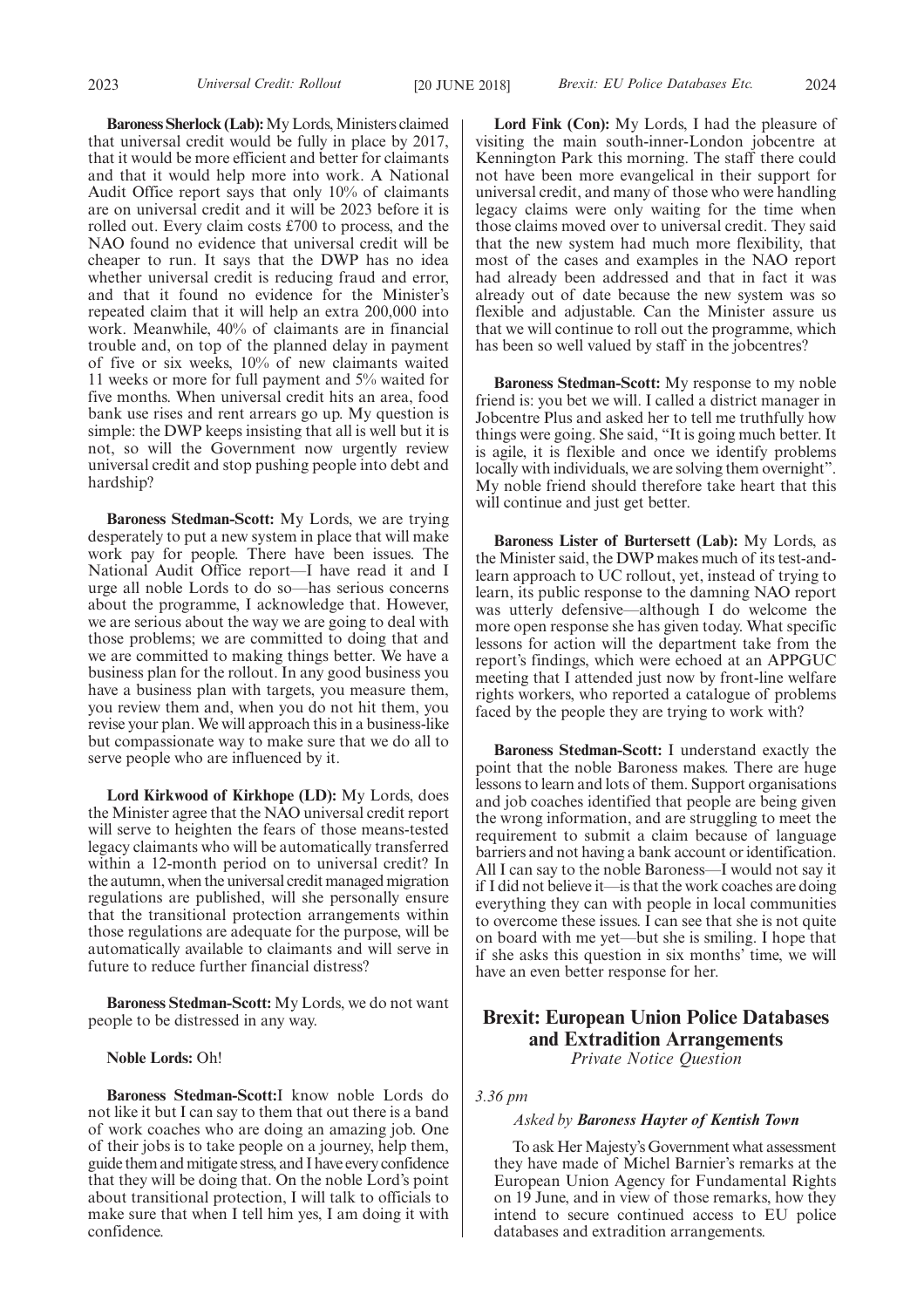**Baroness Sherlock (Lab):** My Lords, Ministers claimed that universal credit would be fully in place by 2017, that it would be more efficient and better for claimants and that it would help more into work. A National Audit Office report says that only 10% of claimants are on universal credit and it will be 2023 before it is rolled out. Every claim costs £700 to process, and the NAO found no evidence that universal credit will be cheaper to run. It says that the DWP has no idea whether universal credit is reducing fraud and error, and that it found no evidence for the Minister's repeated claim that it will help an extra 200,000 into work. Meanwhile, 40% of claimants are in financial trouble and, on top of the planned delay in payment of five or six weeks, 10% of new claimants waited 11 weeks or more for full payment and 5% waited for five months. When universal credit hits an area, food bank use rises and rent arrears go up. My question is simple: the DWP keeps insisting that all is well but it is not, so will the Government now urgently review universal credit and stop pushing people into debt and hardship?

**Baroness Stedman-Scott:** My Lords, we are trying desperately to put a new system in place that will make work pay for people. There have been issues. The National Audit Office report—I have read it and I urge all noble Lords to do so—has serious concerns about the programme, I acknowledge that. However, we are serious about the way we are going to deal with those problems; we are committed to doing that and we are committed to making things better. We have a business plan for the rollout. In any good business you have a business plan with targets, you measure them, you review them and, when you do not hit them, you revise your plan. We will approach this in a business-like but compassionate way to make sure that we do all to serve people who are influenced by it.

**Lord Kirkwood of Kirkhope (LD):** My Lords, does the Minister agree that the NAO universal credit report will serve to heighten the fears of those means-tested legacy claimants who will be automatically transferred within a 12-month period on to universal credit? In the autumn, when the universal credit managed migration regulations are published, will she personally ensure that the transitional protection arrangements within those regulations are adequate for the purpose, will be automatically available to claimants and will serve in future to reduce further financial distress?

**Baroness Stedman-Scott:** My Lords, we do not want people to be distressed in any way.

**Noble Lords:** Oh!

**Baroness Stedman-Scott:** I know noble Lords do not like it but I can say to them that out there is a band of work coaches who are doing an amazing job. One of their jobs is to take people on a journey, help them, guide them and mitigate stress, and I have every confidence that they will be doing that. On the noble Lord's point about transitional protection, I will talk to officials to make sure that when I tell him yes, I am doing it with confidence.

**Lord Fink (Con):** My Lords, I had the pleasure of visiting the main south-inner-London jobcentre at Kennington Park this morning. The staff there could not have been more evangelical in their support for universal credit, and many of those who were handling legacy claims were only waiting for the time when those claims moved over to universal credit. They said that the new system had much more flexibility, that most of the cases and examples in the NAO report had already been addressed and that in fact it was already out of date because the new system was so flexible and adjustable. Can the Minister assure us that we will continue to roll out the programme, which has been so well valued by staff in the jobcentres?

**Baroness Stedman-Scott:** My response to my noble friend is: you bet we will. I called a district manager in Jobcentre Plus and asked her to tell me truthfully how things were going. She said, "It is going much better. It is agile, it is flexible and once we identify problems locally with individuals, we are solving them overnight". My noble friend should therefore take heart that this will continue and just get better.

**Baroness Lister of Burtersett (Lab):** My Lords, as the Minister said, the DWP makes much of its test-and-learn approach to UC rollout, yet, instead of trying to learn, its public response to the damning NAO report was utterly defensive—although I do welcome the more open response she has given today. What specific lessons for action will the department take from the report's findings, which were echoed at an APPGUC meeting that I attended just now by front-line welfare rights workers, who reported a catalogue of problems faced by the people they are trying to work with?

**Baroness Stedman-Scott:** I understand exactly the point that the noble Baroness makes. There are huge lessons to learn and lots of them. Support organisations and job coaches identified that people are being given the wrong information, and are struggling to meet the requirement to submit a claim because of language barriers and not having a bank account or identification. All I can say to the noble Baroness—I would not say it if I did not believe it—is that the work coaches are doing everything they can with people in local communities to overcome these issues. I can see that she is not quite on board with me yet—but she is smiling. I hope that if she asks this question in six months' time, we will have an even better response for her.

## Brexit: European Union Police Databases and Extradition Arrangements

*Private Notice Question*

*3.36 pm*

*Asked by* ***Baroness Hayter of Kentish Town***

To ask Her Majesty's Government what assessment they have made of Michel Barnier's remarks at the European Union Agency for Fundamental Rights on 19 June, and in view of those remarks, how they intend to secure continued access to EU police databases and extradition arrangements.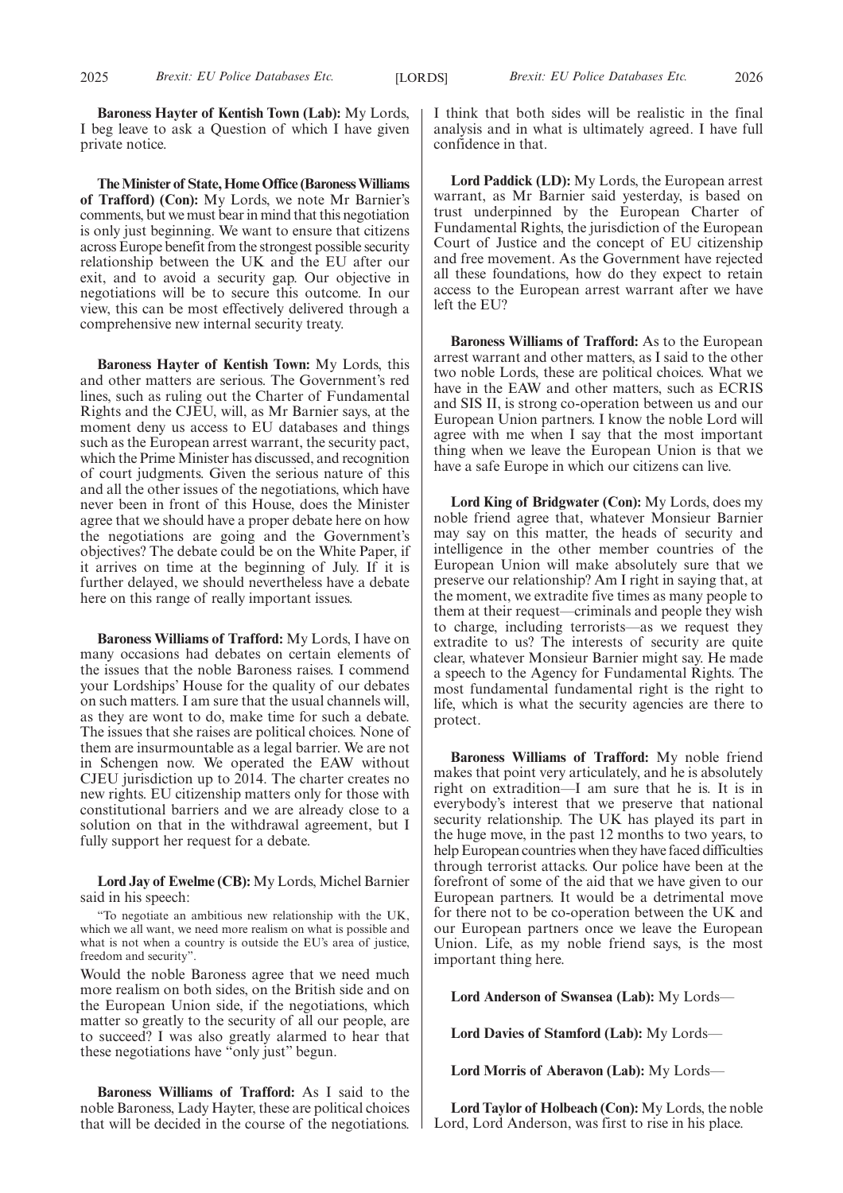**Baroness Hayter of Kentish Town (Lab):** My Lords, I beg leave to ask a Question of which I have given private notice.

**The Minister of State, Home Office (Baroness Williams of Trafford) (Con):** My Lords, we note Mr Barnier's comments, but we must bear in mind that this negotiation is only just beginning. We want to ensure that citizens across Europe benefit from the strongest possible security relationship between the UK and the EU after our exit, and to avoid a security gap. Our objective in negotiations will be to secure this outcome. In our view, this can be most effectively delivered through a comprehensive new internal security treaty.

**Baroness Hayter of Kentish Town:** My Lords, this and other matters are serious. The Government's red lines, such as ruling out the Charter of Fundamental Rights and the CJEU, will, as Mr Barnier says, at the moment deny us access to EU databases and things such as the European arrest warrant, the security pact, which the Prime Minister has discussed, and recognition of court judgments. Given the serious nature of this and all the other issues of the negotiations, which have never been in front of this House, does the Minister agree that we should have a proper debate here on how the negotiations are going and the Government's objectives? The debate could be on the White Paper, if it arrives on time at the beginning of July. If it is further delayed, we should nevertheless have a debate here on this range of really important issues.

**Baroness Williams of Trafford:** My Lords, I have on many occasions had debates on certain elements of the issues that the noble Baroness raises. I commend your Lordships' House for the quality of our debates on such matters. I am sure that the usual channels will, as they are wont to do, make time for such a debate. The issues that she raises are political choices. None of them are insurmountable as a legal barrier. We are not in Schengen now. We operated the EAW without CJEU jurisdiction up to 2014. The charter creates no new rights. EU citizenship matters only for those with constitutional barriers and we are already close to a solution on that in the withdrawal agreement, but I fully support her request for a debate.

**Lord Jay of Ewelme (CB):** My Lords, Michel Barnier said in his speech:

"To negotiate an ambitious new relationship with the UK, which we all want, we need more realism on what is possible and what is not when a country is outside the EU's area of justice, freedom and security".

Would the noble Baroness agree that we need much more realism on both sides, on the British side and on the European Union side, if the negotiations, which matter so greatly to the security of all our people, are to succeed? I was also greatly alarmed to hear that these negotiations have "only just" begun.

**Baroness Williams of Trafford:** As I said to the noble Baroness, Lady Hayter, these are political choices that will be decided in the course of the negotiations. I think that both sides will be realistic in the final analysis and in what is ultimately agreed. I have full confidence in that.

**Lord Paddick (LD):** My Lords, the European arrest warrant, as Mr Barnier said yesterday, is based on trust underpinned by the European Charter of Fundamental Rights, the jurisdiction of the European Court of Justice and the concept of EU citizenship and free movement. As the Government have rejected all these foundations, how do they expect to retain access to the European arrest warrant after we have left the EU?

**Baroness Williams of Trafford:** As to the European arrest warrant and other matters, as I said to the other two noble Lords, these are political choices. What we have in the EAW and other matters, such as ECRIS and SIS II, is strong co-operation between us and our European Union partners. I know the noble Lord will agree with me when I say that the most important thing when we leave the European Union is that we have a safe Europe in which our citizens can live.

**Lord King of Bridgwater (Con):** My Lords, does my noble friend agree that, whatever Monsieur Barnier may say on this matter, the heads of security and intelligence in the other member countries of the European Union will make absolutely sure that we preserve our relationship? Am I right in saying that, at the moment, we extradite five times as many people to them at their request—criminals and people they wish to charge, including terrorists—as we request they extradite to us? The interests of security are quite clear, whatever Monsieur Barnier might say. He made a speech to the Agency for Fundamental Rights. The most fundamental fundamental right is the right to life, which is what the security agencies are there to protect.

**Baroness Williams of Trafford:** My noble friend makes that point very articulately, and he is absolutely right on extradition—I am sure that he is. It is in everybody's interest that we preserve that national security relationship. The UK has played its part in the huge move, in the past 12 months to two years, to help European countries when they have faced difficulties through terrorist attacks. Our police have been at the forefront of some of the aid that we have given to our European partners. It would be a detrimental move for there not to be co-operation between the UK and our European partners once we leave the European Union. Life, as my noble friend says, is the most important thing here.

**Lord Anderson of Swansea (Lab):** My Lords—

**Lord Davies of Stamford (Lab):** My Lords—

**Lord Morris of Aberavon (Lab):** My Lords—

**Lord Taylor of Holbeach (Con):** My Lords, the noble Lord, Lord Anderson, was first to rise in his place.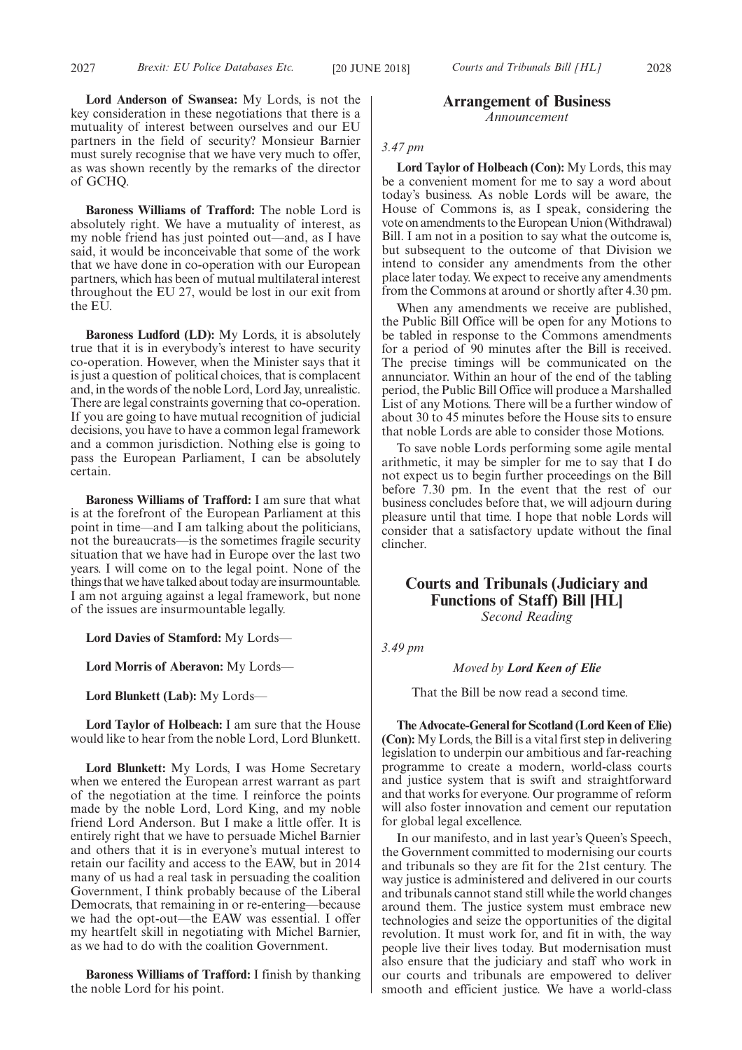**Lord Anderson of Swansea:** My Lords, is not the key consideration in these negotiations that there is a mutuality of interest between ourselves and our EU partners in the field of security? Monsieur Barnier must surely recognise that we have very much to offer, as was shown recently by the remarks of the director of GCHQ.

**Baroness Williams of Trafford:** The noble Lord is absolutely right. We have a mutuality of interest, as my noble friend has just pointed out—and, as I have said, it would be inconceivable that some of the work that we have done in co-operation with our European partners, which has been of mutual multilateral interest throughout the EU 27, would be lost in our exit from the EU.

**Baroness Ludford (LD):** My Lords, it is absolutely true that it is in everybody's interest to have security co-operation. However, when the Minister says that it is just a question of political choices, that is complacent and, in the words of the noble Lord, Lord Jay, unrealistic. There are legal constraints governing that co-operation. If you are going to have mutual recognition of judicial decisions, you have to have a common legal framework and a common jurisdiction. Nothing else is going to pass the European Parliament, I can be absolutely certain.

**Baroness Williams of Trafford:** I am sure that what is at the forefront of the European Parliament at this point in time—and I am talking about the politicians, not the bureaucrats—is the sometimes fragile security situation that we have had in Europe over the last two years. I will come on to the legal point. None of the things that we have talked about today are insurmountable. I am not arguing against a legal framework, but none of the issues are insurmountable legally.

**Lord Davies of Stamford:** My Lords—

**Lord Morris of Aberavon:** My Lords—

**Lord Blunkett (Lab):** My Lords—

**Lord Taylor of Holbeach:** I am sure that the House would like to hear from the noble Lord, Lord Blunkett.

**Lord Blunkett:** My Lords, I was Home Secretary when we entered the European arrest warrant as part of the negotiation at the time. I reinforce the points made by the noble Lord, Lord King, and my noble friend Lord Anderson. But I make a little offer. It is entirely right that we have to persuade Michel Barnier and others that it is in everyone's mutual interest to retain our facility and access to the EAW, but in 2014 many of us had a real task in persuading the coalition Government, I think probably because of the Liberal Democrats, that remaining in or re-entering—because we had the opt-out—the EAW was essential. I offer my heartfelt skill in negotiating with Michel Barnier, as we had to do with the coalition Government.

**Baroness Williams of Trafford:** I finish by thanking the noble Lord for his point.

## Arrangement of Business

*Announcement*

*3.47 pm*

**Lord Taylor of Holbeach (Con):** My Lords, this may be a convenient moment for me to say a word about today's business. As noble Lords will be aware, the House of Commons is, as I speak, considering the vote on amendments to the European Union (Withdrawal) Bill. I am not in a position to say what the outcome is, but subsequent to the outcome of that Division we intend to consider any amendments from the other place later today. We expect to receive any amendments from the Commons at around or shortly after 4.30 pm.

When any amendments we receive are published, the Public Bill Office will be open for any Motions to be tabled in response to the Commons amendments for a period of 90 minutes after the Bill is received. The precise timings will be communicated on the annunciator. Within an hour of the end of the tabling period, the Public Bill Office will produce a Marshalled List of any Motions. There will be a further window of about 30 to 45 minutes before the House sits to ensure that noble Lords are able to consider those Motions.

To save noble Lords performing some agile mental arithmetic, it may be simpler for me to say that I do not expect us to begin further proceedings on the Bill before 7.30 pm. In the event that the rest of our business concludes before that, we will adjourn during pleasure until that time. I hope that noble Lords will consider that a satisfactory update without the final clincher.

## Courts and Tribunals (Judiciary and Functions of Staff) Bill [HL]

*Second Reading*

*3.49 pm*

*Moved by **Lord Keen of Elie***

That the Bill be now read a second time.

**The Advocate-General for Scotland (Lord Keen of Elie) (Con):** My Lords, the Bill is a vital first step in delivering legislation to underpin our ambitious and far-reaching programme to create a modern, world-class courts and justice system that is swift and straightforward and that works for everyone. Our programme of reform will also foster innovation and cement our reputation for global legal excellence.

In our manifesto, and in last year's Queen's Speech, the Government committed to modernising our courts and tribunals so they are fit for the 21st century. The way justice is administered and delivered in our courts and tribunals cannot stand still while the world changes around them. The justice system must embrace new technologies and seize the opportunities of the digital revolution. It must work for, and fit in with, the way people live their lives today. But modernisation must also ensure that the judiciary and staff who work in our courts and tribunals are empowered to deliver smooth and efficient justice. We have a world-class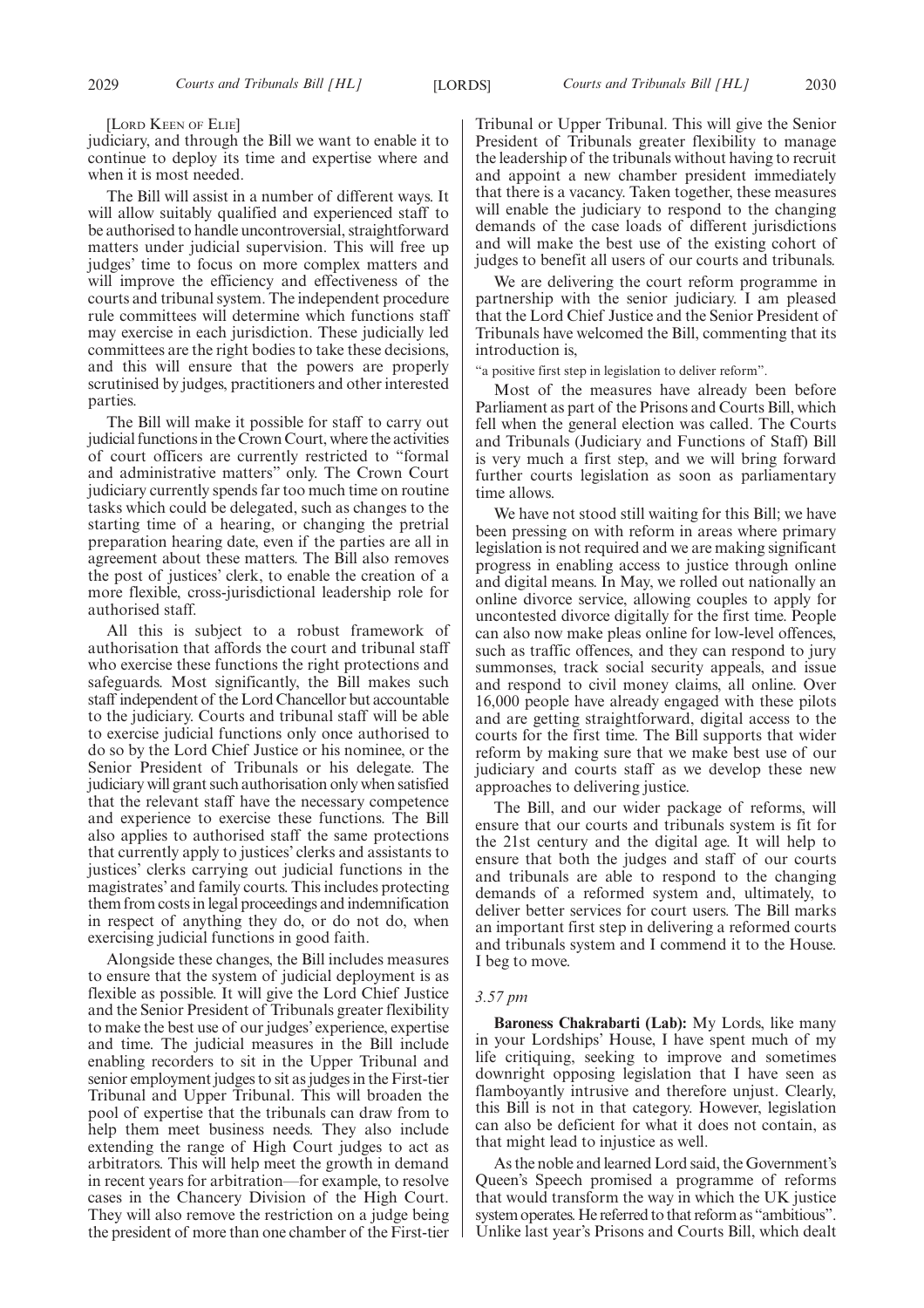[LORD KEEN OF ELIE]

judiciary, and through the Bill we want to enable it to continue to deploy its time and expertise where and when it is most needed.

The Bill will assist in a number of different ways. It will allow suitably qualified and experienced staff to be authorised to handle uncontroversial, straightforward matters under judicial supervision. This will free up judges' time to focus on more complex matters and will improve the efficiency and effectiveness of the courts and tribunal system. The independent procedure rule committees will determine which functions staff may exercise in each jurisdiction. These judicially led committees are the right bodies to take these decisions, and this will ensure that the powers are properly scrutinised by judges, practitioners and other interested parties.

The Bill will make it possible for staff to carry out judicial functions in the Crown Court, where the activities of court officers are currently restricted to "formal and administrative matters" only. The Crown Court judiciary currently spends far too much time on routine tasks which could be delegated, such as changes to the starting time of a hearing, or changing the pretrial preparation hearing date, even if the parties are all in agreement about these matters. The Bill also removes the post of justices' clerk, to enable the creation of a more flexible, cross-jurisdictional leadership role for authorised staff.

All this is subject to a robust framework of authorisation that affords the court and tribunal staff who exercise these functions the right protections and safeguards. Most significantly, the Bill makes such staff independent of the Lord Chancellor but accountable to the judiciary. Courts and tribunal staff will be able to exercise judicial functions only once authorised to do so by the Lord Chief Justice or his nominee, or the Senior President of Tribunals or his delegate. The judiciary will grant such authorisation only when satisfied that the relevant staff have the necessary competence and experience to exercise these functions. The Bill also applies to authorised staff the same protections that currently apply to justices' clerks and assistants to justices' clerks carrying out judicial functions in the magistrates' and family courts. This includes protecting them from costs in legal proceedings and indemnification in respect of anything they do, or do not do, when exercising judicial functions in good faith.

Alongside these changes, the Bill includes measures to ensure that the system of judicial deployment is as flexible as possible. It will give the Lord Chief Justice and the Senior President of Tribunals greater flexibility to make the best use of our judges' experience, expertise and time. The judicial measures in the Bill include enabling recorders to sit in the Upper Tribunal and senior employment judges to sit as judges in the First-tier Tribunal and Upper Tribunal. This will broaden the pool of expertise that the tribunals can draw from to help them meet business needs. They also include extending the range of High Court judges to act as arbitrators. This will help meet the growth in demand in recent years for arbitration—for example, to resolve cases in the Chancery Division of the High Court. They will also remove the restriction on a judge being the president of more than one chamber of the First-tier Tribunal or Upper Tribunal. This will give the Senior President of Tribunals greater flexibility to manage the leadership of the tribunals without having to recruit and appoint a new chamber president immediately that there is a vacancy. Taken together, these measures will enable the judiciary to respond to the changing demands of the case loads of different jurisdictions and will make the best use of the existing cohort of judges to benefit all users of our courts and tribunals.

We are delivering the court reform programme in partnership with the senior judiciary. I am pleased that the Lord Chief Justice and the Senior President of Tribunals have welcomed the Bill, commenting that its introduction is,

"a positive first step in legislation to deliver reform".

Most of the measures have already been before Parliament as part of the Prisons and Courts Bill, which fell when the general election was called. The Courts and Tribunals (Judiciary and Functions of Staff) Bill is very much a first step, and we will bring forward further courts legislation as soon as parliamentary time allows.

We have not stood still waiting for this Bill; we have been pressing on with reform in areas where primary legislation is not required and we are making significant progress in enabling access to justice through online and digital means. In May, we rolled out nationally an online divorce service, allowing couples to apply for uncontested divorce digitally for the first time. People can also now make pleas online for low-level offences, such as traffic offences, and they can respond to jury summonses, track social security appeals, and issue and respond to civil money claims, all online. Over 16,000 people have already engaged with these pilots and are getting straightforward, digital access to the courts for the first time. The Bill supports that wider reform by making sure that we make best use of our judiciary and courts staff as we develop these new approaches to delivering justice.

The Bill, and our wider package of reforms, will ensure that our courts and tribunals system is fit for the 21st century and the digital age. It will help to ensure that both the judges and staff of our courts and tribunals are able to respond to the changing demands of a reformed system and, ultimately, to deliver better services for court users. The Bill marks an important first step in delivering a reformed courts and tribunals system and I commend it to the House. I beg to move.

*3.57 pm*

**Baroness Chakrabarti (Lab):** My Lords, like many in your Lordships' House, I have spent much of my life critiquing, seeking to improve and sometimes downright opposing legislation that I have seen as flamboyantly intrusive and therefore unjust. Clearly, this Bill is not in that category. However, legislation can also be deficient for what it does not contain, as that might lead to injustice as well.

As the noble and learned Lord said, the Government's Queen's Speech promised a programme of reforms that would transform the way in which the UK justice system operates. He referred to that reform as "ambitious". Unlike last year's Prisons and Courts Bill, which dealt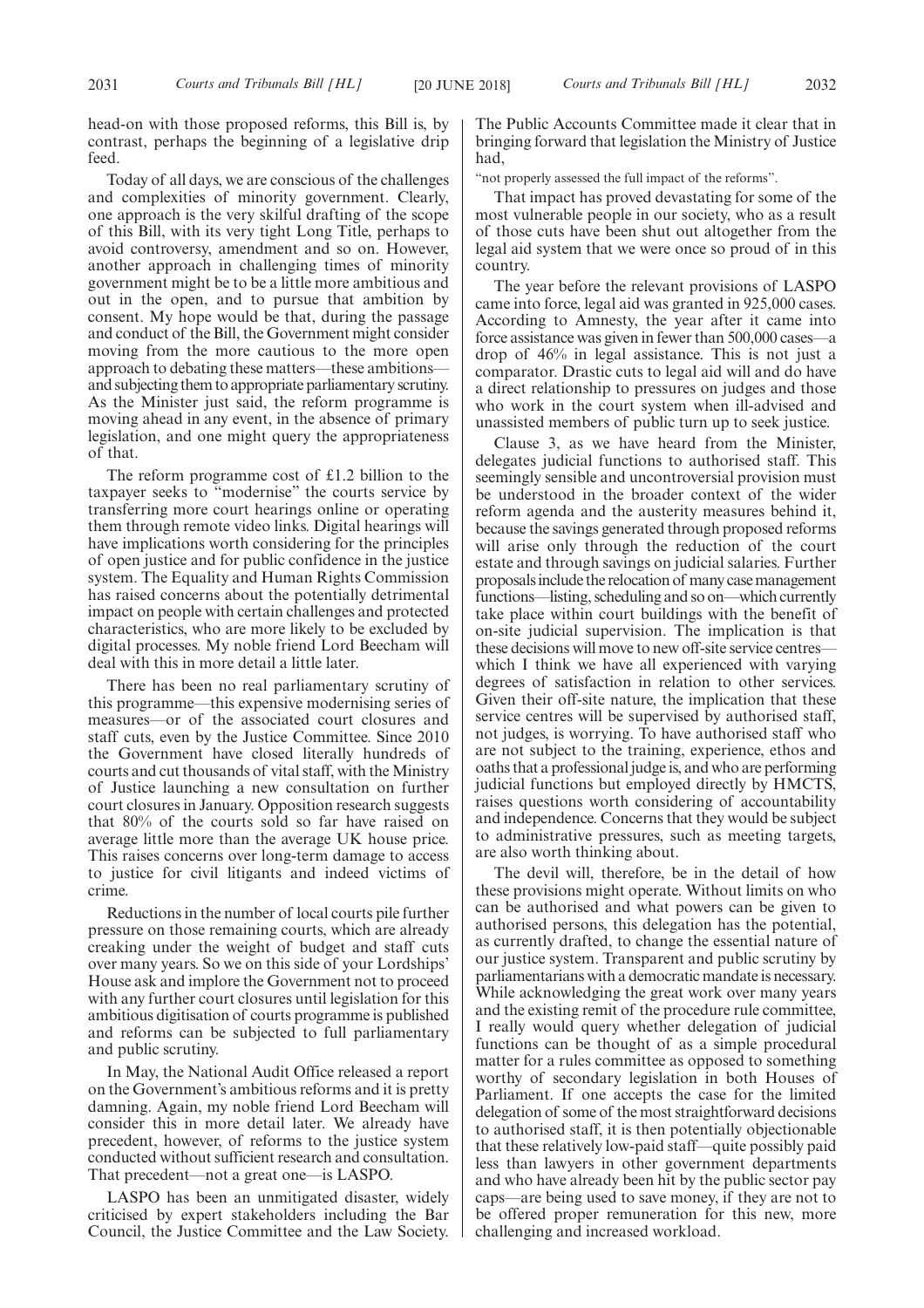head-on with those proposed reforms, this Bill is, by contrast, perhaps the beginning of a legislative drip feed.

Today of all days, we are conscious of the challenges and complexities of minority government. Clearly, one approach is the very skilful drafting of the scope of this Bill, with its very tight Long Title, perhaps to avoid controversy, amendment and so on. However, another approach in challenging times of minority government might be to be a little more ambitious and out in the open, and to pursue that ambition by consent. My hope would be that, during the passage and conduct of the Bill, the Government might consider moving from the more cautious to the more open approach to debating these matters—these ambitions—and subjecting them to appropriate parliamentary scrutiny. As the Minister just said, the reform programme is moving ahead in any event, in the absence of primary legislation, and one might query the appropriateness of that.

The reform programme cost of £1.2 billion to the taxpayer seeks to "modernise" the courts service by transferring more court hearings online or operating them through remote video links. Digital hearings will have implications worth considering for the principles of open justice and for public confidence in the justice system. The Equality and Human Rights Commission has raised concerns about the potentially detrimental impact on people with certain challenges and protected characteristics, who are more likely to be excluded by digital processes. My noble friend Lord Beecham will deal with this in more detail a little later.

There has been no real parliamentary scrutiny of this programme—this expensive modernising series of measures—or of the associated court closures and staff cuts, even by the Justice Committee. Since 2010 the Government have closed literally hundreds of courts and cut thousands of vital staff, with the Ministry of Justice launching a new consultation on further court closures in January. Opposition research suggests that 80% of the courts sold so far have raised on average little more than the average UK house price. This raises concerns over long-term damage to access to justice for civil litigants and indeed victims of crime.

Reductions in the number of local courts pile further pressure on those remaining courts, which are already creaking under the weight of budget and staff cuts over many years. So we on this side of your Lordships' House ask and implore the Government not to proceed with any further court closures until legislation for this ambitious digitisation of courts programme is published and reforms can be subjected to full parliamentary and public scrutiny.

In May, the National Audit Office released a report on the Government's ambitious reforms and it is pretty damning. Again, my noble friend Lord Beecham will consider this in more detail later. We already have precedent, however, of reforms to the justice system conducted without sufficient research and consultation. That precedent—not a great one—is LASPO.

LASPO has been an unmitigated disaster, widely criticised by expert stakeholders including the Bar Council, the Justice Committee and the Law Society. The Public Accounts Committee made it clear that in bringing forward that legislation the Ministry of Justice had,

"not properly assessed the full impact of the reforms".

That impact has proved devastating for some of the most vulnerable people in our society, who as a result of those cuts have been shut out altogether from the legal aid system that we were once so proud of in this country.

The year before the relevant provisions of LASPO came into force, legal aid was granted in 925,000 cases. According to Amnesty, the year after it came into force assistance was given in fewer than 500,000 cases—a drop of 46% in legal assistance. This is not just a comparator. Drastic cuts to legal aid will and do have a direct relationship to pressures on judges and those who work in the court system when ill-advised and unassisted members of public turn up to seek justice.

Clause 3, as we have heard from the Minister, delegates judicial functions to authorised staff. This seemingly sensible and uncontroversial provision must be understood in the broader context of the wider reform agenda and the austerity measures behind it, because the savings generated through proposed reforms will arise only through the reduction of the court estate and through savings on judicial salaries. Further proposals include the relocation of many case management functions—listing, scheduling and so on—which currently take place within court buildings with the benefit of on-site judicial supervision. The implication is that these decisions will move to new off-site service centres—which I think we have all experienced with varying degrees of satisfaction in relation to other services. Given their off-site nature, the implication that these service centres will be supervised by authorised staff, not judges, is worrying. To have authorised staff who are not subject to the training, experience, ethos and oaths that a professional judge is, and who are performing judicial functions but employed directly by HMCTS, raises questions worth considering of accountability and independence. Concerns that they would be subject to administrative pressures, such as meeting targets, are also worth thinking about.

The devil will, therefore, be in the detail of how these provisions might operate. Without limits on who can be authorised and what powers can be given to authorised persons, this delegation has the potential, as currently drafted, to change the essential nature of our justice system. Transparent and public scrutiny by parliamentarians with a democratic mandate is necessary. While acknowledging the great work over many years and the existing remit of the procedure rule committee, I really would query whether delegation of judicial functions can be thought of as a simple procedural matter for a rules committee as opposed to something worthy of secondary legislation in both Houses of Parliament. If one accepts the case for the limited delegation of some of the most straightforward decisions to authorised staff, it is then potentially objectionable that these relatively low-paid staff—quite possibly paid less than lawyers in other government departments and who have already been hit by the public sector pay caps—are being used to save money, if they are not to be offered proper remuneration for this new, more challenging and increased workload.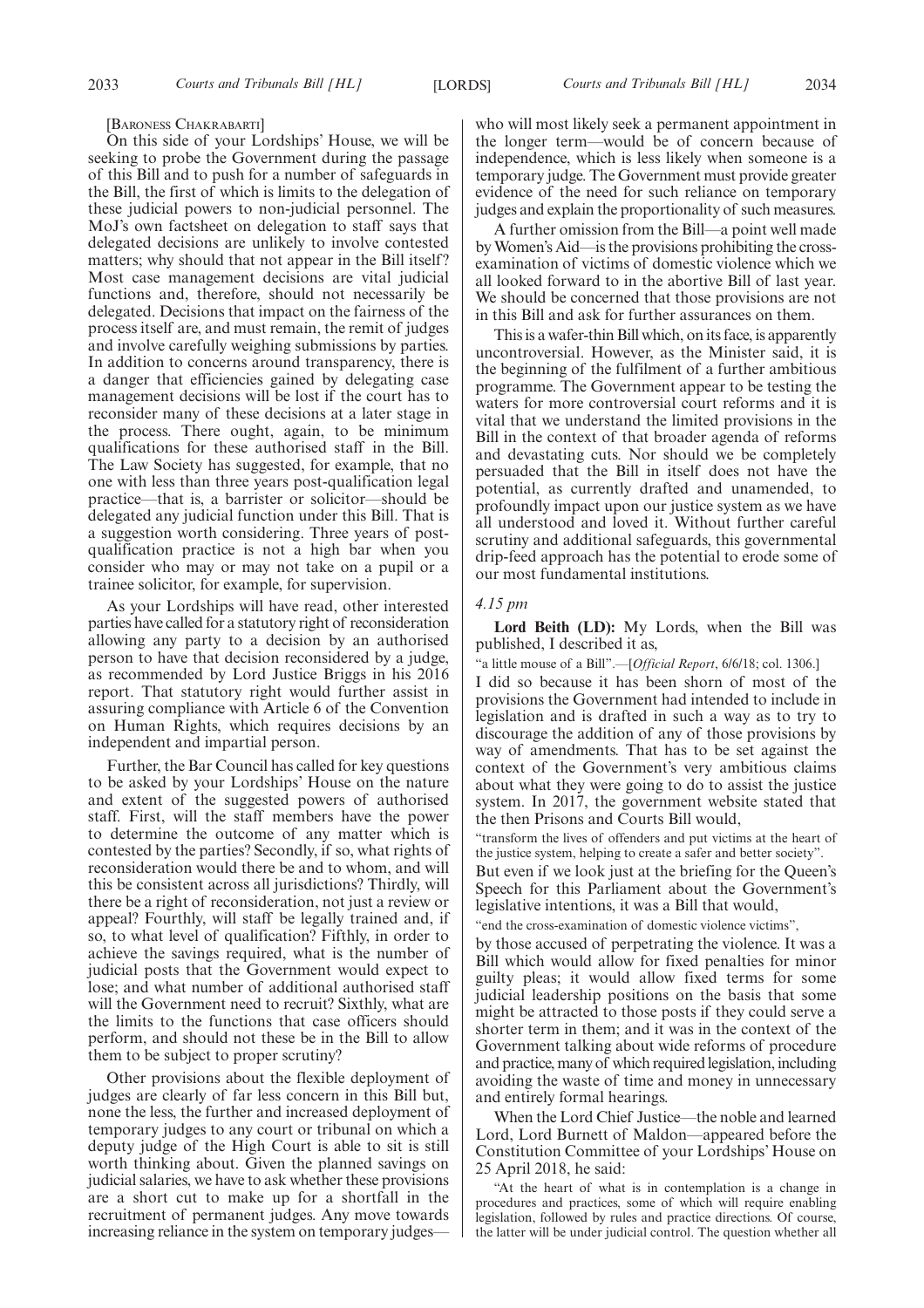[BARONESS CHAKRABARTI]

On this side of your Lordships' House, we will be seeking to probe the Government during the passage of this Bill and to push for a number of safeguards in the Bill, the first of which is limits to the delegation of these judicial powers to non-judicial personnel. The MoJ's own factsheet on delegation to staff says that delegated decisions are unlikely to involve contested matters; why should that not appear in the Bill itself? Most case management decisions are vital judicial functions and, therefore, should not necessarily be delegated. Decisions that impact on the fairness of the process itself are, and must remain, the remit of judges and involve carefully weighing submissions by parties. In addition to concerns around transparency, there is a danger that efficiencies gained by delegating case management decisions will be lost if the court has to reconsider many of these decisions at a later stage in the process. There ought, again, to be minimum qualifications for these authorised staff in the Bill. The Law Society has suggested, for example, that no one with less than three years post-qualification legal practice—that is, a barrister or solicitor—should be delegated any judicial function under this Bill. That is a suggestion worth considering. Three years of post-qualification practice is not a high bar when you consider who may or may not take on a pupil or a trainee solicitor, for example, for supervision.

As your Lordships will have read, other interested parties have called for a statutory right of reconsideration allowing any party to a decision by an authorised person to have that decision reconsidered by a judge, as recommended by Lord Justice Briggs in his 2016 report. That statutory right would further assist in assuring compliance with Article 6 of the Convention on Human Rights, which requires decisions by an independent and impartial person.

Further, the Bar Council has called for key questions to be asked by your Lordships' House on the nature and extent of the suggested powers of authorised staff. First, will the staff members have the power to determine the outcome of any matter which is contested by the parties? Secondly, if so, what rights of reconsideration would there be and to whom, and will this be consistent across all jurisdictions? Thirdly, will there be a right of reconsideration, not just a review or appeal? Fourthly, will staff be legally trained and, if so, to what level of qualification? Fifthly, in order to achieve the savings required, what is the number of judicial posts that the Government would expect to lose; and what number of additional authorised staff will the Government need to recruit? Sixthly, what are the limits to the functions that case officers should perform, and should not these be in the Bill to allow them to be subject to proper scrutiny?

Other provisions about the flexible deployment of judges are clearly of far less concern in this Bill but, none the less, the further and increased deployment of temporary judges to any court or tribunal on which a deputy judge of the High Court is able to sit is still worth thinking about. Given the planned savings on judicial salaries, we have to ask whether these provisions are a short cut to make up for a shortfall in the recruitment of permanent judges. Any move towards increasing reliance in the system on temporary judges—who will most likely seek a permanent appointment in the longer term—would be of concern because of independence, which is less likely when someone is a temporary judge. The Government must provide greater evidence of the need for such reliance on temporary judges and explain the proportionality of such measures.

A further omission from the Bill—a point well made by Women's Aid—is the provisions prohibiting the cross-examination of victims of domestic violence which we all looked forward to in the abortive Bill of last year. We should be concerned that those provisions are not in this Bill and ask for further assurances on them.

This is a wafer-thin Bill which, on its face, is apparently uncontroversial. However, as the Minister said, it is the beginning of the fulfilment of a further ambitious programme. The Government appear to be testing the waters for more controversial court reforms and it is vital that we understand the limited provisions in the Bill in the context of that broader agenda of reforms and devastating cuts. Nor should we be completely persuaded that the Bill in itself does not have the potential, as currently drafted and unamended, to profoundly impact upon our justice system as we have all understood and loved it. Without further careful scrutiny and additional safeguards, this governmental drip-feed approach has the potential to erode some of our most fundamental institutions.

*4.15 pm*

**Lord Beith (LD):** My Lords, when the Bill was published, I described it as,

"a little mouse of a Bill".—[*Official Report*, 6/6/18; col. 1306.]

I did so because it has been shorn of most of the provisions the Government had intended to include in legislation and is drafted in such a way as to try to discourage the addition of any of those provisions by way of amendments. That has to be set against the context of the Government's very ambitious claims about what they were going to do to assist the justice system. In 2017, the government website stated that the then Prisons and Courts Bill would,

"transform the lives of offenders and put victims at the heart of the justice system, helping to create a safer and better society".

But even if we look just at the briefing for the Queen's Speech for this Parliament about the Government's legislative intentions, it was a Bill that would,

"end the cross-examination of domestic violence victims",

by those accused of perpetrating the violence. It was a Bill which would allow for fixed penalties for minor guilty pleas; it would allow fixed terms for some judicial leadership positions on the basis that some might be attracted to those posts if they could serve a shorter term in them; and it was in the context of the Government talking about wide reforms of procedure and practice, many of which required legislation, including avoiding the waste of time and money in unnecessary and entirely formal hearings.

When the Lord Chief Justice—the noble and learned Lord, Lord Burnett of Maldon—appeared before the Constitution Committee of your Lordships' House on 25 April 2018, he said:

"At the heart of what is in contemplation is a change in procedures and practices, some of which will require enabling legislation, followed by rules and practice directions. Of course, the latter will be under judicial control. The question whether all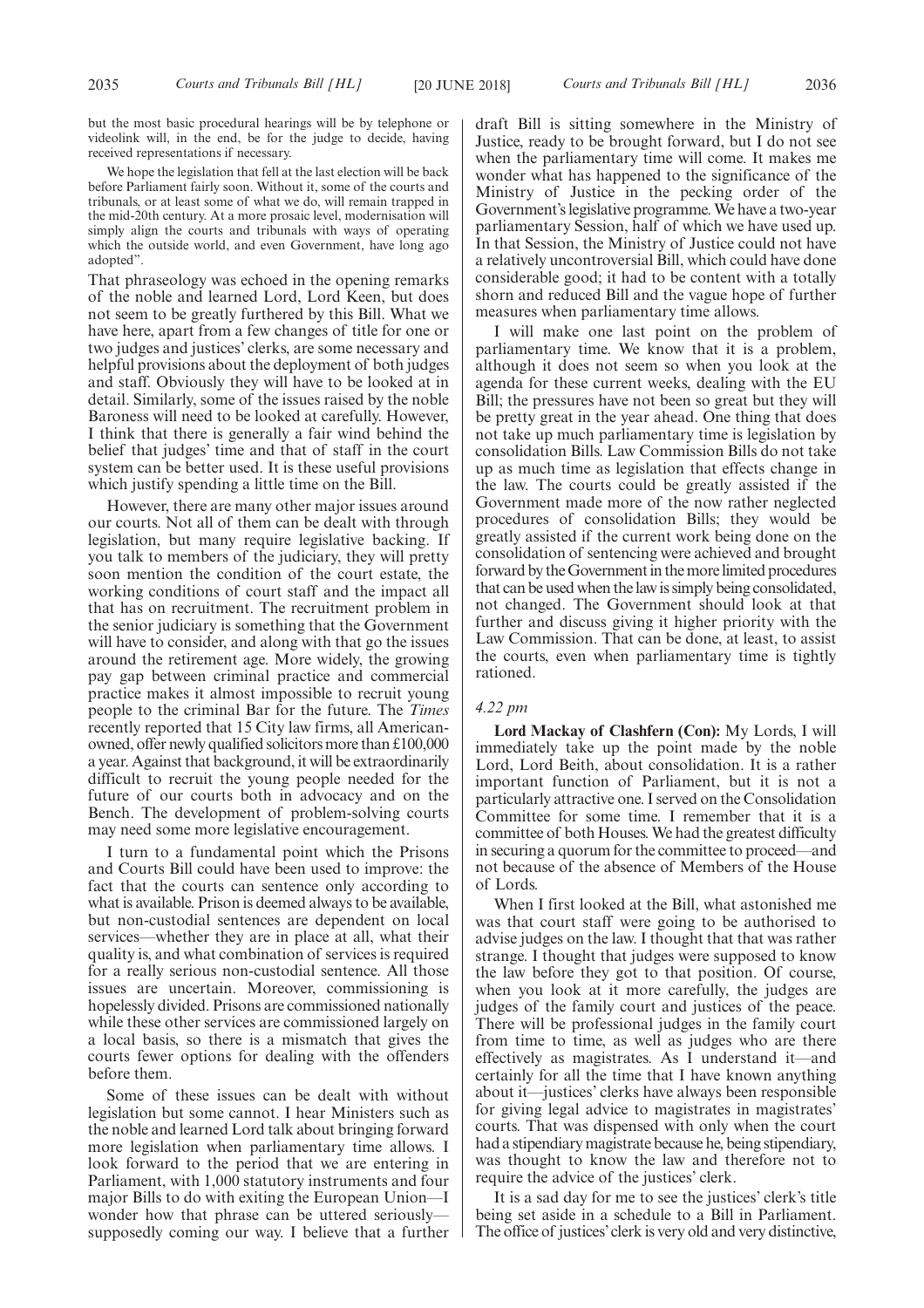but the most basic procedural hearings will be by telephone or videolink will, in the end, be for the judge to decide, having received representations if necessary.

We hope the legislation that fell at the last election will be back before Parliament fairly soon. Without it, some of the courts and tribunals, or at least some of what we do, will remain trapped in the mid-20th century. At a more prosaic level, modernisation will simply align the courts and tribunals with ways of operating which the outside world, and even Government, have long ago adopted".

That phraseology was echoed in the opening remarks of the noble and learned Lord, Lord Keen, but does not seem to be greatly furthered by this Bill. What we have here, apart from a few changes of title for one or two judges and justices' clerks, are some necessary and helpful provisions about the deployment of both judges and staff. Obviously they will have to be looked at in detail. Similarly, some of the issues raised by the noble Baroness will need to be looked at carefully. However, I think that there is generally a fair wind behind the belief that judges' time and that of staff in the court system can be better used. It is these useful provisions which justify spending a little time on the Bill.

However, there are many other major issues around our courts. Not all of them can be dealt with through legislation, but many require legislative backing. If you talk to members of the judiciary, they will pretty soon mention the condition of the court estate, the working conditions of court staff and the impact all that has on recruitment. The recruitment problem in the senior judiciary is something that the Government will have to consider, and along with that go the issues around the retirement age. More widely, the growing pay gap between criminal practice and commercial practice makes it almost impossible to recruit young people to the criminal Bar for the future. The *Times* recently reported that 15 City law firms, all American-owned, offer newly qualified solicitors more than £100,000 a year. Against that background, it will be extraordinarily difficult to recruit the young people needed for the future of our courts both in advocacy and on the Bench. The development of problem-solving courts may need some more legislative encouragement.

I turn to a fundamental point which the Prisons and Courts Bill could have been used to improve: the fact that the courts can sentence only according to what is available. Prison is deemed always to be available, but non-custodial sentences are dependent on local services—whether they are in place at all, what their quality is, and what combination of services is required for a really serious non-custodial sentence. All those issues are uncertain. Moreover, commissioning is hopelessly divided. Prisons are commissioned nationally while these other services are commissioned largely on a local basis, so there is a mismatch that gives the courts fewer options for dealing with the offenders before them.

Some of these issues can be dealt with without legislation but some cannot. I hear Ministers such as the noble and learned Lord talk about bringing forward more legislation when parliamentary time allows. I look forward to the period that we are entering in Parliament, with 1,000 statutory instruments and four major Bills to do with exiting the European Union—I wonder how that phrase can be uttered seriously—supposedly coming our way. I believe that a further draft Bill is sitting somewhere in the Ministry of Justice, ready to be brought forward, but I do not see when the parliamentary time will come. It makes me wonder what has happened to the significance of the Ministry of Justice in the pecking order of the Government's legislative programme. We have a two-year parliamentary Session, half of which we have used up. In that Session, the Ministry of Justice could not have a relatively uncontroversial Bill, which could have done considerable good; it had to be content with a totally shorn and reduced Bill and the vague hope of further measures when parliamentary time allows.

I will make one last point on the problem of parliamentary time. We know that it is a problem, although it does not seem so when you look at the agenda for these current weeks, dealing with the EU Bill; the pressures have not been so great but they will be pretty great in the year ahead. One thing that does not take up much parliamentary time is legislation by consolidation Bills. Law Commission Bills do not take up as much time as legislation that effects change in the law. The courts could be greatly assisted if the Government made more of the now rather neglected procedures of consolidation Bills; they would be greatly assisted if the current work being done on the consolidation of sentencing were achieved and brought forward by the Government in the more limited procedures that can be used when the law is simply being consolidated, not changed. The Government should look at that further and discuss giving it higher priority with the Law Commission. That can be done, at least, to assist the courts, even when parliamentary time is tightly rationed.

*4.22 pm*

**Lord Mackay of Clashfern (Con):** My Lords, I will immediately take up the point made by the noble Lord, Lord Beith, about consolidation. It is a rather important function of Parliament, but it is not a particularly attractive one. I served on the Consolidation Committee for some time. I remember that it is a committee of both Houses. We had the greatest difficulty in securing a quorum for the committee to proceed—and not because of the absence of Members of the House of Lords.

When I first looked at the Bill, what astonished me was that court staff were going to be authorised to advise judges on the law. I thought that that was rather strange. I thought that judges were supposed to know the law before they got to that position. Of course, when you look at it more carefully, the judges are judges of the family court and justices of the peace. There will be professional judges in the family court from time to time, as well as judges who are there effectively as magistrates. As I understand it—and certainly for all the time that I have known anything about it—justices' clerks have always been responsible for giving legal advice to magistrates in magistrates' courts. That was dispensed with only when the court had a stipendiary magistrate because he, being stipendiary, was thought to know the law and therefore not to require the advice of the justices' clerk.

It is a sad day for me to see the justices' clerk's title being set aside in a schedule to a Bill in Parliament. The office of justices' clerk is very old and very distinctive,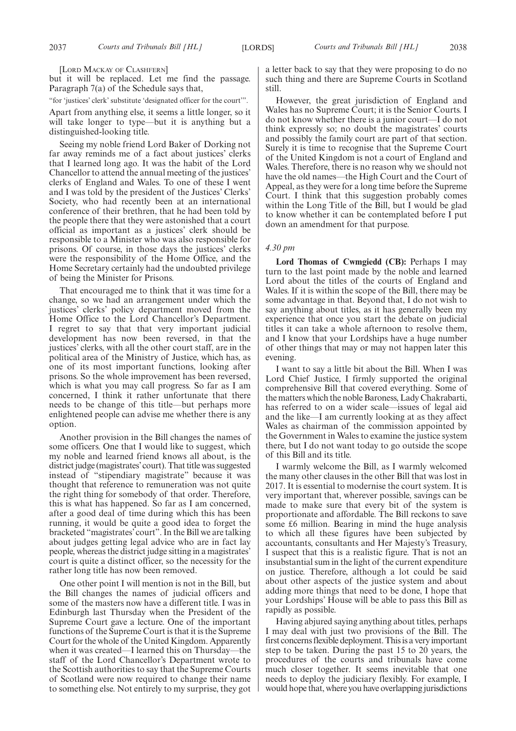[LORD MACKAY OF CLASHFERN]

but it will be replaced. Let me find the passage. Paragraph 7(a) of the Schedule says that,

"for 'justices' clerk' substitute 'designated officer for the court'".

Apart from anything else, it seems a little longer, so it will take longer to type—but it is anything but a distinguished-looking title.

Seeing my noble friend Lord Baker of Dorking not far away reminds me of a fact about justices' clerks that I learned long ago. It was the habit of the Lord Chancellor to attend the annual meeting of the justices' clerks of England and Wales. To one of these I went and I was told by the president of the Justices' Clerks' Society, who had recently been at an international conference of their brethren, that he had been told by the people there that they were astonished that a court official as important as a justices' clerk should be responsible to a Minister who was also responsible for prisons. Of course, in those days the justices' clerks were the responsibility of the Home Office, and the Home Secretary certainly had the undoubted privilege of being the Minister for Prisons.

That encouraged me to think that it was time for a change, so we had an arrangement under which the justices' clerks' policy department moved from the Home Office to the Lord Chancellor's Department. I regret to say that that very important judicial development has now been reversed, in that the justices' clerks, with all the other court staff, are in the political area of the Ministry of Justice, which has, as one of its most important functions, looking after prisons. So the whole improvement has been reversed, which is what you may call progress. So far as I am concerned, I think it rather unfortunate that there needs to be change of this title—but perhaps more enlightened people can advise me whether there is any option.

Another provision in the Bill changes the names of some officers. One that I would like to suggest, which my noble and learned friend knows all about, is the district judge (magistrates' court). That title was suggested instead of "stipendiary magistrate" because it was thought that reference to remuneration was not quite the right thing for somebody of that order. Therefore, this is what has happened. So far as I am concerned, after a good deal of time during which this has been running, it would be quite a good idea to forget the bracketed "magistrates' court". In the Bill we are talking about judges getting legal advice who are in fact lay people, whereas the district judge sitting in a magistrates' court is quite a distinct officer, so the necessity for the rather long title has now been removed.

One other point I will mention is not in the Bill, but the Bill changes the names of judicial officers and some of the masters now have a different title. I was in Edinburgh last Thursday when the President of the Supreme Court gave a lecture. One of the important functions of the Supreme Court is that it is the Supreme Court for the whole of the United Kingdom. Apparently when it was created—I learned this on Thursday—the staff of the Lord Chancellor's Department wrote to the Scottish authorities to say that the Supreme Courts of Scotland were now required to change their name to something else. Not entirely to my surprise, they got a letter back to say that they were proposing to do no such thing and there are Supreme Courts in Scotland still.

However, the great jurisdiction of England and Wales has no Supreme Court; it is the Senior Courts. I do not know whether there is a junior court—I do not think expressly so; no doubt the magistrates' courts and possibly the family court are part of that section. Surely it is time to recognise that the Supreme Court of the United Kingdom is not a court of England and Wales. Therefore, there is no reason why we should not have the old names—the High Court and the Court of Appeal, as they were for a long time before the Supreme Court. I think that this suggestion probably comes within the Long Title of the Bill, but I would be glad to know whether it can be contemplated before I put down an amendment for that purpose.

*4.30 pm*

**Lord Thomas of Cwmgiedd (CB):** Perhaps I may turn to the last point made by the noble and learned Lord about the titles of the courts of England and Wales. If it is within the scope of the Bill, there may be some advantage in that. Beyond that, I do not wish to say anything about titles, as it has generally been my experience that once you start the debate on judicial titles it can take a whole afternoon to resolve them, and I know that your Lordships have a huge number of other things that may or may not happen later this evening.

I want to say a little bit about the Bill. When I was Lord Chief Justice, I firmly supported the original comprehensive Bill that covered everything. Some of the matters which the noble Baroness, Lady Chakrabarti, has referred to on a wider scale—issues of legal aid and the like—I am currently looking at as they affect Wales as chairman of the commission appointed by the Government in Wales to examine the justice system there, but I do not want today to go outside the scope of this Bill and its title.

I warmly welcome the Bill, as I warmly welcomed the many other clauses in the other Bill that was lost in 2017. It is essential to modernise the court system. It is very important that, wherever possible, savings can be made to make sure that every bit of the system is proportionate and affordable. The Bill reckons to save some £6 million. Bearing in mind the huge analysis to which all these figures have been subjected by accountants, consultants and Her Majesty's Treasury, I suspect that this is a realistic figure. That is not an insubstantial sum in the light of the current expenditure on justice. Therefore, although a lot could be said about other aspects of the justice system and about adding more things that need to be done, I hope that your Lordships' House will be able to pass this Bill as rapidly as possible.

Having abjured saying anything about titles, perhaps I may deal with just two provisions of the Bill. The first concerns flexible deployment. This is a very important step to be taken. During the past 15 to 20 years, the procedures of the courts and tribunals have come much closer together. It seems inevitable that one needs to deploy the judiciary flexibly. For example, I would hope that, where you have overlapping jurisdictions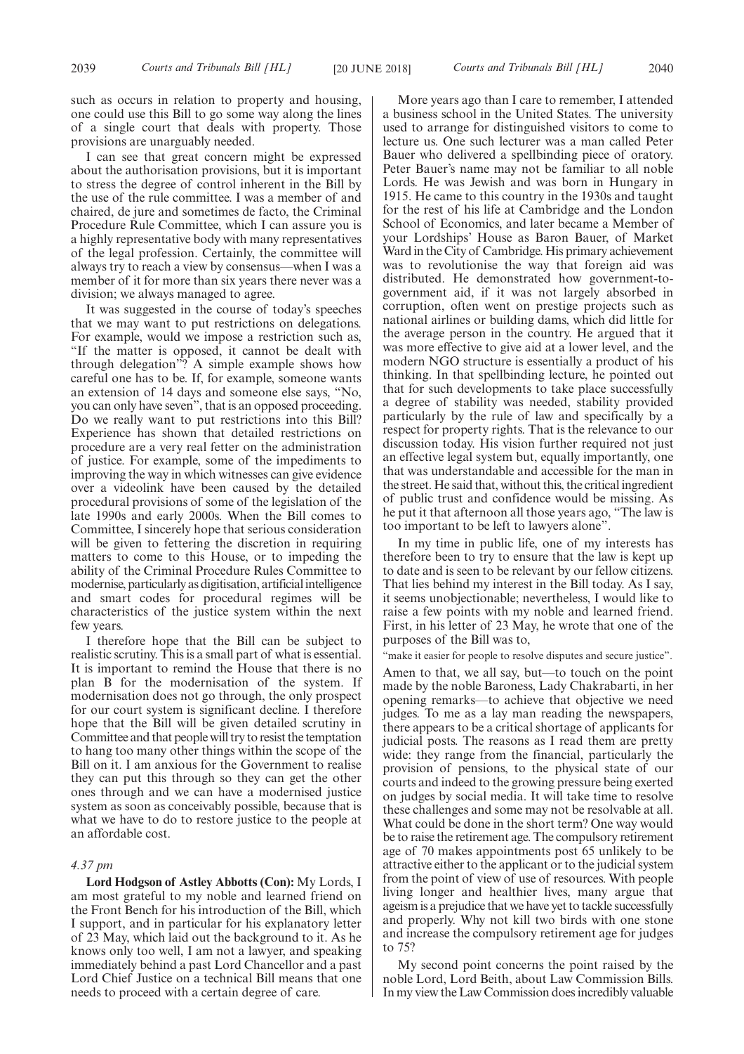such as occurs in relation to property and housing, one could use this Bill to go some way along the lines of a single court that deals with property. Those provisions are unarguably needed.

I can see that great concern might be expressed about the authorisation provisions, but it is important to stress the degree of control inherent in the Bill by the use of the rule committee. I was a member of and chaired, de jure and sometimes de facto, the Criminal Procedure Rule Committee, which I can assure you is a highly representative body with many representatives of the legal profession. Certainly, the committee will always try to reach a view by consensus—when I was a member of it for more than six years there never was a division; we always managed to agree.

It was suggested in the course of today's speeches that we may want to put restrictions on delegations. For example, would we impose a restriction such as, "If the matter is opposed, it cannot be dealt with through delegation"? A simple example shows how careful one has to be. If, for example, someone wants an extension of 14 days and someone else says, "No, you can only have seven", that is an opposed proceeding. Do we really want to put restrictions into this Bill? Experience has shown that detailed restrictions on procedure are a very real fetter on the administration of justice. For example, some of the impediments to improving the way in which witnesses can give evidence over a videolink have been caused by the detailed procedural provisions of some of the legislation of the late 1990s and early 2000s. When the Bill comes to Committee, I sincerely hope that serious consideration will be given to fettering the discretion in requiring matters to come to this House, or to impeding the ability of the Criminal Procedure Rules Committee to modernise, particularly as digitisation, artificial intelligence and smart codes for procedural regimes will be characteristics of the justice system within the next few years.

I therefore hope that the Bill can be subject to realistic scrutiny. This is a small part of what is essential. It is important to remind the House that there is no plan B for the modernisation of the system. If modernisation does not go through, the only prospect for our court system is significant decline. I therefore hope that the Bill will be given detailed scrutiny in Committee and that people will try to resist the temptation to hang too many other things within the scope of the Bill on it. I am anxious for the Government to realise they can put this through so they can get the other ones through and we can have a modernised justice system as soon as conceivably possible, because that is what we have to do to restore justice to the people at an affordable cost.

*4.37 pm*

**Lord Hodgson of Astley Abbotts (Con):** My Lords, I am most grateful to my noble and learned friend on the Front Bench for his introduction of the Bill, which I support, and in particular for his explanatory letter of 23 May, which laid out the background to it. As he knows only too well, I am not a lawyer, and speaking immediately behind a past Lord Chancellor and a past Lord Chief Justice on a technical Bill means that one needs to proceed with a certain degree of care.

More years ago than I care to remember, I attended a business school in the United States. The university used to arrange for distinguished visitors to come to lecture us. One such lecturer was a man called Peter Bauer who delivered a spellbinding piece of oratory. Peter Bauer's name may not be familiar to all noble Lords. He was Jewish and was born in Hungary in 1915. He came to this country in the 1930s and taught for the rest of his life at Cambridge and the London School of Economics, and later became a Member of your Lordships' House as Baron Bauer, of Market Ward in the City of Cambridge. His primary achievement was to revolutionise the way that foreign aid was distributed. He demonstrated how government-to-government aid, if it was not largely absorbed in corruption, often went on prestige projects such as national airlines or building dams, which did little for the average person in the country. He argued that it was more effective to give aid at a lower level, and the modern NGO structure is essentially a product of his thinking. In that spellbinding lecture, he pointed out that for such developments to take place successfully a degree of stability was needed, stability provided particularly by the rule of law and specifically by a respect for property rights. That is the relevance to our discussion today. His vision further required not just an effective legal system but, equally importantly, one that was understandable and accessible for the man in the street. He said that, without this, the critical ingredient of public trust and confidence would be missing. As he put it that afternoon all those years ago, "The law is too important to be left to lawyers alone".

In my time in public life, one of my interests has therefore been to try to ensure that the law is kept up to date and is seen to be relevant by our fellow citizens. That lies behind my interest in the Bill today. As I say, it seems unobjectionable; nevertheless, I would like to raise a few points with my noble and learned friend. First, in his letter of 23 May, he wrote that one of the purposes of the Bill was to,

"make it easier for people to resolve disputes and secure justice".

Amen to that, we all say, but—to touch on the point made by the noble Baroness, Lady Chakrabarti, in her opening remarks—to achieve that objective we need judges. To me as a lay man reading the newspapers, there appears to be a critical shortage of applicants for judicial posts. The reasons as I read them are pretty wide: they range from the financial, particularly the provision of pensions, to the physical state of our courts and indeed to the growing pressure being exerted on judges by social media. It will take time to resolve these challenges and some may not be resolvable at all. What could be done in the short term? One way would be to raise the retirement age. The compulsory retirement age of 70 makes appointments post 65 unlikely to be attractive either to the applicant or to the judicial system from the point of view of use of resources. With people living longer and healthier lives, many argue that ageism is a prejudice that we have yet to tackle successfully and properly. Why not kill two birds with one stone and increase the compulsory retirement age for judges to 75?

My second point concerns the point raised by the noble Lord, Lord Beith, about Law Commission Bills. In my view the Law Commission does incredibly valuable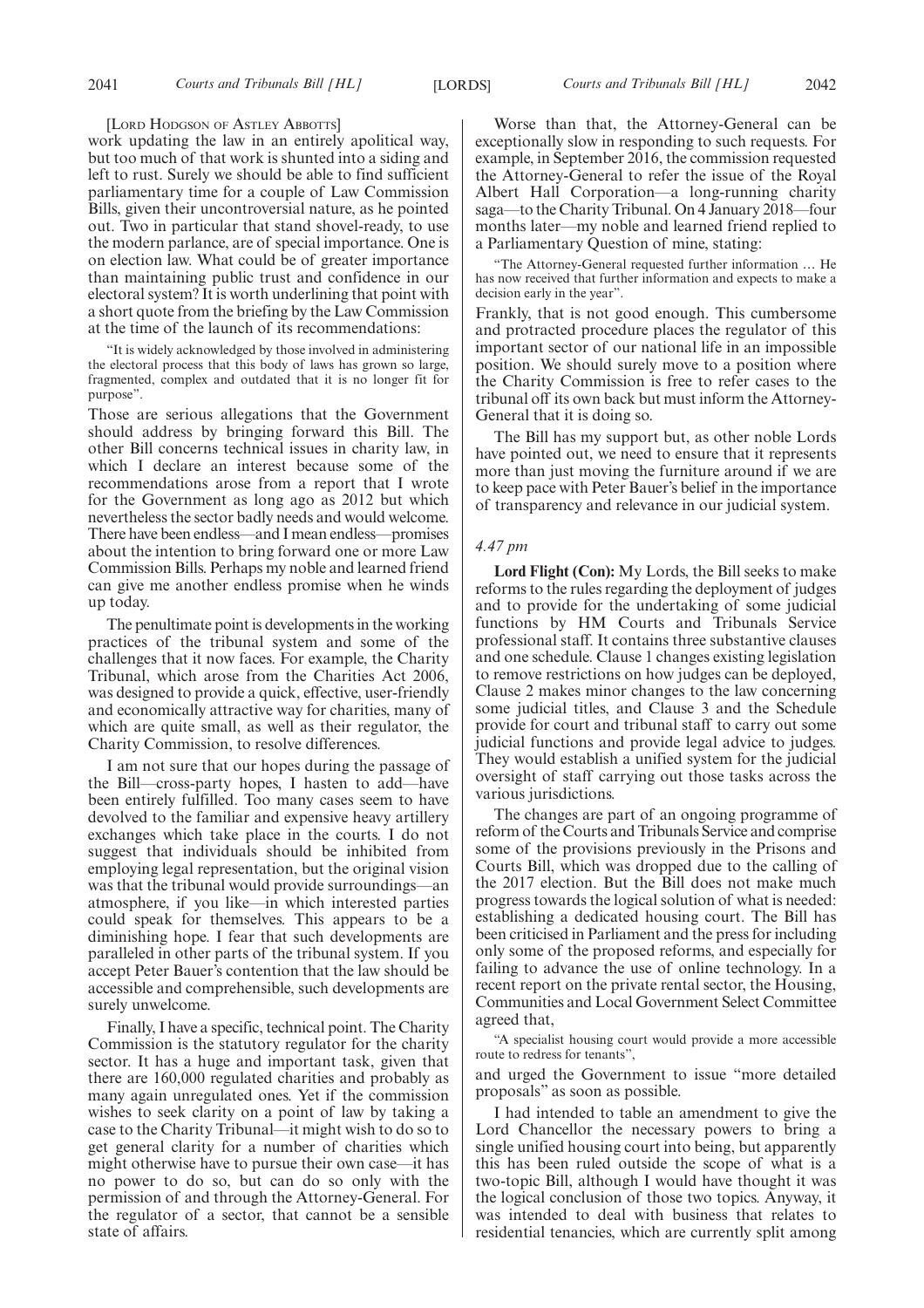[LORD HODGSON OF ASTLEY ABBOTTS]

work updating the law in an entirely apolitical way, but too much of that work is shunted into a siding and left to rust. Surely we should be able to find sufficient parliamentary time for a couple of Law Commission Bills, given their uncontroversial nature, as he pointed out. Two in particular that stand shovel-ready, to use the modern parlance, are of special importance. One is on election law. What could be of greater importance than maintaining public trust and confidence in our electoral system? It is worth underlining that point with a short quote from the briefing by the Law Commission at the time of the launch of its recommendations:

> "It is widely acknowledged by those involved in administering the electoral process that this body of laws has grown so large, fragmented, complex and outdated that it is no longer fit for purpose".

Those are serious allegations that the Government should address by bringing forward this Bill. The other Bill concerns technical issues in charity law, in which I declare an interest because some of the recommendations arose from a report that I wrote for the Government as long ago as 2012 but which nevertheless the sector badly needs and would welcome. There have been endless—and I mean endless—promises about the intention to bring forward one or more Law Commission Bills. Perhaps my noble and learned friend can give me another endless promise when he winds up today.

The penultimate point is developments in the working practices of the tribunal system and some of the challenges that it now faces. For example, the Charity Tribunal, which arose from the Charities Act 2006, was designed to provide a quick, effective, user-friendly and economically attractive way for charities, many of which are quite small, as well as their regulator, the Charity Commission, to resolve differences.

I am not sure that our hopes during the passage of the Bill—cross-party hopes, I hasten to add—have been entirely fulfilled. Too many cases seem to have devolved to the familiar and expensive heavy artillery exchanges which take place in the courts. I do not suggest that individuals should be inhibited from employing legal representation, but the original vision was that the tribunal would provide surroundings—an atmosphere, if you like—in which interested parties could speak for themselves. This appears to be a diminishing hope. I fear that such developments are paralleled in other parts of the tribunal system. If you accept Peter Bauer's contention that the law should be accessible and comprehensible, such developments are surely unwelcome.

Finally, I have a specific, technical point. The Charity Commission is the statutory regulator for the charity sector. It has a huge and important task, given that there are 160,000 regulated charities and probably as many again unregulated ones. Yet if the commission wishes to seek clarity on a point of law by taking a case to the Charity Tribunal—it might wish to do so to get general clarity for a number of charities which might otherwise have to pursue their own case—it has no power to do so, but can do so only with the permission of and through the Attorney-General. For the regulator of a sector, that cannot be a sensible state of affairs.

Worse than that, the Attorney-General can be exceptionally slow in responding to such requests. For example, in September 2016, the commission requested the Attorney-General to refer the issue of the Royal Albert Hall Corporation—a long-running charity saga—to the Charity Tribunal. On 4 January 2018—four months later—my noble and learned friend replied to a Parliamentary Question of mine, stating:

> "The Attorney-General requested further information … He has now received that further information and expects to make a decision early in the year".

Frankly, that is not good enough. This cumbersome and protracted procedure places the regulator of this important sector of our national life in an impossible position. We should surely move to a position where the Charity Commission is free to refer cases to the tribunal off its own back but must inform the Attorney-General that it is doing so.

The Bill has my support but, as other noble Lords have pointed out, we need to ensure that it represents more than just moving the furniture around if we are to keep pace with Peter Bauer's belief in the importance of transparency and relevance in our judicial system.

*4.47 pm*

**Lord Flight (Con):** My Lords, the Bill seeks to make reforms to the rules regarding the deployment of judges and to provide for the undertaking of some judicial functions by HM Courts and Tribunals Service professional staff. It contains three substantive clauses and one schedule. Clause 1 changes existing legislation to remove restrictions on how judges can be deployed, Clause 2 makes minor changes to the law concerning some judicial titles, and Clause 3 and the Schedule provide for court and tribunal staff to carry out some judicial functions and provide legal advice to judges. They would establish a unified system for the judicial oversight of staff carrying out those tasks across the various jurisdictions.

The changes are part of an ongoing programme of reform of the Courts and Tribunals Service and comprise some of the provisions previously in the Prisons and Courts Bill, which was dropped due to the calling of the 2017 election. But the Bill does not make much progress towards the logical solution of what is needed: establishing a dedicated housing court. The Bill has been criticised in Parliament and the press for including only some of the proposed reforms, and especially for failing to advance the use of online technology. In a recent report on the private rental sector, the Housing, Communities and Local Government Select Committee agreed that,

> "A specialist housing court would provide a more accessible route to redress for tenants",

and urged the Government to issue "more detailed proposals" as soon as possible.

I had intended to table an amendment to give the Lord Chancellor the necessary powers to bring a single unified housing court into being, but apparently this has been ruled outside the scope of what is a two-topic Bill, although I would have thought it was the logical conclusion of those two topics. Anyway, it was intended to deal with business that relates to residential tenancies, which are currently split among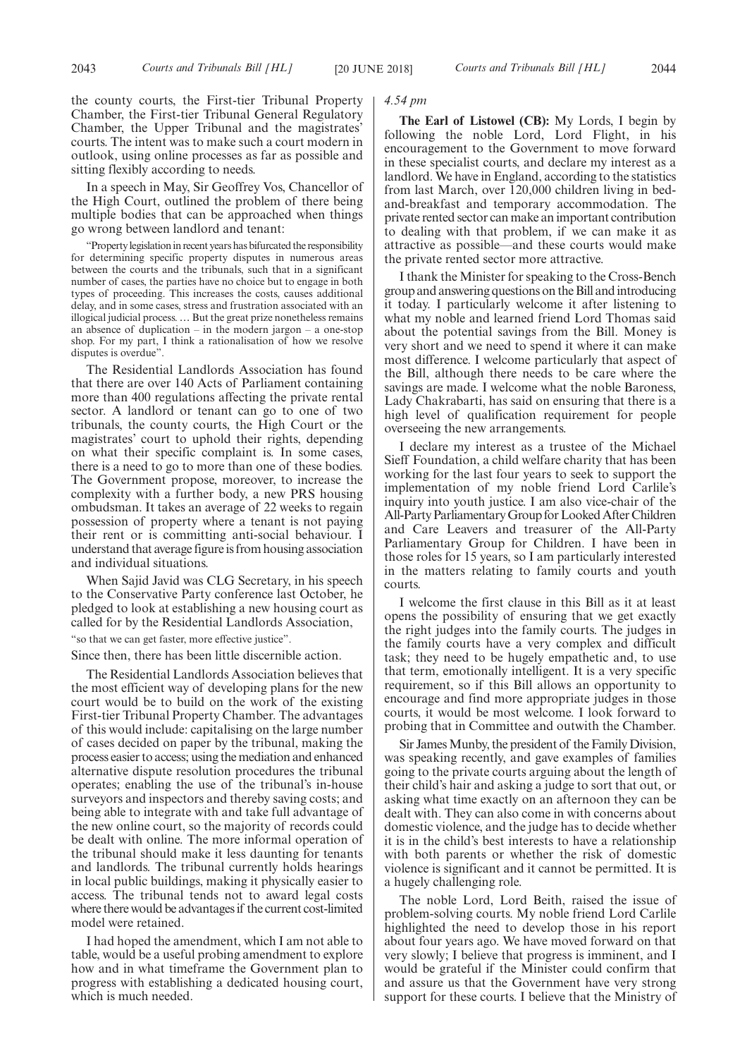the county courts, the First-tier Tribunal Property Chamber, the First-tier Tribunal General Regulatory Chamber, the Upper Tribunal and the magistrates' courts. The intent was to make such a court modern in outlook, using online processes as far as possible and sitting flexibly according to needs.

In a speech in May, Sir Geoffrey Vos, Chancellor of the High Court, outlined the problem of there being multiple bodies that can be approached when things go wrong between landlord and tenant:

"Property legislation in recent years has bifurcated the responsibility for determining specific property disputes in numerous areas between the courts and the tribunals, such that in a significant number of cases, the parties have no choice but to engage in both types of proceeding. This increases the costs, causes additional delay, and in some cases, stress and frustration associated with an illogical judicial process. … But the great prize nonetheless remains an absence of duplication – in the modern jargon – a one-stop shop. For my part, I think a rationalisation of how we resolve disputes is overdue".

The Residential Landlords Association has found that there are over 140 Acts of Parliament containing more than 400 regulations affecting the private rental sector. A landlord or tenant can go to one of two tribunals, the county courts, the High Court or the magistrates' court to uphold their rights, depending on what their specific complaint is. In some cases, there is a need to go to more than one of these bodies. The Government propose, moreover, to increase the complexity with a further body, a new PRS housing ombudsman. It takes an average of 22 weeks to regain possession of property where a tenant is not paying their rent or is committing anti-social behaviour. I understand that average figure is from housing association and individual situations.

When Sajid Javid was CLG Secretary, in his speech to the Conservative Party conference last October, he pledged to look at establishing a new housing court as called for by the Residential Landlords Association,

"so that we can get faster, more effective justice".

Since then, there has been little discernible action.

The Residential Landlords Association believes that the most efficient way of developing plans for the new court would be to build on the work of the existing First-tier Tribunal Property Chamber. The advantages of this would include: capitalising on the large number of cases decided on paper by the tribunal, making the process easier to access; using the mediation and enhanced alternative dispute resolution procedures the tribunal operates; enabling the use of the tribunal's in-house surveyors and inspectors and thereby saving costs; and being able to integrate with and take full advantage of the new online court, so the majority of records could be dealt with online. The more informal operation of the tribunal should make it less daunting for tenants and landlords. The tribunal currently holds hearings in local public buildings, making it physically easier to access. The tribunal tends not to award legal costs where there would be advantages if the current cost-limited model were retained.

I had hoped the amendment, which I am not able to table, would be a useful probing amendment to explore how and in what timeframe the Government plan to progress with establishing a dedicated housing court, which is much needed.

*4.54 pm*

**The Earl of Listowel (CB):** My Lords, I begin by following the noble Lord, Lord Flight, in his encouragement to the Government to move forward in these specialist courts, and declare my interest as a landlord. We have in England, according to the statistics from last March, over 120,000 children living in bed-and-breakfast and temporary accommodation. The private rented sector can make an important contribution to dealing with that problem, if we can make it as attractive as possible—and these courts would make the private rented sector more attractive.

I thank the Minister for speaking to the Cross-Bench group and answering questions on the Bill and introducing it today. I particularly welcome it after listening to what my noble and learned friend Lord Thomas said about the potential savings from the Bill. Money is very short and we need to spend it where it can make most difference. I welcome particularly that aspect of the Bill, although there needs to be care where the savings are made. I welcome what the noble Baroness, Lady Chakrabarti, has said on ensuring that there is a high level of qualification requirement for people overseeing the new arrangements.

I declare my interest as a trustee of the Michael Sieff Foundation, a child welfare charity that has been working for the last four years to seek to support the implementation of my noble friend Lord Carlile's inquiry into youth justice. I am also vice-chair of the All-Party Parliamentary Group for Looked After Children and Care Leavers and treasurer of the All-Party Parliamentary Group for Children. I have been in those roles for 15 years, so I am particularly interested in the matters relating to family courts and youth courts.

I welcome the first clause in this Bill as it at least opens the possibility of ensuring that we get exactly the right judges into the family courts. The judges in the family courts have a very complex and difficult task; they need to be hugely empathetic and, to use that term, emotionally intelligent. It is a very specific requirement, so if this Bill allows an opportunity to encourage and find more appropriate judges in those courts, it would be most welcome. I look forward to probing that in Committee and outwith the Chamber.

Sir James Munby, the president of the Family Division, was speaking recently, and gave examples of families going to the private courts arguing about the length of their child's hair and asking a judge to sort that out, or asking what time exactly on an afternoon they can be dealt with. They can also come in with concerns about domestic violence, and the judge has to decide whether it is in the child's best interests to have a relationship with both parents or whether the risk of domestic violence is significant and it cannot be permitted. It is a hugely challenging role.

The noble Lord, Lord Beith, raised the issue of problem-solving courts. My noble friend Lord Carlile highlighted the need to develop those in his report about four years ago. We have moved forward on that very slowly; I believe that progress is imminent, and I would be grateful if the Minister could confirm that and assure us that the Government have very strong support for these courts. I believe that the Ministry of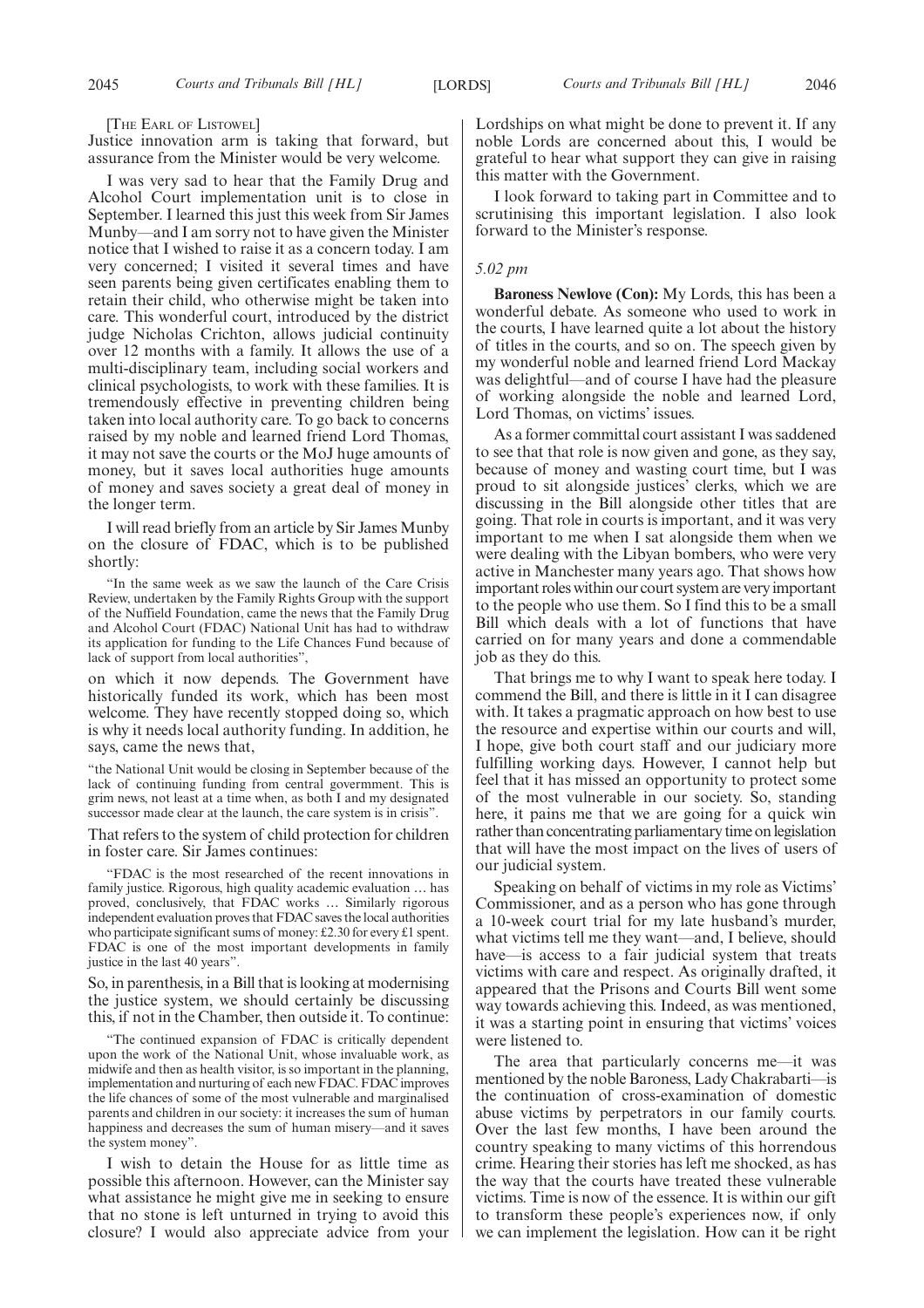[The Earl of Listowel]

Justice innovation arm is taking that forward, but assurance from the Minister would be very welcome.

I was very sad to hear that the Family Drug and Alcohol Court implementation unit is to close in September. I learned this just this week from Sir James Munby—and I am sorry not to have given the Minister notice that I wished to raise it as a concern today. I am very concerned; I visited it several times and have seen parents being given certificates enabling them to retain their child, who otherwise might be taken into care. This wonderful court, introduced by the district judge Nicholas Crichton, allows judicial continuity over 12 months with a family. It allows the use of a multi-disciplinary team, including social workers and clinical psychologists, to work with these families. It is tremendously effective in preventing children being taken into local authority care. To go back to concerns raised by my noble and learned friend Lord Thomas, it may not save the courts or the MoJ huge amounts of money, but it saves local authorities huge amounts of money and saves society a great deal of money in the longer term.

I will read briefly from an article by Sir James Munby on the closure of FDAC, which is to be published shortly:

"In the same week as we saw the launch of the Care Crisis Review, undertaken by the Family Rights Group with the support of the Nuffield Foundation, came the news that the Family Drug and Alcohol Court (FDAC) National Unit has had to withdraw its application for funding to the Life Chances Fund because of lack of support from local authorities",

on which it now depends. The Government have historically funded its work, which has been most welcome. They have recently stopped doing so, which is why it needs local authority funding. In addition, he says, came the news that,

"the National Unit would be closing in September because of the lack of continuing funding from central government. This is grim news, not least at a time when, as both I and my designated successor made clear at the launch, the care system is in crisis".

That refers to the system of child protection for children in foster care. Sir James continues:

"FDAC is the most researched of the recent innovations in family justice. Rigorous, high quality academic evaluation … has proved, conclusively, that FDAC works … Similarly rigorous independent evaluation proves that FDAC saves the local authorities who participate significant sums of money: £2.30 for every £1 spent. FDAC is one of the most important developments in family justice in the last 40 years".

So, in parenthesis, in a Bill that is looking at modernising the justice system, we should certainly be discussing this, if not in the Chamber, then outside it. To continue:

"The continued expansion of FDAC is critically dependent upon the work of the National Unit, whose invaluable work, as midwife and then as health visitor, is so important in the planning, implementation and nurturing of each new FDAC. FDAC improves the life chances of some of the most vulnerable and marginalised parents and children in our society: it increases the sum of human happiness and decreases the sum of human misery—and it saves the system money".

I wish to detain the House for as little time as possible this afternoon. However, can the Minister say what assistance he might give me in seeking to ensure that no stone is left unturned in trying to avoid this closure? I would also appreciate advice from your Lordships on what might be done to prevent it. If any noble Lords are concerned about this, I would be grateful to hear what support they can give in raising this matter with the Government.

I look forward to taking part in Committee and to scrutinising this important legislation. I also look forward to the Minister's response.

*5.02 pm*

**Baroness Newlove (Con):** My Lords, this has been a wonderful debate. As someone who used to work in the courts, I have learned quite a lot about the history of titles in the courts, and so on. The speech given by my wonderful noble and learned friend Lord Mackay was delightful—and of course I have had the pleasure of working alongside the noble and learned Lord, Lord Thomas, on victims' issues.

As a former committal court assistant I was saddened to see that that role is now given and gone, as they say, because of money and wasting court time, but I was proud to sit alongside justices' clerks, which we are discussing in the Bill alongside other titles that are going. That role in courts is important, and it was very important to me when I sat alongside them when we were dealing with the Libyan bombers, who were very active in Manchester many years ago. That shows how important roles within our court system are very important to the people who use them. So I find this to be a small Bill which deals with a lot of functions that have carried on for many years and done a commendable job as they do this.

That brings me to why I want to speak here today. I commend the Bill, and there is little in it I can disagree with. It takes a pragmatic approach on how best to use the resource and expertise within our courts and will, I hope, give both court staff and our judiciary more fulfilling working days. However, I cannot help but feel that it has missed an opportunity to protect some of the most vulnerable in our society. So, standing here, it pains me that we are going for a quick win rather than concentrating parliamentary time on legislation that will have the most impact on the lives of users of our judicial system.

Speaking on behalf of victims in my role as Victims' Commissioner, and as a person who has gone through a 10-week court trial for my late husband's murder, what victims tell me they want—and, I believe, should have—is access to a fair judicial system that treats victims with care and respect. As originally drafted, it appeared that the Prisons and Courts Bill went some way towards achieving this. Indeed, as was mentioned, it was a starting point in ensuring that victims' voices were listened to.

The area that particularly concerns me—it was mentioned by the noble Baroness, Lady Chakrabarti—is the continuation of cross-examination of domestic abuse victims by perpetrators in our family courts. Over the last few months, I have been around the country speaking to many victims of this horrendous crime. Hearing their stories has left me shocked, as has the way that the courts have treated these vulnerable victims. Time is now of the essence. It is within our gift to transform these people's experiences now, if only we can implement the legislation. How can it be right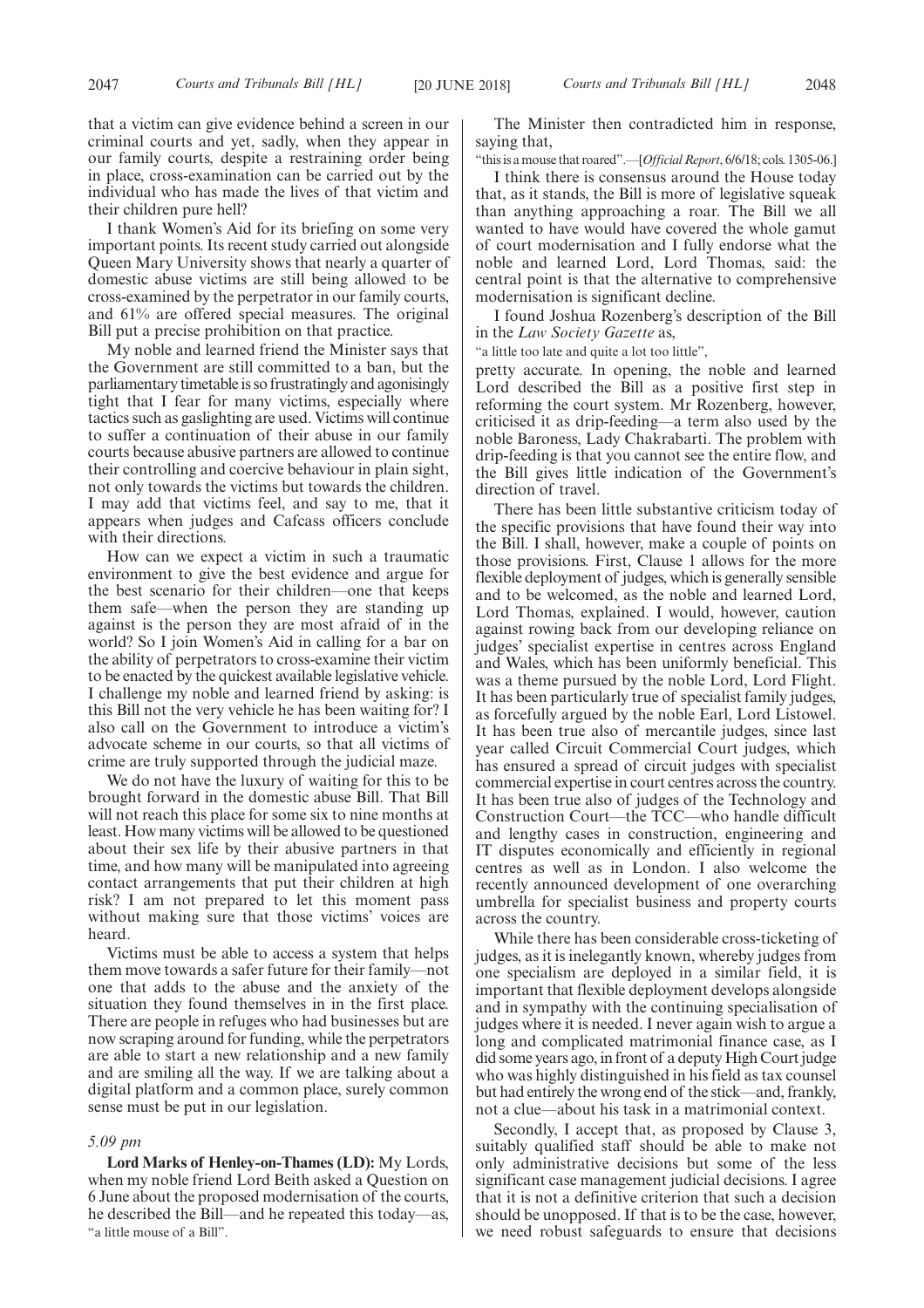that a victim can give evidence behind a screen in our criminal courts and yet, sadly, when they appear in our family courts, despite a restraining order being in place, cross-examination can be carried out by the individual who has made the lives of that victim and their children pure hell?

I thank Women's Aid for its briefing on some very important points. Its recent study carried out alongside Queen Mary University shows that nearly a quarter of domestic abuse victims are still being allowed to be cross-examined by the perpetrator in our family courts, and 61% are offered special measures. The original Bill put a precise prohibition on that practice.

My noble and learned friend the Minister says that the Government are still committed to a ban, but the parliamentary timetable is so frustratingly and agonisingly tight that I fear for many victims, especially where tactics such as gaslighting are used. Victims will continue to suffer a continuation of their abuse in our family courts because abusive partners are allowed to continue their controlling and coercive behaviour in plain sight, not only towards the victims but towards the children. I may add that victims feel, and say to me, that it appears when judges and Cafcass officers conclude with their directions.

How can we expect a victim in such a traumatic environment to give the best evidence and argue for the best scenario for their children—one that keeps them safe—when the person they are standing up against is the person they are most afraid of in the world? So I join Women's Aid in calling for a bar on the ability of perpetrators to cross-examine their victim to be enacted by the quickest available legislative vehicle. I challenge my noble and learned friend by asking: is this Bill not the very vehicle he has been waiting for? I also call on the Government to introduce a victim's advocate scheme in our courts, so that all victims of crime are truly supported through the judicial maze.

We do not have the luxury of waiting for this to be brought forward in the domestic abuse Bill. That Bill will not reach this place for some six to nine months at least. How many victims will be allowed to be questioned about their sex life by their abusive partners in that time, and how many will be manipulated into agreeing contact arrangements that put their children at high risk? I am not prepared to let this moment pass without making sure that those victims' voices are heard.

Victims must be able to access a system that helps them move towards a safer future for their family—not one that adds to the abuse and the anxiety of the situation they found themselves in in the first place. There are people in refuges who had businesses but are now scraping around for funding, while the perpetrators are able to start a new relationship and a new family and are smiling all the way. If we are talking about a digital platform and a common place, surely common sense must be put in our legislation.

*5.09 pm*

**Lord Marks of Henley-on-Thames (LD):** My Lords, when my noble friend Lord Beith asked a Question on 6 June about the proposed modernisation of the courts, he described the Bill—and he repeated this today—as,

"a little mouse of a Bill".

The Minister then contradicted him in response, saying that,

"this is a mouse that roared".—[*Official Report*, 6/6/18; cols. 1305-06.]

I think there is consensus around the House today that, as it stands, the Bill is more of legislative squeak than anything approaching a roar. The Bill we all wanted to have would have covered the whole gamut of court modernisation and I fully endorse what the noble and learned Lord, Lord Thomas, said: the central point is that the alternative to comprehensive modernisation is significant decline.

I found Joshua Rozenberg's description of the Bill in the *Law Society Gazette* as,

"a little too late and quite a lot too little",

pretty accurate. In opening, the noble and learned Lord described the Bill as a positive first step in reforming the court system. Mr Rozenberg, however, criticised it as drip-feeding—a term also used by the noble Baroness, Lady Chakrabarti. The problem with drip-feeding is that you cannot see the entire flow, and the Bill gives little indication of the Government's direction of travel.

There has been little substantive criticism today of the specific provisions that have found their way into the Bill. I shall, however, make a couple of points on those provisions. First, Clause 1 allows for the more flexible deployment of judges, which is generally sensible and to be welcomed, as the noble and learned Lord, Lord Thomas, explained. I would, however, caution against rowing back from our developing reliance on judges' specialist expertise in centres across England and Wales, which has been uniformly beneficial. This was a theme pursued by the noble Lord, Lord Flight. It has been particularly true of specialist family judges, as forcefully argued by the noble Earl, Lord Listowel. It has been true also of mercantile judges, since last year called Circuit Commercial Court judges, which has ensured a spread of circuit judges with specialist commercial expertise in court centres across the country. It has been true also of judges of the Technology and Construction Court—the TCC—who handle difficult and lengthy cases in construction, engineering and IT disputes economically and efficiently in regional centres as well as in London. I also welcome the recently announced development of one overarching umbrella for specialist business and property courts across the country.

While there has been considerable cross-ticketing of judges, as it is inelegantly known, whereby judges from one specialism are deployed in a similar field, it is important that flexible deployment develops alongside and in sympathy with the continuing specialisation of judges where it is needed. I never again wish to argue a long and complicated matrimonial finance case, as I did some years ago, in front of a deputy High Court judge who was highly distinguished in his field as tax counsel but had entirely the wrong end of the stick—and, frankly, not a clue—about his task in a matrimonial context.

Secondly, I accept that, as proposed by Clause 3, suitably qualified staff should be able to make not only administrative decisions but some of the less significant case management judicial decisions. I agree that it is not a definitive criterion that such a decision should be unopposed. If that is to be the case, however, we need robust safeguards to ensure that decisions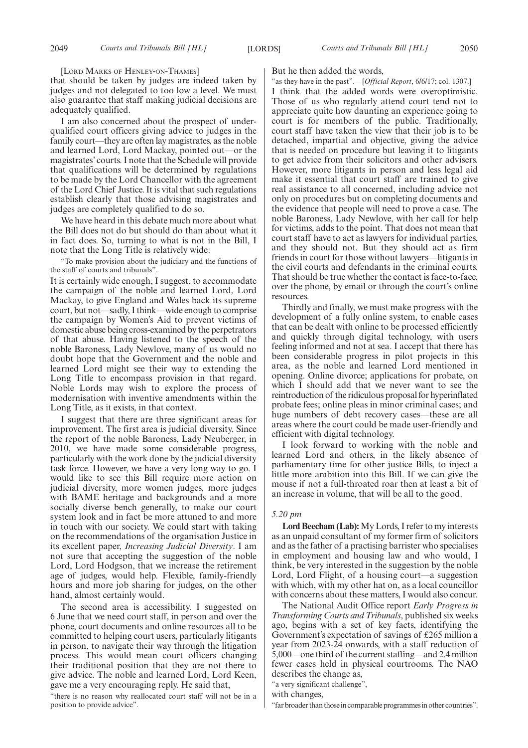[LORD MARKS OF HENLEY-ON-THAMES]

that should be taken by judges are indeed taken by judges and not delegated to too low a level. We must also guarantee that staff making judicial decisions are adequately qualified.

I am also concerned about the prospect of under-qualified court officers giving advice to judges in the family court—they are often lay magistrates, as the noble and learned Lord, Lord Mackay, pointed out—or the magistrates' courts. I note that the Schedule will provide that qualifications will be determined by regulations to be made by the Lord Chancellor with the agreement of the Lord Chief Justice. It is vital that such regulations establish clearly that those advising magistrates and judges are completely qualified to do so.

We have heard in this debate much more about what the Bill does not do but should do than about what it in fact does. So, turning to what is not in the Bill, I note that the Long Title is relatively wide:

"To make provision about the judiciary and the functions of the staff of courts and tribunals".

It is certainly wide enough, I suggest, to accommodate the campaign of the noble and learned Lord, Lord Mackay, to give England and Wales back its supreme court, but not—sadly, I think—wide enough to comprise the campaign by Women's Aid to prevent victims of domestic abuse being cross-examined by the perpetrators of that abuse. Having listened to the speech of the noble Baroness, Lady Newlove, many of us would no doubt hope that the Government and the noble and learned Lord might see their way to extending the Long Title to encompass provision in that regard. Noble Lords may wish to explore the process of modernisation with inventive amendments within the Long Title, as it exists, in that context.

I suggest that there are three significant areas for improvement. The first area is judicial diversity. Since the report of the noble Baroness, Lady Neuberger, in 2010, we have made some considerable progress, particularly with the work done by the judicial diversity task force. However, we have a very long way to go. I would like to see this Bill require more action on judicial diversity, more women judges, more judges with BAME heritage and backgrounds and a more socially diverse bench generally, to make our court system look and in fact be more attuned to and more in touch with our society. We could start with taking on the recommendations of the organisation Justice in its excellent paper, *Increasing Judicial Diversity*. I am not sure that accepting the suggestion of the noble Lord, Lord Hodgson, that we increase the retirement age of judges, would help. Flexible, family-friendly hours and more job sharing for judges, on the other hand, almost certainly would.

The second area is accessibility. I suggested on 6 June that we need court staff, in person and over the phone, court documents and online resources all to be committed to helping court users, particularly litigants in person, to navigate their way through the litigation process. This would mean court officers changing their traditional position that they are not there to give advice. The noble and learned Lord, Lord Keen, gave me a very encouraging reply. He said that,

"there is no reason why reallocated court staff will not be in a position to provide advice".

But he then added the words,

"as they have in the past".—[*Official Report*, 6/6/17; col. 1307.]

I think that the added words were overoptimistic. Those of us who regularly attend court tend not to appreciate quite how daunting an experience going to court is for members of the public. Traditionally, court staff have taken the view that their job is to be detached, impartial and objective, giving the advice that is needed on procedure but leaving it to litigants to get advice from their solicitors and other advisers. However, more litigants in person and less legal aid make it essential that court staff are trained to give real assistance to all concerned, including advice not only on procedures but on completing documents and the evidence that people will need to prove a case. The noble Baroness, Lady Newlove, with her call for help for victims, adds to the point. That does not mean that court staff have to act as lawyers for individual parties, and they should not. But they should act as firm friends in court for those without lawyers—litigants in the civil courts and defendants in the criminal courts. That should be true whether the contact is face-to-face, over the phone, by email or through the court's online resources.

Thirdly and finally, we must make progress with the development of a fully online system, to enable cases that can be dealt with online to be processed efficiently and quickly through digital technology, with users feeling informed and not at sea. I accept that there has been considerable progress in pilot projects in this area, as the noble and learned Lord mentioned in opening. Online divorce; applications for probate, on which I should add that we never want to see the reintroduction of the ridiculous proposal for hyperinflated probate fees; online pleas in minor criminal cases; and huge numbers of debt recovery cases—these are all areas where the court could be made user-friendly and efficient with digital technology.

I look forward to working with the noble and learned Lord and others, in the likely absence of parliamentary time for other justice Bills, to inject a little more ambition into this Bill. If we can give the mouse if not a full-throated roar then at least a bit of an increase in volume, that will be all to the good.

*5.20 pm*

**Lord Beecham (Lab):** My Lords, I refer to my interests as an unpaid consultant of my former firm of solicitors and as the father of a practising barrister who specialises in employment and housing law and who would, I think, be very interested in the suggestion by the noble Lord, Lord Flight, of a housing court—a suggestion with which, with my other hat on, as a local councillor with concerns about these matters, I would also concur.

The National Audit Office report *Early Progress in Transforming Courts and Tribunals*, published six weeks ago, begins with a set of key facts, identifying the Government's expectation of savings of £265 million a year from 2023-24 onwards, with a staff reduction of 5,000—one third of the current staffing—and 2.4 million fewer cases held in physical courtrooms. The NAO describes the change as,

"a very significant challenge",

with changes,

"far broader than those in comparable programmes in other countries".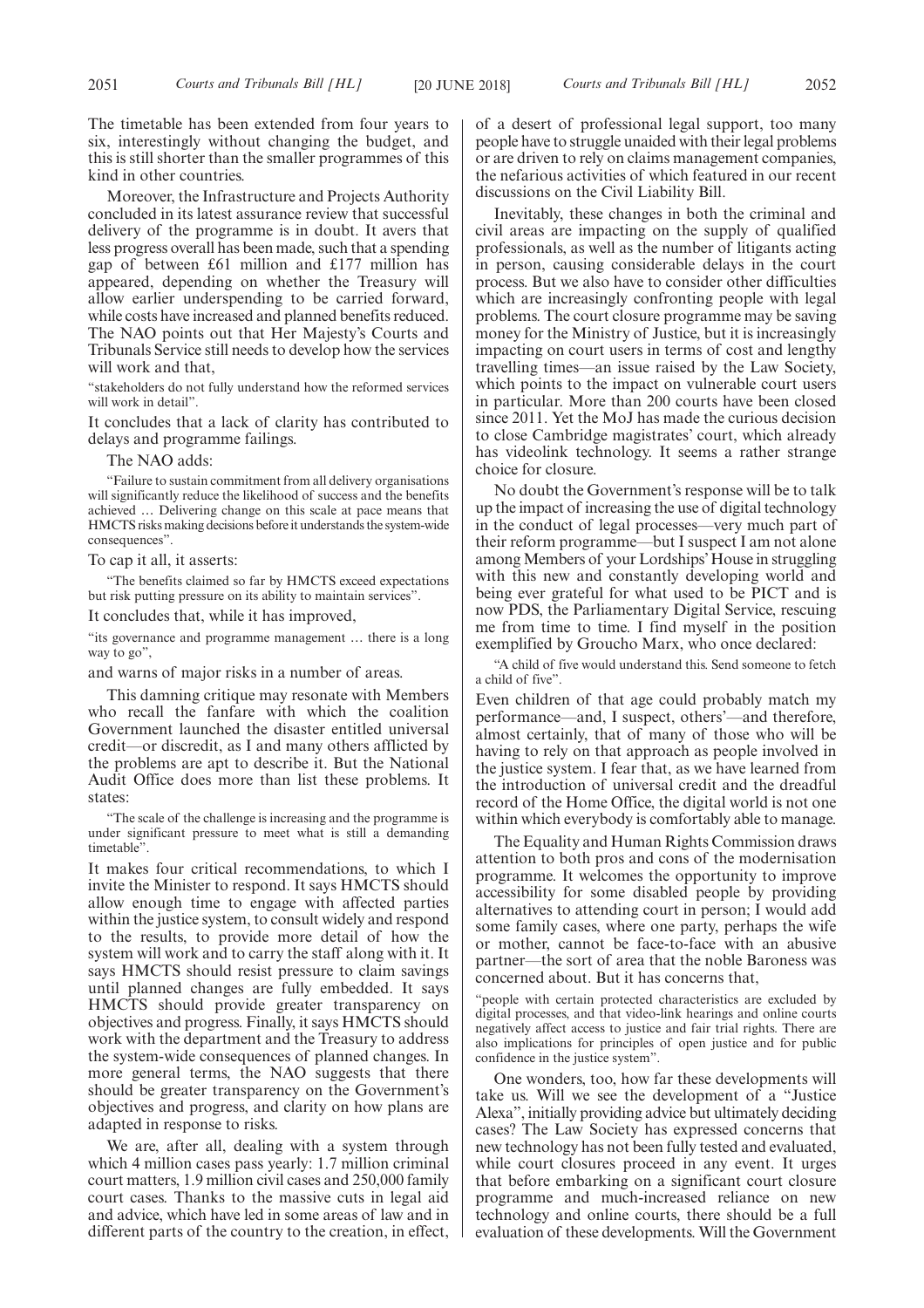The timetable has been extended from four years to six, interestingly without changing the budget, and this is still shorter than the smaller programmes of this kind in other countries.

Moreover, the Infrastructure and Projects Authority concluded in its latest assurance review that successful delivery of the programme is in doubt. It avers that less progress overall has been made, such that a spending gap of between £61 million and £177 million has appeared, depending on whether the Treasury will allow earlier underspending to be carried forward, while costs have increased and planned benefits reduced. The NAO points out that Her Majesty's Courts and Tribunals Service still needs to develop how the services will work and that,

"stakeholders do not fully understand how the reformed services will work in detail".

It concludes that a lack of clarity has contributed to delays and programme failings.

The NAO adds:

"Failure to sustain commitment from all delivery organisations will significantly reduce the likelihood of success and the benefits achieved … Delivering change on this scale at pace means that HMCTS risks making decisions before it understands the system-wide consequences".

To cap it all, it asserts:

"The benefits claimed so far by HMCTS exceed expectations but risk putting pressure on its ability to maintain services".

It concludes that, while it has improved,

"its governance and programme management … there is a long way to go",

and warns of major risks in a number of areas.

This damning critique may resonate with Members who recall the fanfare with which the coalition Government launched the disaster entitled universal credit—or discredit, as I and many others afflicted by the problems are apt to describe it. But the National Audit Office does more than list these problems. It states:

"The scale of the challenge is increasing and the programme is under significant pressure to meet what is still a demanding timetable".

It makes four critical recommendations, to which I invite the Minister to respond. It says HMCTS should allow enough time to engage with affected parties within the justice system, to consult widely and respond to the results, to provide more detail of how the system will work and to carry the staff along with it. It says HMCTS should resist pressure to claim savings until planned changes are fully embedded. It says HMCTS should provide greater transparency on objectives and progress. Finally, it says HMCTS should work with the department and the Treasury to address the system-wide consequences of planned changes. In more general terms, the NAO suggests that there should be greater transparency on the Government's objectives and progress, and clarity on how plans are adapted in response to risks.

We are, after all, dealing with a system through which 4 million cases pass yearly: 1.7 million criminal court matters, 1.9 million civil cases and 250,000 family court cases. Thanks to the massive cuts in legal aid and advice, which have led in some areas of law and in different parts of the country to the creation, in effect, of a desert of professional legal support, too many people have to struggle unaided with their legal problems or are driven to rely on claims management companies, the nefarious activities of which featured in our recent discussions on the Civil Liability Bill.

Inevitably, these changes in both the criminal and civil areas are impacting on the supply of qualified professionals, as well as the number of litigants acting in person, causing considerable delays in the court process. But we also have to consider other difficulties which are increasingly confronting people with legal problems. The court closure programme may be saving money for the Ministry of Justice, but it is increasingly impacting on court users in terms of cost and lengthy travelling times—an issue raised by the Law Society, which points to the impact on vulnerable court users in particular. More than 200 courts have been closed since 2011. Yet the MoJ has made the curious decision to close Cambridge magistrates' court, which already has videolink technology. It seems a rather strange choice for closure.

No doubt the Government's response will be to talk up the impact of increasing the use of digital technology in the conduct of legal processes—very much part of their reform programme—but I suspect I am not alone among Members of your Lordships' House in struggling with this new and constantly developing world and being ever grateful for what used to be PICT and is now PDS, the Parliamentary Digital Service, rescuing me from time to time. I find myself in the position exemplified by Groucho Marx, who once declared:

"A child of five would understand this. Send someone to fetch a child of five".

Even children of that age could probably match my performance—and, I suspect, others'—and therefore, almost certainly, that of many of those who will be having to rely on that approach as people involved in the justice system. I fear that, as we have learned from the introduction of universal credit and the dreadful record of the Home Office, the digital world is not one within which everybody is comfortably able to manage.

The Equality and Human Rights Commission draws attention to both pros and cons of the modernisation programme. It welcomes the opportunity to improve accessibility for some disabled people by providing alternatives to attending court in person; I would add some family cases, where one party, perhaps the wife or mother, cannot be face-to-face with an abusive partner—the sort of area that the noble Baroness was concerned about. But it has concerns that,

"people with certain protected characteristics are excluded by digital processes, and that video-link hearings and online courts negatively affect access to justice and fair trial rights. There are also implications for principles of open justice and for public confidence in the justice system".

One wonders, too, how far these developments will take us. Will we see the development of a "Justice Alexa", initially providing advice but ultimately deciding cases? The Law Society has expressed concerns that new technology has not been fully tested and evaluated, while court closures proceed in any event. It urges that before embarking on a significant court closure programme and much-increased reliance on new technology and online courts, there should be a full evaluation of these developments. Will the Government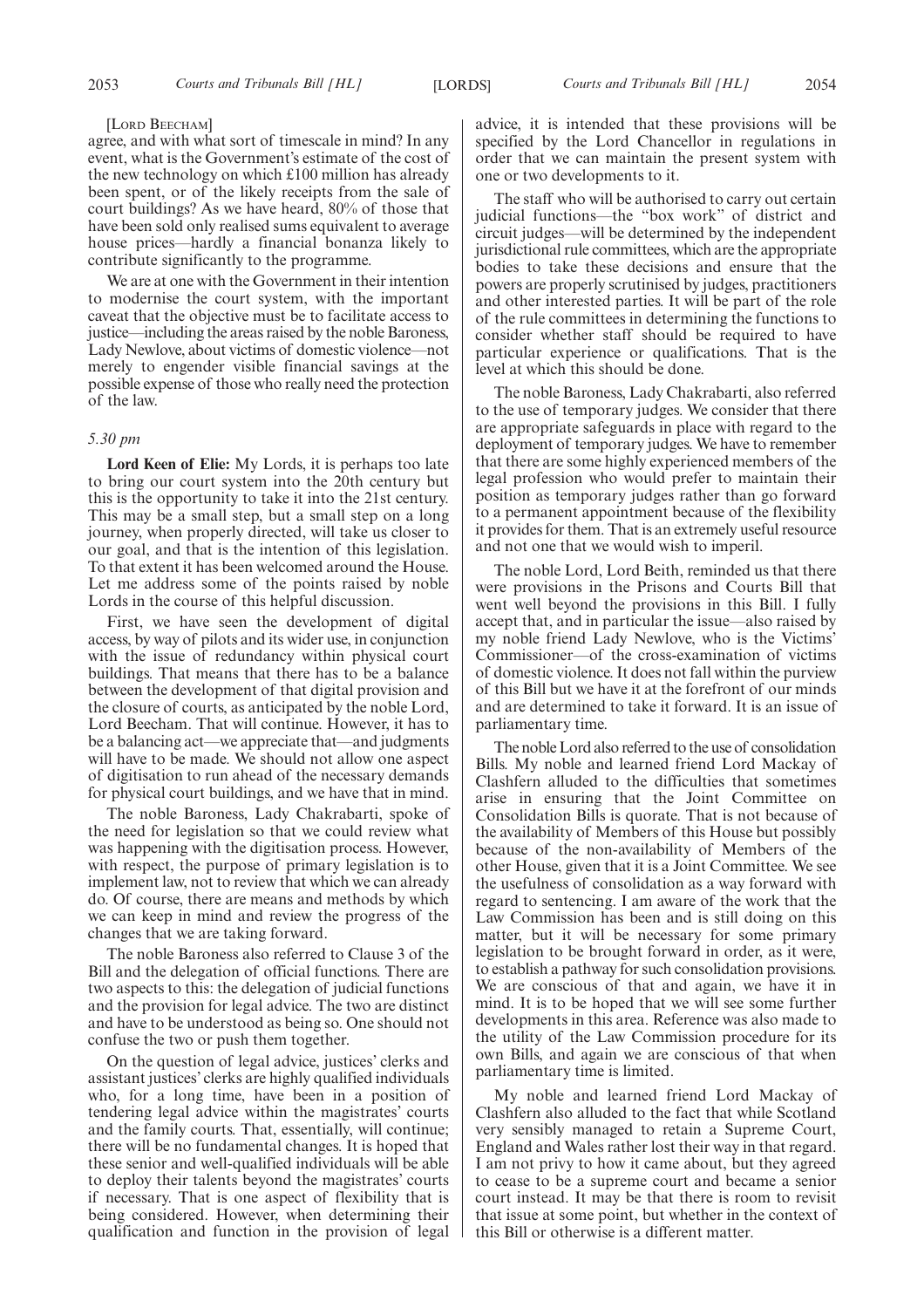[LORD BEECHAM]

agree, and with what sort of timescale in mind? In any event, what is the Government's estimate of the cost of the new technology on which £100 million has already been spent, or of the likely receipts from the sale of court buildings? As we have heard, 80% of those that have been sold only realised sums equivalent to average house prices—hardly a financial bonanza likely to contribute significantly to the programme.

We are at one with the Government in their intention to modernise the court system, with the important caveat that the objective must be to facilitate access to justice—including the areas raised by the noble Baroness, Lady Newlove, about victims of domestic violence—not merely to engender visible financial savings at the possible expense of those who really need the protection of the law.

*5.30 pm*

**Lord Keen of Elie:** My Lords, it is perhaps too late to bring our court system into the 20th century but this is the opportunity to take it into the 21st century. This may be a small step, but a small step on a long journey, when properly directed, will take us closer to our goal, and that is the intention of this legislation. To that extent it has been welcomed around the House. Let me address some of the points raised by noble Lords in the course of this helpful discussion.

First, we have seen the development of digital access, by way of pilots and its wider use, in conjunction with the issue of redundancy within physical court buildings. That means that there has to be a balance between the development of that digital provision and the closure of courts, as anticipated by the noble Lord, Lord Beecham. That will continue. However, it has to be a balancing act—we appreciate that—and judgments will have to be made. We should not allow one aspect of digitisation to run ahead of the necessary demands for physical court buildings, and we have that in mind.

The noble Baroness, Lady Chakrabarti, spoke of the need for legislation so that we could review what was happening with the digitisation process. However, with respect, the purpose of primary legislation is to implement law, not to review that which we can already do. Of course, there are means and methods by which we can keep in mind and review the progress of the changes that we are taking forward.

The noble Baroness also referred to Clause 3 of the Bill and the delegation of official functions. There are two aspects to this: the delegation of judicial functions and the provision for legal advice. The two are distinct and have to be understood as being so. One should not confuse the two or push them together.

On the question of legal advice, justices' clerks and assistant justices' clerks are highly qualified individuals who, for a long time, have been in a position of tendering legal advice within the magistrates' courts and the family courts. That, essentially, will continue; there will be no fundamental changes. It is hoped that these senior and well-qualified individuals will be able to deploy their talents beyond the magistrates' courts if necessary. That is one aspect of flexibility that is being considered. However, when determining their qualification and function in the provision of legal advice, it is intended that these provisions will be specified by the Lord Chancellor in regulations in order that we can maintain the present system with one or two developments to it.

The staff who will be authorised to carry out certain judicial functions—the "box work" of district and circuit judges—will be determined by the independent jurisdictional rule committees, which are the appropriate bodies to take these decisions and ensure that the powers are properly scrutinised by judges, practitioners and other interested parties. It will be part of the role of the rule committees in determining the functions to consider whether staff should be required to have particular experience or qualifications. That is the level at which this should be done.

The noble Baroness, Lady Chakrabarti, also referred to the use of temporary judges. We consider that there are appropriate safeguards in place with regard to the deployment of temporary judges. We have to remember that there are some highly experienced members of the legal profession who would prefer to maintain their position as temporary judges rather than go forward to a permanent appointment because of the flexibility it provides for them. That is an extremely useful resource and not one that we would wish to imperil.

The noble Lord, Lord Beith, reminded us that there were provisions in the Prisons and Courts Bill that went well beyond the provisions in this Bill. I fully accept that, and in particular the issue—also raised by my noble friend Lady Newlove, who is the Victims' Commissioner—of the cross-examination of victims of domestic violence. It does not fall within the purview of this Bill but we have it at the forefront of our minds and are determined to take it forward. It is an issue of parliamentary time.

The noble Lord also referred to the use of consolidation Bills. My noble and learned friend Lord Mackay of Clashfern alluded to the difficulties that sometimes arise in ensuring that the Joint Committee on Consolidation Bills is quorate. That is not because of the availability of Members of this House but possibly because of the non-availability of Members of the other House, given that it is a Joint Committee. We see the usefulness of consolidation as a way forward with regard to sentencing. I am aware of the work that the Law Commission has been and is still doing on this matter, but it will be necessary for some primary legislation to be brought forward in order, as it were, to establish a pathway for such consolidation provisions. We are conscious of that and again, we have it in mind. It is to be hoped that we will see some further developments in this area. Reference was also made to the utility of the Law Commission procedure for its own Bills, and again we are conscious of that when parliamentary time is limited.

My noble and learned friend Lord Mackay of Clashfern also alluded to the fact that while Scotland very sensibly managed to retain a Supreme Court, England and Wales rather lost their way in that regard. I am not privy to how it came about, but they agreed to cease to be a supreme court and became a senior court instead. It may be that there is room to revisit that issue at some point, but whether in the context of this Bill or otherwise is a different matter.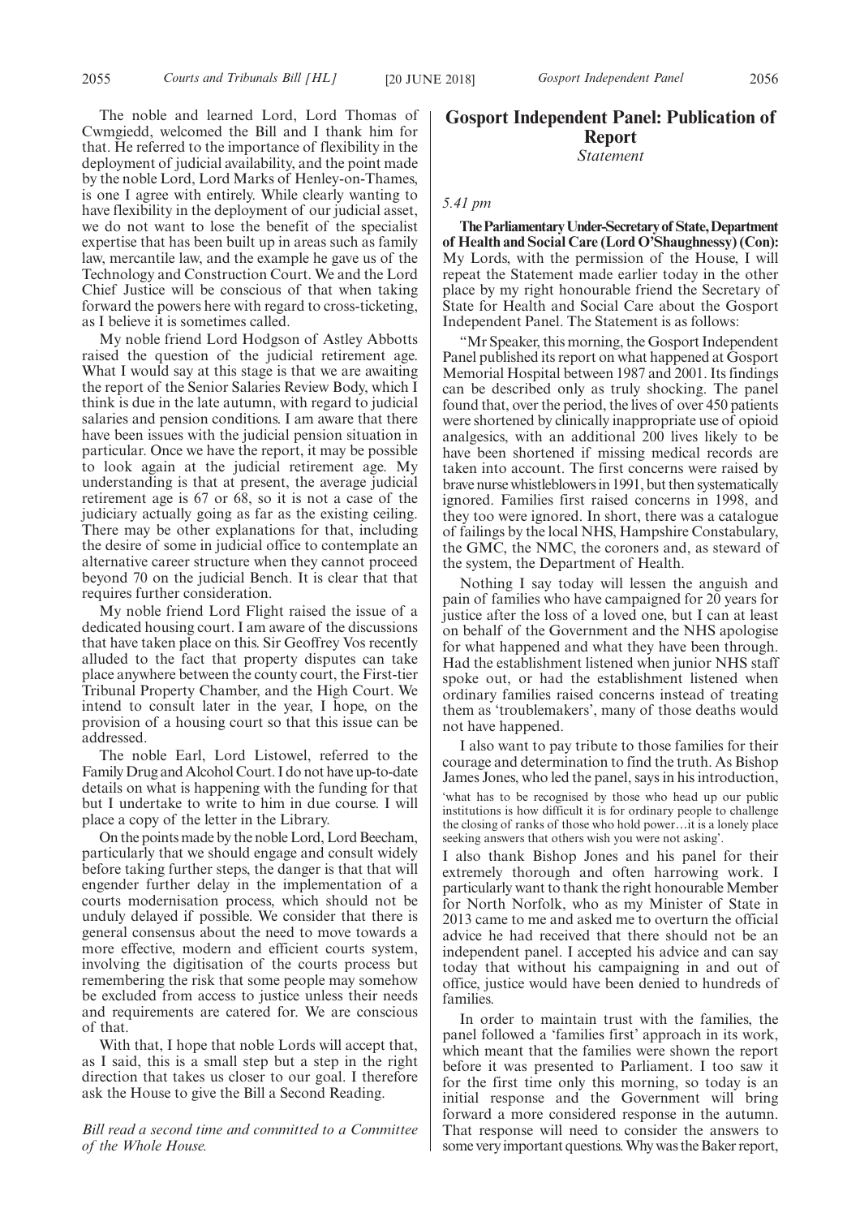The noble and learned Lord, Lord Thomas of Cwmgiedd, welcomed the Bill and I thank him for that. He referred to the importance of flexibility in the deployment of judicial availability, and the point made by the noble Lord, Lord Marks of Henley-on-Thames, is one I agree with entirely. While clearly wanting to have flexibility in the deployment of our judicial asset, we do not want to lose the benefit of the specialist expertise that has been built up in areas such as family law, mercantile law, and the example he gave us of the Technology and Construction Court. We and the Lord Chief Justice will be conscious of that when taking forward the powers here with regard to cross-ticketing, as I believe it is sometimes called.

My noble friend Lord Hodgson of Astley Abbotts raised the question of the judicial retirement age. What I would say at this stage is that we are awaiting the report of the Senior Salaries Review Body, which I think is due in the late autumn, with regard to judicial salaries and pension conditions. I am aware that there have been issues with the judicial pension situation in particular. Once we have the report, it may be possible to look again at the judicial retirement age. My understanding is that at present, the average judicial retirement age is 67 or 68, so it is not a case of the judiciary actually going as far as the existing ceiling. There may be other explanations for that, including the desire of some in judicial office to contemplate an alternative career structure when they cannot proceed beyond 70 on the judicial Bench. It is clear that that requires further consideration.

My noble friend Lord Flight raised the issue of a dedicated housing court. I am aware of the discussions that have taken place on this. Sir Geoffrey Vos recently alluded to the fact that property disputes can take place anywhere between the county court, the First-tier Tribunal Property Chamber, and the High Court. We intend to consult later in the year, I hope, on the provision of a housing court so that this issue can be addressed.

The noble Earl, Lord Listowel, referred to the Family Drug and Alcohol Court. I do not have up-to-date details on what is happening with the funding for that but I undertake to write to him in due course. I will place a copy of the letter in the Library.

On the points made by the noble Lord, Lord Beecham, particularly that we should engage and consult widely before taking further steps, the danger is that that will engender further delay in the implementation of a courts modernisation process, which should not be unduly delayed if possible. We consider that there is general consensus about the need to move towards a more effective, modern and efficient courts system, involving the digitisation of the courts process but remembering the risk that some people may somehow be excluded from access to justice unless their needs and requirements are catered for. We are conscious of that.

With that, I hope that noble Lords will accept that, as I said, this is a small step but a step in the right direction that takes us closer to our goal. I therefore ask the House to give the Bill a Second Reading.

*Bill read a second time and committed to a Committee of the Whole House.*

## Gosport Independent Panel: Publication of Report

*Statement*

*5.41 pm*

**The Parliamentary Under-Secretary of State, Department of Health and Social Care (Lord O'Shaughnessy) (Con):** My Lords, with the permission of the House, I will repeat the Statement made earlier today in the other place by my right honourable friend the Secretary of State for Health and Social Care about the Gosport Independent Panel. The Statement is as follows:

"Mr Speaker, this morning, the Gosport Independent Panel published its report on what happened at Gosport Memorial Hospital between 1987 and 2001. Its findings can be described only as truly shocking. The panel found that, over the period, the lives of over 450 patients were shortened by clinically inappropriate use of opioid analgesics, with an additional 200 lives likely to be have been shortened if missing medical records are taken into account. The first concerns were raised by brave nurse whistleblowers in 1991, but then systematically ignored. Families first raised concerns in 1998, and they too were ignored. In short, there was a catalogue of failings by the local NHS, Hampshire Constabulary, the GMC, the NMC, the coroners and, as steward of the system, the Department of Health.

Nothing I say today will lessen the anguish and pain of families who have campaigned for 20 years for justice after the loss of a loved one, but I can at least on behalf of the Government and the NHS apologise for what happened and what they have been through. Had the establishment listened when junior NHS staff spoke out, or had the establishment listened when ordinary families raised concerns instead of treating them as 'troublemakers', many of those deaths would not have happened.

I also want to pay tribute to those families for their courage and determination to find the truth. As Bishop James Jones, who led the panel, says in his introduction,

'what has to be recognised by those who head up our public institutions is how difficult it is for ordinary people to challenge the closing of ranks of those who hold power…it is a lonely place seeking answers that others wish you were not asking'.

I also thank Bishop Jones and his panel for their extremely thorough and often harrowing work. I particularly want to thank the right honourable Member for North Norfolk, who as my Minister of State in 2013 came to me and asked me to overturn the official advice he had received that there should not be an independent panel. I accepted his advice and can say today that without his campaigning in and out of office, justice would have been denied to hundreds of families.

In order to maintain trust with the families, the panel followed a 'families first' approach in its work, which meant that the families were shown the report before it was presented to Parliament. I too saw it for the first time only this morning, so today is an initial response and the Government will bring forward a more considered response in the autumn. That response will need to consider the answers to some very important questions. Why was the Baker report,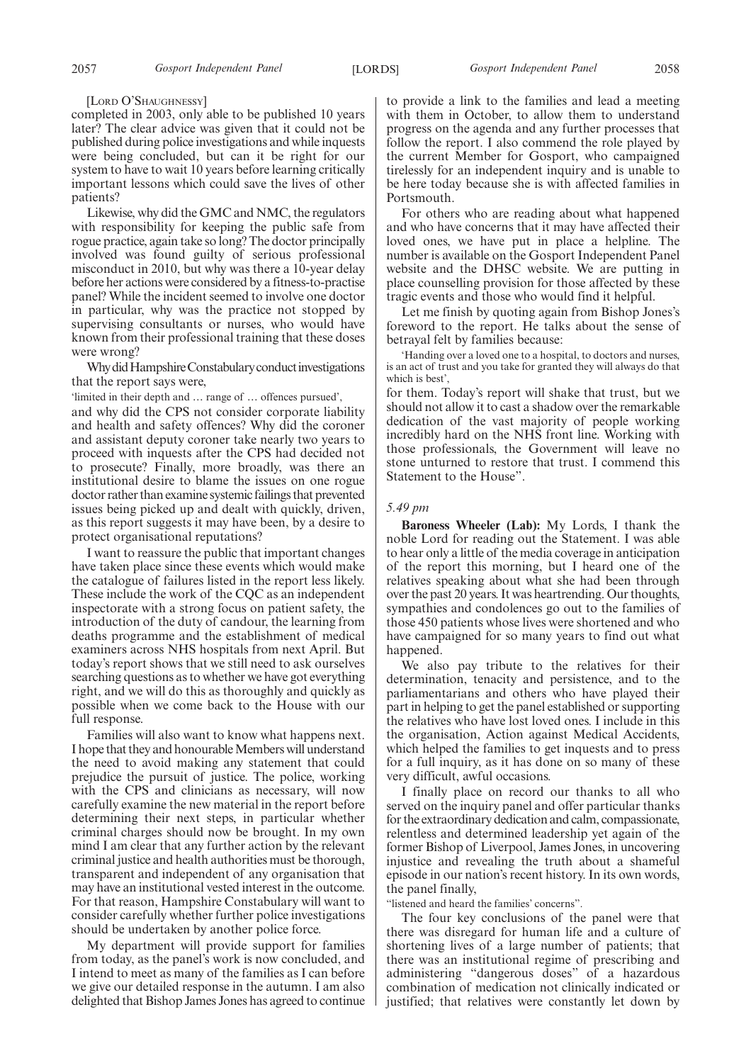[LORD O'SHAUGHNESSY]

completed in 2003, only able to be published 10 years later? The clear advice was given that it could not be published during police investigations and while inquests were being concluded, but can it be right for our system to have to wait 10 years before learning critically important lessons which could save the lives of other patients?

Likewise, why did the GMC and NMC, the regulators with responsibility for keeping the public safe from rogue practice, again take so long? The doctor principally involved was found guilty of serious professional misconduct in 2010, but why was there a 10-year delay before her actions were considered by a fitness-to-practise panel? While the incident seemed to involve one doctor in particular, why was the practice not stopped by supervising consultants or nurses, who would have known from their professional training that these doses were wrong?

Why did Hampshire Constabulary conduct investigations that the report says were,

'limited in their depth and … range of … offences pursued',

and why did the CPS not consider corporate liability and health and safety offences? Why did the coroner and assistant deputy coroner take nearly two years to proceed with inquests after the CPS had decided not to prosecute? Finally, more broadly, was there an institutional desire to blame the issues on one rogue doctor rather than examine systemic failings that prevented issues being picked up and dealt with quickly, driven, as this report suggests it may have been, by a desire to protect organisational reputations?

I want to reassure the public that important changes have taken place since these events which would make the catalogue of failures listed in the report less likely. These include the work of the CQC as an independent inspectorate with a strong focus on patient safety, the introduction of the duty of candour, the learning from deaths programme and the establishment of medical examiners across NHS hospitals from next April. But today's report shows that we still need to ask ourselves searching questions as to whether we have got everything right, and we will do this as thoroughly and quickly as possible when we come back to the House with our full response.

Families will also want to know what happens next. I hope that they and honourable Members will understand the need to avoid making any statement that could prejudice the pursuit of justice. The police, working with the CPS and clinicians as necessary, will now carefully examine the new material in the report before determining their next steps, in particular whether criminal charges should now be brought. In my own mind I am clear that any further action by the relevant criminal justice and health authorities must be thorough, transparent and independent of any organisation that may have an institutional vested interest in the outcome. For that reason, Hampshire Constabulary will want to consider carefully whether further police investigations should be undertaken by another police force.

My department will provide support for families from today, as the panel's work is now concluded, and I intend to meet as many of the families as I can before we give our detailed response in the autumn. I am also delighted that Bishop James Jones has agreed to continue to provide a link to the families and lead a meeting with them in October, to allow them to understand progress on the agenda and any further processes that follow the report. I also commend the role played by the current Member for Gosport, who campaigned tirelessly for an independent inquiry and is unable to be here today because she is with affected families in Portsmouth.

For others who are reading about what happened and who have concerns that it may have affected their loved ones, we have put in place a helpline. The number is available on the Gosport Independent Panel website and the DHSC website. We are putting in place counselling provision for those affected by these tragic events and those who would find it helpful.

Let me finish by quoting again from Bishop Jones's foreword to the report. He talks about the sense of betrayal felt by families because:

'Handing over a loved one to a hospital, to doctors and nurses, is an act of trust and you take for granted they will always do that which is best',

for them. Today's report will shake that trust, but we should not allow it to cast a shadow over the remarkable dedication of the vast majority of people working incredibly hard on the NHS front line. Working with those professionals, the Government will leave no stone unturned to restore that trust. I commend this Statement to the House".

*5.49 pm*

**Baroness Wheeler (Lab):** My Lords, I thank the noble Lord for reading out the Statement. I was able to hear only a little of the media coverage in anticipation of the report this morning, but I heard one of the relatives speaking about what she had been through over the past 20 years. It was heartrending. Our thoughts, sympathies and condolences go out to the families of those 450 patients whose lives were shortened and who have campaigned for so many years to find out what happened.

We also pay tribute to the relatives for their determination, tenacity and persistence, and to the parliamentarians and others who have played their part in helping to get the panel established or supporting the relatives who have lost loved ones. I include in this the organisation, Action against Medical Accidents, which helped the families to get inquests and to press for a full inquiry, as it has done on so many of these very difficult, awful occasions.

I finally place on record our thanks to all who served on the inquiry panel and offer particular thanks for the extraordinary dedication and calm, compassionate, relentless and determined leadership yet again of the former Bishop of Liverpool, James Jones, in uncovering injustice and revealing the truth about a shameful episode in our nation's recent history. In its own words, the panel finally,

"listened and heard the families' concerns".

The four key conclusions of the panel were that there was disregard for human life and a culture of shortening lives of a large number of patients; that there was an institutional regime of prescribing and administering "dangerous doses" of a hazardous combination of medication not clinically indicated or justified; that relatives were constantly let down by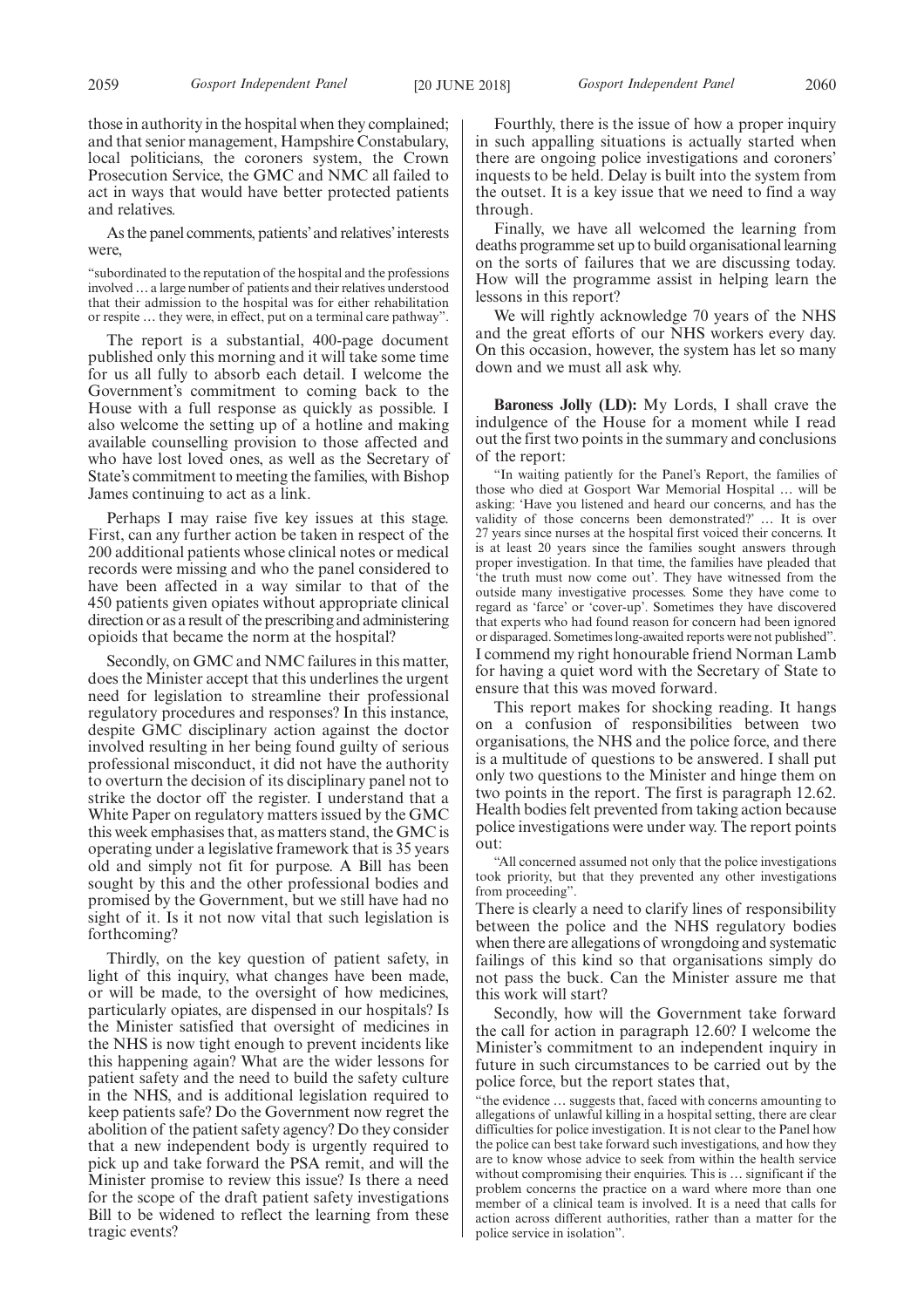those in authority in the hospital when they complained; and that senior management, Hampshire Constabulary, local politicians, the coroners system, the Crown Prosecution Service, the GMC and NMC all failed to act in ways that would have better protected patients and relatives.

As the panel comments, patients' and relatives' interests were,

> "subordinated to the reputation of the hospital and the professions involved … a large number of patients and their relatives understood that their admission to the hospital was for either rehabilitation or respite … they were, in effect, put on a terminal care pathway".

The report is a substantial, 400-page document published only this morning and it will take some time for us all fully to absorb each detail. I welcome the Government's commitment to coming back to the House with a full response as quickly as possible. I also welcome the setting up of a hotline and making available counselling provision to those affected and who have lost loved ones, as well as the Secretary of State's commitment to meeting the families, with Bishop James continuing to act as a link.

Perhaps I may raise five key issues at this stage. First, can any further action be taken in respect of the 200 additional patients whose clinical notes or medical records were missing and who the panel considered to have been affected in a way similar to that of the 450 patients given opiates without appropriate clinical direction or as a result of the prescribing and administering opioids that became the norm at the hospital?

Secondly, on GMC and NMC failures in this matter, does the Minister accept that this underlines the urgent need for legislation to streamline their professional regulatory procedures and responses? In this instance, despite GMC disciplinary action against the doctor involved resulting in her being found guilty of serious professional misconduct, it did not have the authority to overturn the decision of its disciplinary panel not to strike the doctor off the register. I understand that a White Paper on regulatory matters issued by the GMC this week emphasises that, as matters stand, the GMC is operating under a legislative framework that is 35 years old and simply not fit for purpose. A Bill has been sought by this and the other professional bodies and promised by the Government, but we still have had no sight of it. Is it not now vital that such legislation is forthcoming?

Thirdly, on the key question of patient safety, in light of this inquiry, what changes have been made, or will be made, to the oversight of how medicines, particularly opiates, are dispensed in our hospitals? Is the Minister satisfied that oversight of medicines in the NHS is now tight enough to prevent incidents like this happening again? What are the wider lessons for patient safety and the need to build the safety culture in the NHS, and is additional legislation required to keep patients safe? Do the Government now regret the abolition of the patient safety agency? Do they consider that a new independent body is urgently required to pick up and take forward the PSA remit, and will the Minister promise to review this issue? Is there a need for the scope of the draft patient safety investigations Bill to be widened to reflect the learning from these tragic events?

Fourthly, there is the issue of how a proper inquiry in such appalling situations is actually started when there are ongoing police investigations and coroners' inquests to be held. Delay is built into the system from the outset. It is a key issue that we need to find a way through.

Finally, we have all welcomed the learning from deaths programme set up to build organisational learning on the sorts of failures that we are discussing today. How will the programme assist in helping learn the lessons in this report?

We will rightly acknowledge 70 years of the NHS and the great efforts of our NHS workers every day. On this occasion, however, the system has let so many down and we must all ask why.

**Baroness Jolly (LD):** My Lords, I shall crave the indulgence of the House for a moment while I read out the first two points in the summary and conclusions of the report:

> "In waiting patiently for the Panel's Report, the families of those who died at Gosport War Memorial Hospital … will be asking: 'Have you listened and heard our concerns, and has the validity of those concerns been demonstrated?' … It is over 27 years since nurses at the hospital first voiced their concerns. It is at least 20 years since the families sought answers through proper investigation. In that time, the families have pleaded that 'the truth must now come out'. They have witnessed from the outside many investigative processes. Some they have come to regard as 'farce' or 'cover-up'. Sometimes they have discovered that experts who had found reason for concern had been ignored or disparaged. Sometimes long-awaited reports were not published".

I commend my right honourable friend Norman Lamb for having a quiet word with the Secretary of State to ensure that this was moved forward.

This report makes for shocking reading. It hangs on a confusion of responsibilities between two organisations, the NHS and the police force, and there is a multitude of questions to be answered. I shall put only two questions to the Minister and hinge them on two points in the report. The first is paragraph 12.62. Health bodies felt prevented from taking action because police investigations were under way. The report points out:

> "All concerned assumed not only that the police investigations took priority, but that they prevented any other investigations from proceeding".

There is clearly a need to clarify lines of responsibility between the police and the NHS regulatory bodies when there are allegations of wrongdoing and systematic failings of this kind so that organisations simply do not pass the buck. Can the Minister assure me that this work will start?

Secondly, how will the Government take forward the call for action in paragraph 12.60? I welcome the Minister's commitment to an independent inquiry in future in such circumstances to be carried out by the police force, but the report states that,

> "the evidence … suggests that, faced with concerns amounting to allegations of unlawful killing in a hospital setting, there are clear difficulties for police investigation. It is not clear to the Panel how the police can best take forward such investigations, and how they are to know whose advice to seek from within the health service without compromising their enquiries. This is … significant if the problem concerns the practice on a ward where more than one member of a clinical team is involved. It is a need that calls for action across different authorities, rather than a matter for the police service in isolation".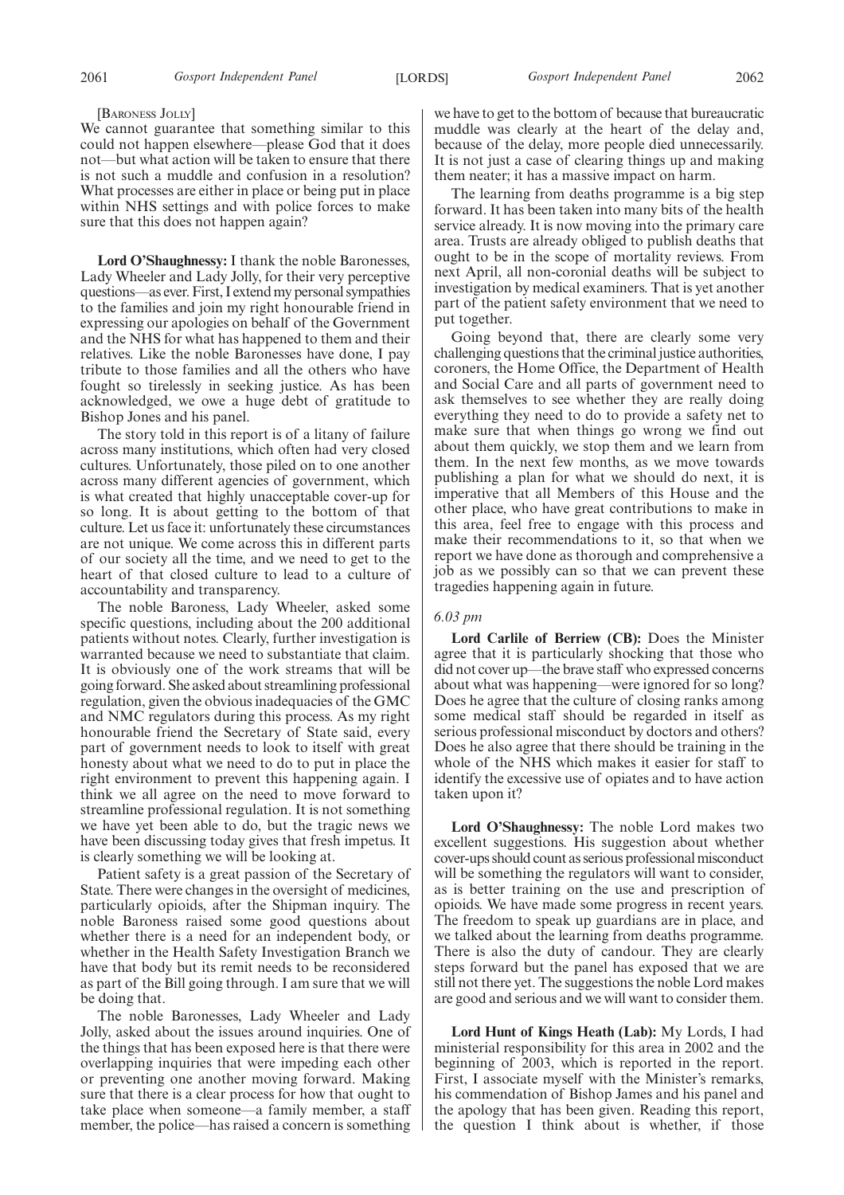[BARONESS JOLLY]

We cannot guarantee that something similar to this could not happen elsewhere—please God that it does not—but what action will be taken to ensure that there is not such a muddle and confusion in a resolution? What processes are either in place or being put in place within NHS settings and with police forces to make sure that this does not happen again?

**Lord O'Shaughnessy:** I thank the noble Baronesses, Lady Wheeler and Lady Jolly, for their very perceptive questions—as ever. First, I extend my personal sympathies to the families and join my right honourable friend in expressing our apologies on behalf of the Government and the NHS for what has happened to them and their relatives. Like the noble Baronesses have done, I pay tribute to those families and all the others who have fought so tirelessly in seeking justice. As has been acknowledged, we owe a huge debt of gratitude to Bishop Jones and his panel.

The story told in this report is of a litany of failure across many institutions, which often had very closed cultures. Unfortunately, those piled on to one another across many different agencies of government, which is what created that highly unacceptable cover-up for so long. It is about getting to the bottom of that culture. Let us face it: unfortunately these circumstances are not unique. We come across this in different parts of our society all the time, and we need to get to the heart of that closed culture to lead to a culture of accountability and transparency.

The noble Baroness, Lady Wheeler, asked some specific questions, including about the 200 additional patients without notes. Clearly, further investigation is warranted because we need to substantiate that claim. It is obviously one of the work streams that will be going forward. She asked about streamlining professional regulation, given the obvious inadequacies of the GMC and NMC regulators during this process. As my right honourable friend the Secretary of State said, every part of government needs to look to itself with great honesty about what we need to do to put in place the right environment to prevent this happening again. I think we all agree on the need to move forward to streamline professional regulation. It is not something we have yet been able to do, but the tragic news we have been discussing today gives that fresh impetus. It is clearly something we will be looking at.

Patient safety is a great passion of the Secretary of State. There were changes in the oversight of medicines, particularly opioids, after the Shipman inquiry. The noble Baroness raised some good questions about whether there is a need for an independent body, or whether in the Health Safety Investigation Branch we have that body but its remit needs to be reconsidered as part of the Bill going through. I am sure that we will be doing that.

The noble Baronesses, Lady Wheeler and Lady Jolly, asked about the issues around inquiries. One of the things that has been exposed here is that there were overlapping inquiries that were impeding each other or preventing one another moving forward. Making sure that there is a clear process for how that ought to take place when someone—a family member, a staff member, the police—has raised a concern is something we have to get to the bottom of because that bureaucratic muddle was clearly at the heart of the delay and, because of the delay, more people died unnecessarily. It is not just a case of clearing things up and making them neater; it has a massive impact on harm.

The learning from deaths programme is a big step forward. It has been taken into many bits of the health service already. It is now moving into the primary care area. Trusts are already obliged to publish deaths that ought to be in the scope of mortality reviews. From next April, all non-coronial deaths will be subject to investigation by medical examiners. That is yet another part of the patient safety environment that we need to put together.

Going beyond that, there are clearly some very challenging questions that the criminal justice authorities, coroners, the Home Office, the Department of Health and Social Care and all parts of government need to ask themselves to see whether they are really doing everything they need to do to provide a safety net to make sure that when things go wrong we find out about them quickly, we stop them and we learn from them. In the next few months, as we move towards publishing a plan for what we should do next, it is imperative that all Members of this House and the other place, who have great contributions to make in this area, feel free to engage with this process and make their recommendations to it, so that when we report we have done as thorough and comprehensive a job as we possibly can so that we can prevent these tragedies happening again in future.

*6.03 pm*

**Lord Carlile of Berriew (CB):** Does the Minister agree that it is particularly shocking that those who did not cover up—the brave staff who expressed concerns about what was happening—were ignored for so long? Does he agree that the culture of closing ranks among some medical staff should be regarded in itself as serious professional misconduct by doctors and others? Does he also agree that there should be training in the whole of the NHS which makes it easier for staff to identify the excessive use of opiates and to have action taken upon it?

**Lord O'Shaughnessy:** The noble Lord makes two excellent suggestions. His suggestion about whether cover-ups should count as serious professional misconduct will be something the regulators will want to consider, as is better training on the use and prescription of opioids. We have made some progress in recent years. The freedom to speak up guardians are in place, and we talked about the learning from deaths programme. There is also the duty of candour. They are clearly steps forward but the panel has exposed that we are still not there yet. The suggestions the noble Lord makes are good and serious and we will want to consider them.

**Lord Hunt of Kings Heath (Lab):** My Lords, I had ministerial responsibility for this area in 2002 and the beginning of 2003, which is reported in the report. First, I associate myself with the Minister's remarks, his commendation of Bishop James and his panel and the apology that has been given. Reading this report, the question I think about is whether, if those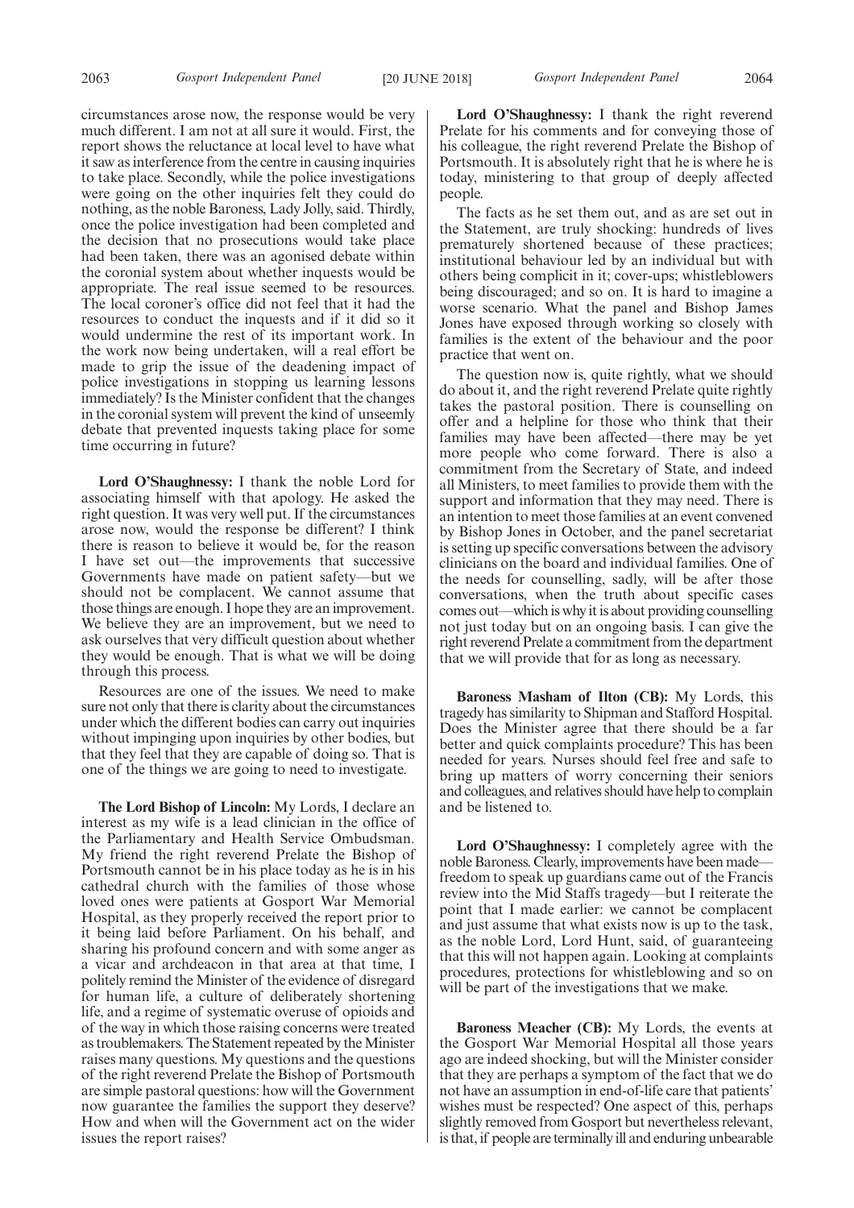circumstances arose now, the response would be very much different. I am not at all sure it would. First, the report shows the reluctance at local level to have what it saw as interference from the centre in causing inquiries to take place. Secondly, while the police investigations were going on the other inquiries felt they could do nothing, as the noble Baroness, Lady Jolly, said. Thirdly, once the police investigation had been completed and the decision that no prosecutions would take place had been taken, there was an agonised debate within the coronial system about whether inquests would be appropriate. The real issue seemed to be resources. The local coroner's office did not feel that it had the resources to conduct the inquests and if it did so it would undermine the rest of its important work. In the work now being undertaken, will a real effort be made to grip the issue of the deadening impact of police investigations in stopping us learning lessons immediately? Is the Minister confident that the changes in the coronial system will prevent the kind of unseemly debate that prevented inquests taking place for some time occurring in future?

**Lord O'Shaughnessy:** I thank the noble Lord for associating himself with that apology. He asked the right question. It was very well put. If the circumstances arose now, would the response be different? I think there is reason to believe it would be, for the reason I have set out—the improvements that successive Governments have made on patient safety—but we should not be complacent. We cannot assume that those things are enough. I hope they are an improvement. We believe they are an improvement, but we need to ask ourselves that very difficult question about whether they would be enough. That is what we will be doing through this process.

Resources are one of the issues. We need to make sure not only that there is clarity about the circumstances under which the different bodies can carry out inquiries without impinging upon inquiries by other bodies, but that they feel that they are capable of doing so. That is one of the things we are going to need to investigate.

**The Lord Bishop of Lincoln:** My Lords, I declare an interest as my wife is a lead clinician in the office of the Parliamentary and Health Service Ombudsman. My friend the right reverend Prelate the Bishop of Portsmouth cannot be in his place today as he is in his cathedral church with the families of those whose loved ones were patients at Gosport War Memorial Hospital, as they properly received the report prior to it being laid before Parliament. On his behalf, and sharing his profound concern and with some anger as a vicar and archdeacon in that area at that time, I politely remind the Minister of the evidence of disregard for human life, a culture of deliberately shortening life, and a regime of systematic overuse of opioids and of the way in which those raising concerns were treated as troublemakers. The Statement repeated by the Minister raises many questions. My questions and the questions of the right reverend Prelate the Bishop of Portsmouth are simple pastoral questions: how will the Government now guarantee the families the support they deserve? How and when will the Government act on the wider issues the report raises?

**Lord O'Shaughnessy:** I thank the right reverend Prelate for his comments and for conveying those of his colleague, the right reverend Prelate the Bishop of Portsmouth. It is absolutely right that he is where he is today, ministering to that group of deeply affected people.

The facts as he set them out, and as are set out in the Statement, are truly shocking: hundreds of lives prematurely shortened because of these practices; institutional behaviour led by an individual but with others being complicit in it; cover-ups; whistleblowers being discouraged; and so on. It is hard to imagine a worse scenario. What the panel and Bishop James Jones have exposed through working so closely with families is the extent of the behaviour and the poor practice that went on.

The question now is, quite rightly, what we should do about it, and the right reverend Prelate quite rightly takes the pastoral position. There is counselling on offer and a helpline for those who think that their families may have been affected—there may be yet more people who come forward. There is also a commitment from the Secretary of State, and indeed all Ministers, to meet families to provide them with the support and information that they may need. There is an intention to meet those families at an event convened by Bishop Jones in October, and the panel secretariat is setting up specific conversations between the advisory clinicians on the board and individual families. One of the needs for counselling, sadly, will be after those conversations, when the truth about specific cases comes out—which is why it is about providing counselling not just today but on an ongoing basis. I can give the right reverend Prelate a commitment from the department that we will provide that for as long as necessary.

**Baroness Masham of Ilton (CB):** My Lords, this tragedy has similarity to Shipman and Stafford Hospital. Does the Minister agree that there should be a far better and quick complaints procedure? This has been needed for years. Nurses should feel free and safe to bring up matters of worry concerning their seniors and colleagues, and relatives should have help to complain and be listened to.

**Lord O'Shaughnessy:** I completely agree with the noble Baroness. Clearly, improvements have been made—freedom to speak up guardians came out of the Francis review into the Mid Staffs tragedy—but I reiterate the point that I made earlier: we cannot be complacent and just assume that what exists now is up to the task, as the noble Lord, Lord Hunt, said, of guaranteeing that this will not happen again. Looking at complaints procedures, protections for whistleblowing and so on will be part of the investigations that we make.

**Baroness Meacher (CB):** My Lords, the events at the Gosport War Memorial Hospital all those years ago are indeed shocking, but will the Minister consider that they are perhaps a symptom of the fact that we do not have an assumption in end-of-life care that patients' wishes must be respected? One aspect of this, perhaps slightly removed from Gosport but nevertheless relevant, is that, if people are terminally ill and enduring unbearable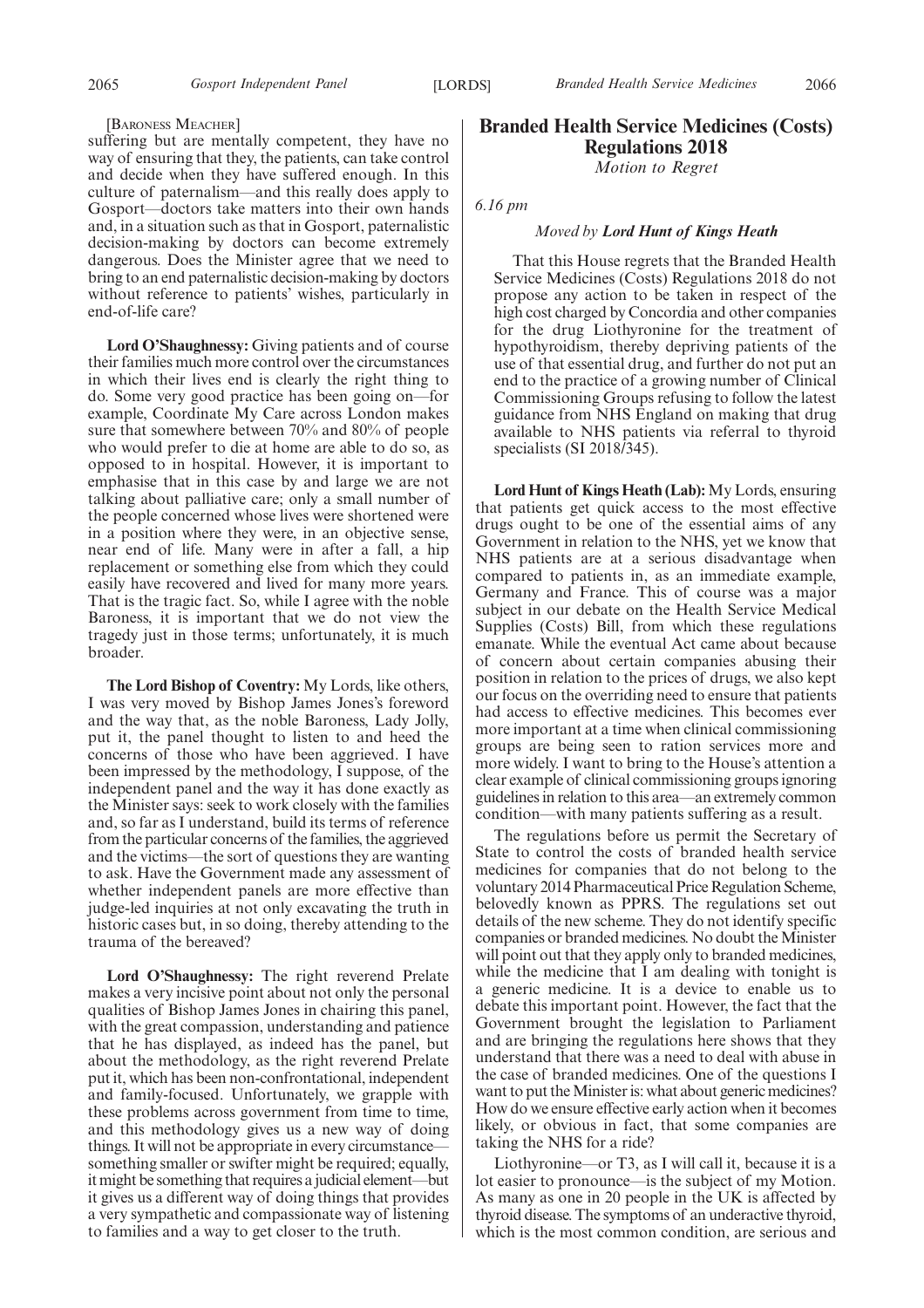[Baroness Meacher]

suffering but are mentally competent, they have no way of ensuring that they, the patients, can take control and decide when they have suffered enough. In this culture of paternalism—and this really does apply to Gosport—doctors take matters into their own hands and, in a situation such as that in Gosport, paternalistic decision-making by doctors can become extremely dangerous. Does the Minister agree that we need to bring to an end paternalistic decision-making by doctors without reference to patients' wishes, particularly in end-of-life care?

**Lord O'Shaughnessy:** Giving patients and of course their families much more control over the circumstances in which their lives end is clearly the right thing to do. Some very good practice has been going on—for example, Coordinate My Care across London makes sure that somewhere between 70% and 80% of people who would prefer to die at home are able to do so, as opposed to in hospital. However, it is important to emphasise that in this case by and large we are not talking about palliative care; only a small number of the people concerned whose lives were shortened were in a position where they were, in an objective sense, near end of life. Many were in after a fall, a hip replacement or something else from which they could easily have recovered and lived for many more years. That is the tragic fact. So, while I agree with the noble Baroness, it is important that we do not view the tragedy just in those terms; unfortunately, it is much broader.

**The Lord Bishop of Coventry:** My Lords, like others, I was very moved by Bishop James Jones's foreword and the way that, as the noble Baroness, Lady Jolly, put it, the panel thought to listen to and heed the concerns of those who have been aggrieved. I have been impressed by the methodology, I suppose, of the independent panel and the way it has done exactly as the Minister says: seek to work closely with the families and, so far as I understand, build its terms of reference from the particular concerns of the families, the aggrieved and the victims—the sort of questions they are wanting to ask. Have the Government made any assessment of whether independent panels are more effective than judge-led inquiries at not only excavating the truth in historic cases but, in so doing, thereby attending to the trauma of the bereaved?

**Lord O'Shaughnessy:** The right reverend Prelate makes a very incisive point about not only the personal qualities of Bishop James Jones in chairing this panel, with the great compassion, understanding and patience that he has displayed, as indeed has the panel, but about the methodology, as the right reverend Prelate put it, which has been non-confrontational, independent and family-focused. Unfortunately, we grapple with these problems across government from time to time, and this methodology gives us a new way of doing things. It will not be appropriate in every circumstance—something smaller or swifter might be required; equally, it might be something that requires a judicial element—but it gives us a different way of doing things that provides a very sympathetic and compassionate way of listening to families and a way to get closer to the truth.

## Branded Health Service Medicines (Costs) Regulations 2018

*Motion to Regret*

*6.16 pm*

*Moved by* ***Lord Hunt of Kings Heath***

That this House regrets that the Branded Health Service Medicines (Costs) Regulations 2018 do not propose any action to be taken in respect of the high cost charged by Concordia and other companies for the drug Liothyronine for the treatment of hypothyroidism, thereby depriving patients of the use of that essential drug, and further do not put an end to the practice of a growing number of Clinical Commissioning Groups refusing to follow the latest guidance from NHS England on making that drug available to NHS patients via referral to thyroid specialists (SI 2018/345).

**Lord Hunt of Kings Heath (Lab):** My Lords, ensuring that patients get quick access to the most effective drugs ought to be one of the essential aims of any Government in relation to the NHS, yet we know that NHS patients are at a serious disadvantage when compared to patients in, as an immediate example, Germany and France. This of course was a major subject in our debate on the Health Service Medical Supplies (Costs) Bill, from which these regulations emanate. While the eventual Act came about because of concern about certain companies abusing their position in relation to the prices of drugs, we also kept our focus on the overriding need to ensure that patients had access to effective medicines. This becomes ever more important at a time when clinical commissioning groups are being seen to ration services more and more widely. I want to bring to the House's attention a clear example of clinical commissioning groups ignoring guidelines in relation to this area—an extremely common condition—with many patients suffering as a result.

The regulations before us permit the Secretary of State to control the costs of branded health service medicines for companies that do not belong to the voluntary 2014 Pharmaceutical Price Regulation Scheme, belovedly known as PPRS. The regulations set out details of the new scheme. They do not identify specific companies or branded medicines. No doubt the Minister will point out that they apply only to branded medicines, while the medicine that I am dealing with tonight is a generic medicine. It is a device to enable us to debate this important point. However, the fact that the Government brought the legislation to Parliament and are bringing the regulations here shows that they understand that there was a need to deal with abuse in the case of branded medicines. One of the questions I want to put the Minister is: what about generic medicines? How do we ensure effective early action when it becomes likely, or obvious in fact, that some companies are taking the NHS for a ride?

Liothyronine—or T3, as I will call it, because it is a lot easier to pronounce—is the subject of my Motion. As many as one in 20 people in the UK is affected by thyroid disease. The symptoms of an underactive thyroid, which is the most common condition, are serious and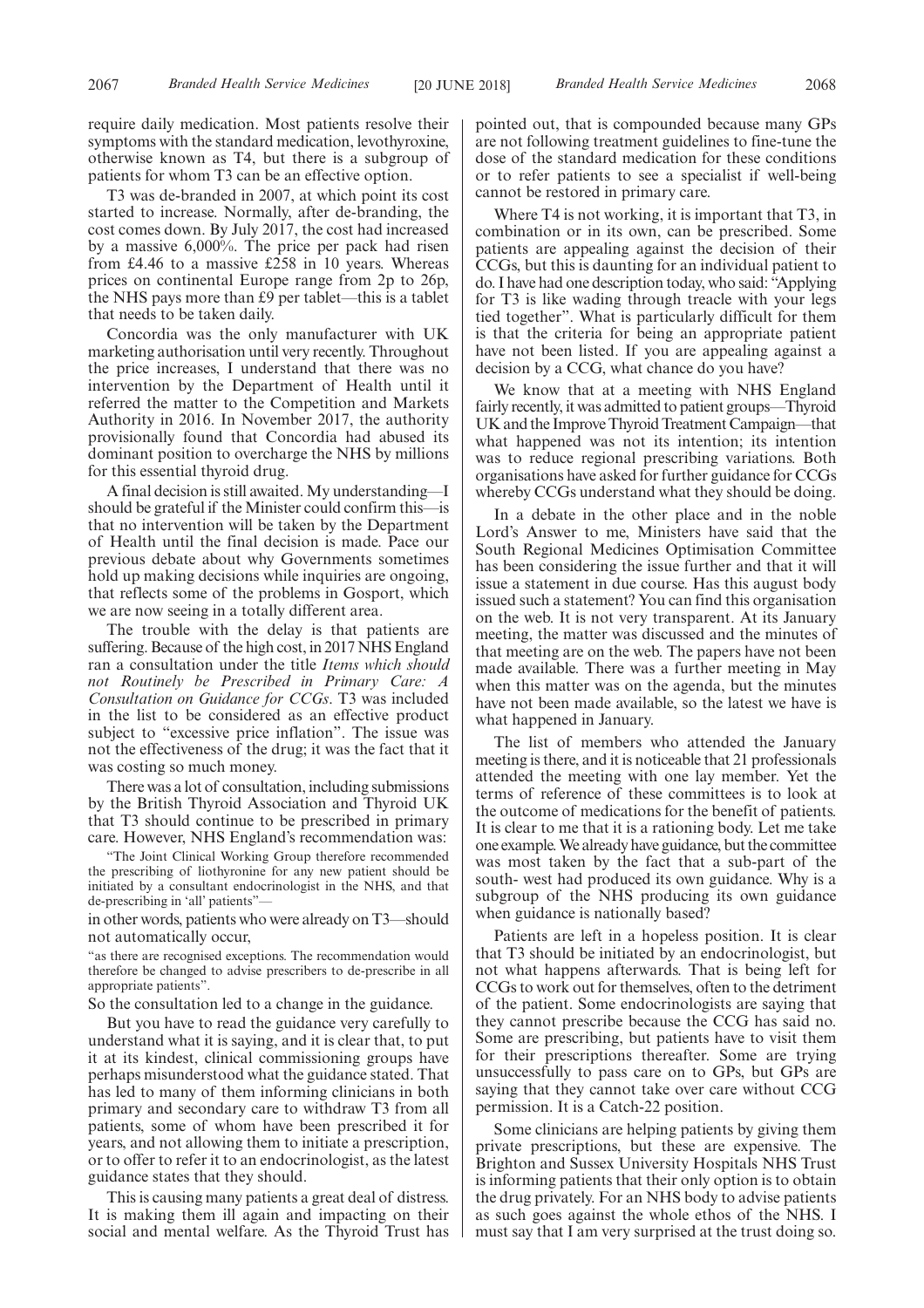require daily medication. Most patients resolve their symptoms with the standard medication, levothyroxine, otherwise known as T4, but there is a subgroup of patients for whom T3 can be an effective option.

T3 was de-branded in 2007, at which point its cost started to increase. Normally, after de-branding, the cost comes down. By July 2017, the cost had increased by a massive 6,000%. The price per pack had risen from £4.46 to a massive £258 in 10 years. Whereas prices on continental Europe range from 2p to 26p, the NHS pays more than £9 per tablet—this is a tablet that needs to be taken daily.

Concordia was the only manufacturer with UK marketing authorisation until very recently. Throughout the price increases, I understand that there was no intervention by the Department of Health until it referred the matter to the Competition and Markets Authority in 2016. In November 2017, the authority provisionally found that Concordia had abused its dominant position to overcharge the NHS by millions for this essential thyroid drug.

A final decision is still awaited. My understanding—I should be grateful if the Minister could confirm this—is that no intervention will be taken by the Department of Health until the final decision is made. Pace our previous debate about why Governments sometimes hold up making decisions while inquiries are ongoing, that reflects some of the problems in Gosport, which we are now seeing in a totally different area.

The trouble with the delay is that patients are suffering. Because of the high cost, in 2017 NHS England ran a consultation under the title *Items which should not Routinely be Prescribed in Primary Care: A Consultation on Guidance for CCGs*. T3 was included in the list to be considered as an effective product subject to "excessive price inflation". The issue was not the effectiveness of the drug; it was the fact that it was costing so much money.

There was a lot of consultation, including submissions by the British Thyroid Association and Thyroid UK that T3 should continue to be prescribed in primary care. However, NHS England's recommendation was:

"The Joint Clinical Working Group therefore recommended the prescribing of liothyronine for any new patient should be initiated by a consultant endocrinologist in the NHS, and that de-prescribing in 'all' patients"—

in other words, patients who were already on T3—should not automatically occur,

"as there are recognised exceptions. The recommendation would therefore be changed to advise prescribers to de-prescribe in all appropriate patients".

So the consultation led to a change in the guidance.

But you have to read the guidance very carefully to understand what it is saying, and it is clear that, to put it at its kindest, clinical commissioning groups have perhaps misunderstood what the guidance stated. That has led to many of them informing clinicians in both primary and secondary care to withdraw T3 from all patients, some of whom have been prescribed it for years, and not allowing them to initiate a prescription, or to offer to refer it to an endocrinologist, as the latest guidance states that they should.

This is causing many patients a great deal of distress. It is making them ill again and impacting on their social and mental welfare. As the Thyroid Trust has pointed out, that is compounded because many GPs are not following treatment guidelines to fine-tune the dose of the standard medication for these conditions or to refer patients to see a specialist if well-being cannot be restored in primary care.

Where T4 is not working, it is important that T3, in combination or in its own, can be prescribed. Some patients are appealing against the decision of their CCGs, but this is daunting for an individual patient to do. I have had one description today, who said: "Applying for T3 is like wading through treacle with your legs tied together". What is particularly difficult for them is that the criteria for being an appropriate patient have not been listed. If you are appealing against a decision by a CCG, what chance do you have?

We know that at a meeting with NHS England fairly recently, it was admitted to patient groups—Thyroid UK and the Improve Thyroid Treatment Campaign—that what happened was not its intention; its intention was to reduce regional prescribing variations. Both organisations have asked for further guidance for CCGs whereby CCGs understand what they should be doing.

In a debate in the other place and in the noble Lord's Answer to me, Ministers have said that the South Regional Medicines Optimisation Committee has been considering the issue further and that it will issue a statement in due course. Has this august body issued such a statement? You can find this organisation on the web. It is not very transparent. At its January meeting, the matter was discussed and the minutes of that meeting are on the web. The papers have not been made available. There was a further meeting in May when this matter was on the agenda, but the minutes have not been made available, so the latest we have is what happened in January.

The list of members who attended the January meeting is there, and it is noticeable that 21 professionals attended the meeting with one lay member. Yet the terms of reference of these committees is to look at the outcome of medications for the benefit of patients. It is clear to me that it is a rationing body. Let me take one example. We already have guidance, but the committee was most taken by the fact that a sub-part of the south- west had produced its own guidance. Why is a subgroup of the NHS producing its own guidance when guidance is nationally based?

Patients are left in a hopeless position. It is clear that T3 should be initiated by an endocrinologist, but not what happens afterwards. That is being left for CCGs to work out for themselves, often to the detriment of the patient. Some endocrinologists are saying that they cannot prescribe because the CCG has said no. Some are prescribing, but patients have to visit them for their prescriptions thereafter. Some are trying unsuccessfully to pass care on to GPs, but GPs are saying that they cannot take over care without CCG permission. It is a Catch-22 position.

Some clinicians are helping patients by giving them private prescriptions, but these are expensive. The Brighton and Sussex University Hospitals NHS Trust is informing patients that their only option is to obtain the drug privately. For an NHS body to advise patients as such goes against the whole ethos of the NHS. I must say that I am very surprised at the trust doing so.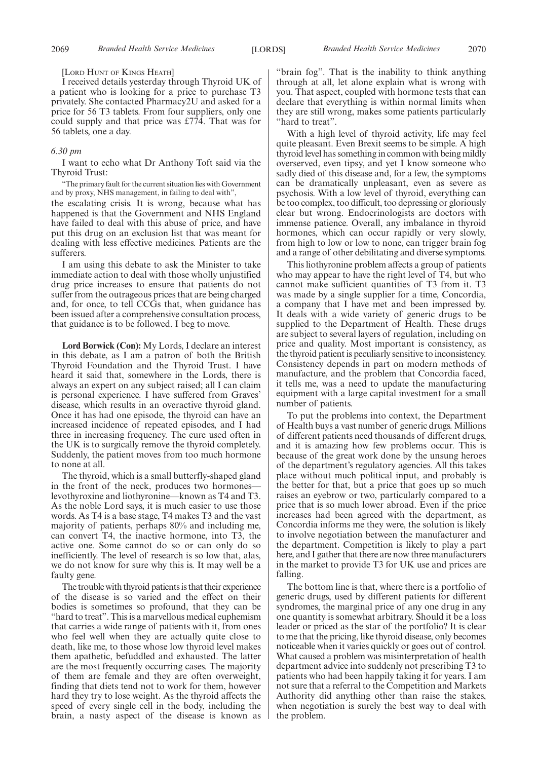[LORD HUNT OF KINGS HEATH]

I received details yesterday through Thyroid UK of a patient who is looking for a price to purchase T3 privately. She contacted Pharmacy2U and asked for a price for 56 T3 tablets. From four suppliers, only one could supply and that price was £774. That was for 56 tablets, one a day.

*6.30 pm*

I want to echo what Dr Anthony Toft said via the Thyroid Trust:

"The primary fault for the current situation lies with Government and by proxy, NHS management, in failing to deal with",

the escalating crisis. It is wrong, because what has happened is that the Government and NHS England have failed to deal with this abuse of price, and have put this drug on an exclusion list that was meant for dealing with less effective medicines. Patients are the sufferers.

I am using this debate to ask the Minister to take immediate action to deal with those wholly unjustified drug price increases to ensure that patients do not suffer from the outrageous prices that are being charged and, for once, to tell CCGs that, when guidance has been issued after a comprehensive consultation process, that guidance is to be followed. I beg to move.

**Lord Borwick (Con):** My Lords, I declare an interest in this debate, as I am a patron of both the British Thyroid Foundation and the Thyroid Trust. I have heard it said that, somewhere in the Lords, there is always an expert on any subject raised; all I can claim is personal experience. I have suffered from Graves' disease, which results in an overactive thyroid gland. Once it has had one episode, the thyroid can have an increased incidence of repeated episodes, and I had three in increasing frequency. The cure used often in the UK is to surgically remove the thyroid completely. Suddenly, the patient moves from too much hormone to none at all.

The thyroid, which is a small butterfly-shaped gland in the front of the neck, produces two hormones—levothyroxine and liothyronine—known as T4 and T3. As the noble Lord says, it is much easier to use those words. As T4 is a base stage, T4 makes T3 and the vast majority of patients, perhaps 80% and including me, can convert T4, the inactive hormone, into T3, the active one. Some cannot do so or can only do so inefficiently. The level of research is so low that, alas, we do not know for sure why this is. It may well be a faulty gene.

The trouble with thyroid patients is that their experience of the disease is so varied and the effect on their bodies is sometimes so profound, that they can be "hard to treat". This is a marvellous medical euphemism that carries a wide range of patients with it, from ones who feel well when they are actually quite close to death, like me, to those whose low thyroid level makes them apathetic, befuddled and exhausted. The latter are the most frequently occurring cases. The majority of them are female and they are often overweight, finding that diets tend not to work for them, however hard they try to lose weight. As the thyroid affects the speed of every single cell in the body, including the brain, a nasty aspect of the disease is known as "brain fog". That is the inability to think anything through at all, let alone explain what is wrong with you. That aspect, coupled with hormone tests that can declare that everything is within normal limits when they are still wrong, makes some patients particularly "hard to treat".

With a high level of thyroid activity, life may feel quite pleasant. Even Brexit seems to be simple. A high thyroid level has something in common with being mildly overserved, even tipsy, and yet I know someone who sadly died of this disease and, for a few, the symptoms can be dramatically unpleasant, even as severe as psychosis. With a low level of thyroid, everything can be too complex, too difficult, too depressing or gloriously clear but wrong. Endocrinologists are doctors with immense patience. Overall, any imbalance in thyroid hormones, which can occur rapidly or very slowly, from high to low or low to none, can trigger brain fog and a range of other debilitating and diverse symptoms.

This liothyronine problem affects a group of patients who may appear to have the right level of T4, but who cannot make sufficient quantities of T3 from it. T3 was made by a single supplier for a time, Concordia, a company that I have met and been impressed by. It deals with a wide variety of generic drugs to be supplied to the Department of Health. These drugs are subject to several layers of regulation, including on price and quality. Most important is consistency, as the thyroid patient is peculiarly sensitive to inconsistency. Consistency depends in part on modern methods of manufacture, and the problem that Concordia faced, it tells me, was a need to update the manufacturing equipment with a large capital investment for a small number of patients.

To put the problems into context, the Department of Health buys a vast number of generic drugs. Millions of different patients need thousands of different drugs, and it is amazing how few problems occur. This is because of the great work done by the unsung heroes of the department's regulatory agencies. All this takes place without much political input, and probably is the better for that, but a price that goes up so much raises an eyebrow or two, particularly compared to a price that is so much lower abroad. Even if the price increases had been agreed with the department, as Concordia informs me they were, the solution is likely to involve negotiation between the manufacturer and the department. Competition is likely to play a part here, and I gather that there are now three manufacturers in the market to provide T3 for UK use and prices are falling.

The bottom line is that, where there is a portfolio of generic drugs, used by different patients for different syndromes, the marginal price of any one drug in any one quantity is somewhat arbitrary. Should it be a loss leader or priced as the star of the portfolio? It is clear to me that the pricing, like thyroid disease, only becomes noticeable when it varies quickly or goes out of control. What caused a problem was misinterpretation of health department advice into suddenly not prescribing T3 to patients who had been happily taking it for years. I am not sure that a referral to the Competition and Markets Authority did anything other than raise the stakes, when negotiation is surely the best way to deal with the problem.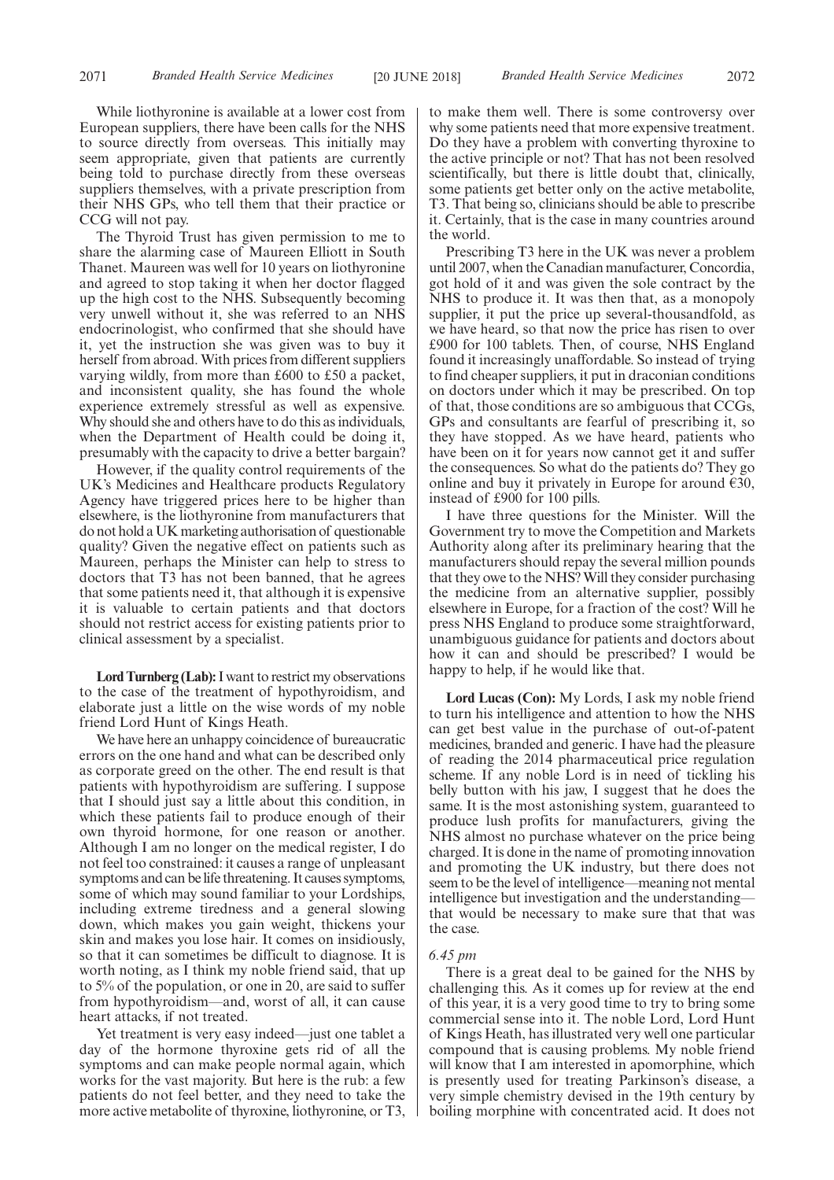While liothyronine is available at a lower cost from European suppliers, there have been calls for the NHS to source directly from overseas. This initially may seem appropriate, given that patients are currently being told to purchase directly from these overseas suppliers themselves, with a private prescription from their NHS GPs, who tell them that their practice or CCG will not pay.

The Thyroid Trust has given permission to me to share the alarming case of Maureen Elliott in South Thanet. Maureen was well for 10 years on liothyronine and agreed to stop taking it when her doctor flagged up the high cost to the NHS. Subsequently becoming very unwell without it, she was referred to an NHS endocrinologist, who confirmed that she should have it, yet the instruction she was given was to buy it herself from abroad. With prices from different suppliers varying wildly, from more than £600 to £50 a packet, and inconsistent quality, she has found the whole experience extremely stressful as well as expensive. Why should she and others have to do this as individuals, when the Department of Health could be doing it, presumably with the capacity to drive a better bargain?

However, if the quality control requirements of the UK's Medicines and Healthcare products Regulatory Agency have triggered prices here to be higher than elsewhere, is the liothyronine from manufacturers that do not hold a UK marketing authorisation of questionable quality? Given the negative effect on patients such as Maureen, perhaps the Minister can help to stress to doctors that T3 has not been banned, that he agrees that some patients need it, that although it is expensive it is valuable to certain patients and that doctors should not restrict access for existing patients prior to clinical assessment by a specialist.

**Lord Turnberg (Lab):** I want to restrict my observations to the case of the treatment of hypothyroidism, and elaborate just a little on the wise words of my noble friend Lord Hunt of Kings Heath.

We have here an unhappy coincidence of bureaucratic errors on the one hand and what can be described only as corporate greed on the other. The end result is that patients with hypothyroidism are suffering. I suppose that I should just say a little about this condition, in which these patients fail to produce enough of their own thyroid hormone, for one reason or another. Although I am no longer on the medical register, I do not feel too constrained: it causes a range of unpleasant symptoms and can be life threatening. It causes symptoms, some of which may sound familiar to your Lordships, including extreme tiredness and a general slowing down, which makes you gain weight, thickens your skin and makes you lose hair. It comes on insidiously, so that it can sometimes be difficult to diagnose. It is worth noting, as I think my noble friend said, that up to 5% of the population, or one in 20, are said to suffer from hypothyroidism—and, worst of all, it can cause heart attacks, if not treated.

Yet treatment is very easy indeed—just one tablet a day of the hormone thyroxine gets rid of all the symptoms and can make people normal again, which works for the vast majority. But here is the rub: a few patients do not feel better, and they need to take the more active metabolite of thyroxine, liothyronine, or T3, to make them well. There is some controversy over why some patients need that more expensive treatment. Do they have a problem with converting thyroxine to the active principle or not? That has not been resolved scientifically, but there is little doubt that, clinically, some patients get better only on the active metabolite, T3. That being so, clinicians should be able to prescribe it. Certainly, that is the case in many countries around the world.

Prescribing T3 here in the UK was never a problem until 2007, when the Canadian manufacturer, Concordia, got hold of it and was given the sole contract by the NHS to produce it. It was then that, as a monopoly supplier, it put the price up several-thousandfold, as we have heard, so that now the price has risen to over £900 for 100 tablets. Then, of course, NHS England found it increasingly unaffordable. So instead of trying to find cheaper suppliers, it put in draconian conditions on doctors under which it may be prescribed. On top of that, those conditions are so ambiguous that CCGs, GPs and consultants are fearful of prescribing it, so they have stopped. As we have heard, patients who have been on it for years now cannot get it and suffer the consequences. So what do the patients do? They go online and buy it privately in Europe for around €30, instead of £900 for 100 pills.

I have three questions for the Minister. Will the Government try to move the Competition and Markets Authority along after its preliminary hearing that the manufacturers should repay the several million pounds that they owe to the NHS? Will they consider purchasing the medicine from an alternative supplier, possibly elsewhere in Europe, for a fraction of the cost? Will he press NHS England to produce some straightforward, unambiguous guidance for patients and doctors about how it can and should be prescribed? I would be happy to help, if he would like that.

**Lord Lucas (Con):** My Lords, I ask my noble friend to turn his intelligence and attention to how the NHS can get best value in the purchase of out-of-patent medicines, branded and generic. I have had the pleasure of reading the 2014 pharmaceutical price regulation scheme. If any noble Lord is in need of tickling his belly button with his jaw, I suggest that he does the same. It is the most astonishing system, guaranteed to produce lush profits for manufacturers, giving the NHS almost no purchase whatever on the price being charged. It is done in the name of promoting innovation and promoting the UK industry, but there does not seem to be the level of intelligence—meaning not mental intelligence but investigation and the understanding—that would be necessary to make sure that that was the case.

*6.45 pm*

There is a great deal to be gained for the NHS by challenging this. As it comes up for review at the end of this year, it is a very good time to try to bring some commercial sense into it. The noble Lord, Lord Hunt of Kings Heath, has illustrated very well one particular compound that is causing problems. My noble friend will know that I am interested in apomorphine, which is presently used for treating Parkinson's disease, a very simple chemistry devised in the 19th century by boiling morphine with concentrated acid. It does not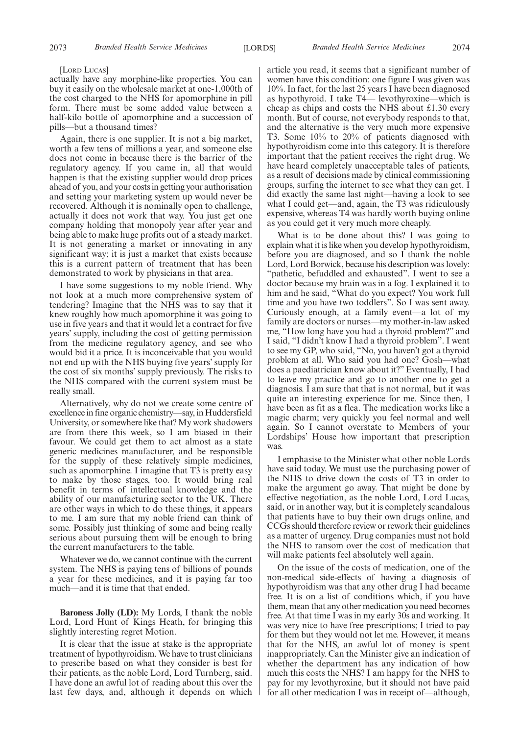[Lord Lucas]

actually have any morphine-like properties. You can buy it easily on the wholesale market at one-1,000th of the cost charged to the NHS for apomorphine in pill form. There must be some added value between a half-kilo bottle of apomorphine and a succession of pills—but a thousand times?

Again, there is one supplier. It is not a big market, worth a few tens of millions a year, and someone else does not come in because there is the barrier of the regulatory agency. If you came in, all that would happen is that the existing supplier would drop prices ahead of you, and your costs in getting your authorisation and setting your marketing system up would never be recovered. Although it is nominally open to challenge, actually it does not work that way. You just get one company holding that monopoly year after year and being able to make huge profits out of a steady market. It is not generating a market or innovating in any significant way; it is just a market that exists because this is a current pattern of treatment that has been demonstrated to work by physicians in that area.

I have some suggestions to my noble friend. Why not look at a much more comprehensive system of tendering? Imagine that the NHS was to say that it knew roughly how much apomorphine it was going to use in five years and that it would let a contract for five years' supply, including the cost of getting permission from the medicine regulatory agency, and see who would bid it a price. It is inconceivable that you would not end up with the NHS buying five years' supply for the cost of six months' supply previously. The risks to the NHS compared with the current system must be really small.

Alternatively, why do not we create some centre of excellence in fine organic chemistry—say, in Huddersfield University, or somewhere like that? My work shadowers are from there this week, so I am biased in their favour. We could get them to act almost as a state generic medicines manufacturer, and be responsible for the supply of these relatively simple medicines, such as apomorphine. I imagine that T3 is pretty easy to make by those stages, too. It would bring real benefit in terms of intellectual knowledge and the ability of our manufacturing sector to the UK. There are other ways in which to do these things, it appears to me. I am sure that my noble friend can think of some. Possibly just thinking of some and being really serious about pursuing them will be enough to bring the current manufacturers to the table.

Whatever we do, we cannot continue with the current system. The NHS is paying tens of billions of pounds a year for these medicines, and it is paying far too much—and it is time that that ended.

**Baroness Jolly (LD):** My Lords, I thank the noble Lord, Lord Hunt of Kings Heath, for bringing this slightly interesting regret Motion.

It is clear that the issue at stake is the appropriate treatment of hypothyroidism. We have to trust clinicians to prescribe based on what they consider is best for their patients, as the noble Lord, Lord Turnberg, said. I have done an awful lot of reading about this over the last few days, and, although it depends on which article you read, it seems that a significant number of women have this condition: one figure I was given was 10%. In fact, for the last 25 years I have been diagnosed as hypothyroid. I take T4— levothyroxine—which is cheap as chips and costs the NHS about £1.30 every month. But of course, not everybody responds to that, and the alternative is the very much more expensive T3. Some 10% to 20% of patients diagnosed with hypothyroidism come into this category. It is therefore important that the patient receives the right drug. We have heard completely unacceptable tales of patients, as a result of decisions made by clinical commissioning groups, surfing the internet to see what they can get. I did exactly the same last night—having a look to see what I could get—and, again, the T3 was ridiculously expensive, whereas T4 was hardly worth buying online as you could get it very much more cheaply.

What is to be done about this? I was going to explain what it is like when you develop hypothyroidism, before you are diagnosed, and so I thank the noble Lord, Lord Borwick, because his description was lovely: "pathetic, befuddled and exhausted". I went to see a doctor because my brain was in a fog. I explained it to him and he said, "What do you expect? You work full time and you have two toddlers". So I was sent away. Curiously enough, at a family event—a lot of my family are doctors or nurses—my mother-in-law asked me, "How long have you had a thyroid problem?" and I said, "I didn't know I had a thyroid problem". I went to see my GP, who said, "No, you haven't got a thyroid problem at all. Who said you had one? Gosh—what does a paediatrician know about it?" Eventually, I had to leave my practice and go to another one to get a diagnosis. I am sure that that is not normal, but it was quite an interesting experience for me. Since then, I have been as fit as a flea. The medication works like a magic charm; very quickly you feel normal and well again. So I cannot overstate to Members of your Lordships' House how important that prescription was.

I emphasise to the Minister what other noble Lords have said today. We must use the purchasing power of the NHS to drive down the costs of T3 in order to make the argument go away. That might be done by effective negotiation, as the noble Lord, Lord Lucas, said, or in another way, but it is completely scandalous that patients have to buy their own drugs online, and CCGs should therefore review or rework their guidelines as a matter of urgency. Drug companies must not hold the NHS to ransom over the cost of medication that will make patients feel absolutely well again.

On the issue of the costs of medication, one of the non-medical side-effects of having a diagnosis of hypothyroidism was that any other drug I had became free. It is on a list of conditions which, if you have them, mean that any other medication you need becomes free. At that time I was in my early 30s and working. It was very nice to have free prescriptions; I tried to pay for them but they would not let me. However, it means that for the NHS, an awful lot of money is spent inappropriately. Can the Minister give an indication of whether the department has any indication of how much this costs the NHS? I am happy for the NHS to pay for my levothyroxine, but it should not have paid for all other medication I was in receipt of—although,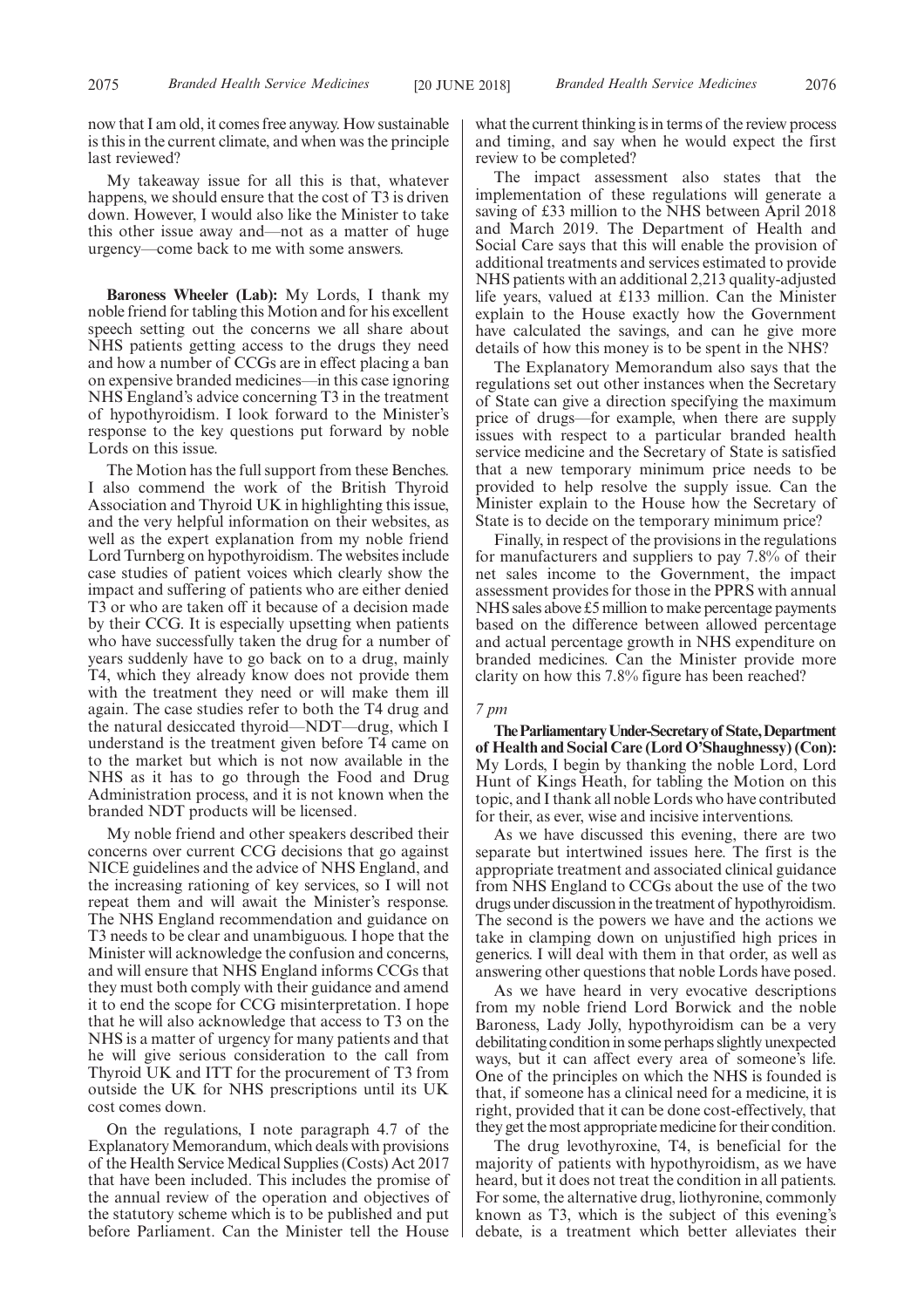now that I am old, it comes free anyway. How sustainable is this in the current climate, and when was the principle last reviewed?

My takeaway issue for all this is that, whatever happens, we should ensure that the cost of T3 is driven down. However, I would also like the Minister to take this other issue away and—not as a matter of huge urgency—come back to me with some answers.

**Baroness Wheeler (Lab):** My Lords, I thank my noble friend for tabling this Motion and for his excellent speech setting out the concerns we all share about NHS patients getting access to the drugs they need and how a number of CCGs are in effect placing a ban on expensive branded medicines—in this case ignoring NHS England's advice concerning T3 in the treatment of hypothyroidism. I look forward to the Minister's response to the key questions put forward by noble Lords on this issue.

The Motion has the full support from these Benches. I also commend the work of the British Thyroid Association and Thyroid UK in highlighting this issue, and the very helpful information on their websites, as well as the expert explanation from my noble friend Lord Turnberg on hypothyroidism. The websites include case studies of patient voices which clearly show the impact and suffering of patients who are either denied T3 or who are taken off it because of a decision made by their CCG. It is especially upsetting when patients who have successfully taken the drug for a number of years suddenly have to go back on to a drug, mainly T4, which they already know does not provide them with the treatment they need or will make them ill again. The case studies refer to both the T4 drug and the natural desiccated thyroid—NDT—drug, which I understand is the treatment given before T4 came on to the market but which is not now available in the NHS as it has to go through the Food and Drug Administration process, and it is not known when the branded NDT products will be licensed.

My noble friend and other speakers described their concerns over current CCG decisions that go against NICE guidelines and the advice of NHS England, and the increasing rationing of key services, so I will not repeat them and will await the Minister's response. The NHS England recommendation and guidance on T3 needs to be clear and unambiguous. I hope that the Minister will acknowledge the confusion and concerns, and will ensure that NHS England informs CCGs that they must both comply with their guidance and amend it to end the scope for CCG misinterpretation. I hope that he will also acknowledge that access to T3 on the NHS is a matter of urgency for many patients and that he will give serious consideration to the call from Thyroid UK and ITT for the procurement of T3 from outside the UK for NHS prescriptions until its UK cost comes down.

On the regulations, I note paragraph 4.7 of the Explanatory Memorandum, which deals with provisions of the Health Service Medical Supplies (Costs) Act 2017 that have been included. This includes the promise of the annual review of the operation and objectives of the statutory scheme which is to be published and put before Parliament. Can the Minister tell the House what the current thinking is in terms of the review process and timing, and say when he would expect the first review to be completed?

The impact assessment also states that the implementation of these regulations will generate a saving of £33 million to the NHS between April 2018 and March 2019. The Department of Health and Social Care says that this will enable the provision of additional treatments and services estimated to provide NHS patients with an additional 2,213 quality-adjusted life years, valued at £133 million. Can the Minister explain to the House exactly how the Government have calculated the savings, and can he give more details of how this money is to be spent in the NHS?

The Explanatory Memorandum also says that the regulations set out other instances when the Secretary of State can give a direction specifying the maximum price of drugs—for example, when there are supply issues with respect to a particular branded health service medicine and the Secretary of State is satisfied that a new temporary minimum price needs to be provided to help resolve the supply issue. Can the Minister explain to the House how the Secretary of State is to decide on the temporary minimum price?

Finally, in respect of the provisions in the regulations for manufacturers and suppliers to pay 7.8% of their net sales income to the Government, the impact assessment provides for those in the PPRS with annual NHS sales above £5 million to make percentage payments based on the difference between allowed percentage and actual percentage growth in NHS expenditure on branded medicines. Can the Minister provide more clarity on how this 7.8% figure has been reached?

*7 pm*

**The Parliamentary Under-Secretary of State, Department of Health and Social Care (Lord O'Shaughnessy) (Con):** My Lords, I begin by thanking the noble Lord, Lord Hunt of Kings Heath, for tabling the Motion on this topic, and I thank all noble Lords who have contributed for their, as ever, wise and incisive interventions.

As we have discussed this evening, there are two separate but intertwined issues here. The first is the appropriate treatment and associated clinical guidance from NHS England to CCGs about the use of the two drugs under discussion in the treatment of hypothyroidism. The second is the powers we have and the actions we take in clamping down on unjustified high prices in generics. I will deal with them in that order, as well as answering other questions that noble Lords have posed.

As we have heard in very evocative descriptions from my noble friend Lord Borwick and the noble Baroness, Lady Jolly, hypothyroidism can be a very debilitating condition in some perhaps slightly unexpected ways, but it can affect every area of someone's life. One of the principles on which the NHS is founded is that, if someone has a clinical need for a medicine, it is right, provided that it can be done cost-effectively, that they get the most appropriate medicine for their condition.

The drug levothyroxine, T4, is beneficial for the majority of patients with hypothyroidism, as we have heard, but it does not treat the condition in all patients. For some, the alternative drug, liothyronine, commonly known as T3, which is the subject of this evening's debate, is a treatment which better alleviates their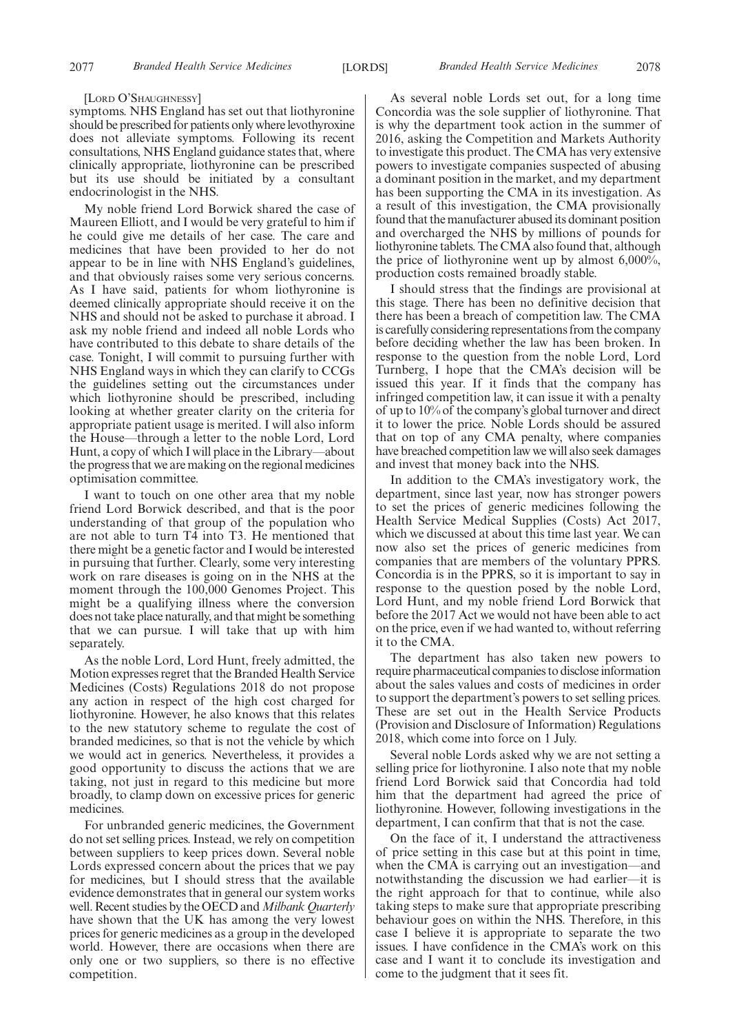[LORD O'SHAUGHNESSY]

symptoms. NHS England has set out that liothyronine should be prescribed for patients only where levothyroxine does not alleviate symptoms. Following its recent consultations, NHS England guidance states that, where clinically appropriate, liothyronine can be prescribed but its use should be initiated by a consultant endocrinologist in the NHS.

My noble friend Lord Borwick shared the case of Maureen Elliott, and I would be very grateful to him if he could give me details of her case. The care and medicines that have been provided to her do not appear to be in line with NHS England's guidelines, and that obviously raises some very serious concerns. As I have said, patients for whom liothyronine is deemed clinically appropriate should receive it on the NHS and should not be asked to purchase it abroad. I ask my noble friend and indeed all noble Lords who have contributed to this debate to share details of the case. Tonight, I will commit to pursuing further with NHS England ways in which they can clarify to CCGs the guidelines setting out the circumstances under which liothyronine should be prescribed, including looking at whether greater clarity on the criteria for appropriate patient usage is merited. I will also inform the House—through a letter to the noble Lord, Lord Hunt, a copy of which I will place in the Library—about the progress that we are making on the regional medicines optimisation committee.

I want to touch on one other area that my noble friend Lord Borwick described, and that is the poor understanding of that group of the population who are not able to turn T4 into T3. He mentioned that there might be a genetic factor and I would be interested in pursuing that further. Clearly, some very interesting work on rare diseases is going on in the NHS at the moment through the 100,000 Genomes Project. This might be a qualifying illness where the conversion does not take place naturally, and that might be something that we can pursue. I will take that up with him separately.

As the noble Lord, Lord Hunt, freely admitted, the Motion expresses regret that the Branded Health Service Medicines (Costs) Regulations 2018 do not propose any action in respect of the high cost charged for liothyronine. However, he also knows that this relates to the new statutory scheme to regulate the cost of branded medicines, so that is not the vehicle by which we would act in generics. Nevertheless, it provides a good opportunity to discuss the actions that we are taking, not just in regard to this medicine but more broadly, to clamp down on excessive prices for generic medicines.

For unbranded generic medicines, the Government do not set selling prices. Instead, we rely on competition between suppliers to keep prices down. Several noble Lords expressed concern about the prices that we pay for medicines, but I should stress that the available evidence demonstrates that in general our system works well. Recent studies by the OECD and *Milbank Quarterly* have shown that the UK has among the very lowest prices for generic medicines as a group in the developed world. However, there are occasions when there are only one or two suppliers, so there is no effective competition.

As several noble Lords set out, for a long time Concordia was the sole supplier of liothyronine. That is why the department took action in the summer of 2016, asking the Competition and Markets Authority to investigate this product. The CMA has very extensive powers to investigate companies suspected of abusing a dominant position in the market, and my department has been supporting the CMA in its investigation. As a result of this investigation, the CMA provisionally found that the manufacturer abused its dominant position and overcharged the NHS by millions of pounds for liothyronine tablets. The CMA also found that, although the price of liothyronine went up by almost 6,000%, production costs remained broadly stable.

I should stress that the findings are provisional at this stage. There has been no definitive decision that there has been a breach of competition law. The CMA is carefully considering representations from the company before deciding whether the law has been broken. In response to the question from the noble Lord, Lord Turnberg, I hope that the CMA's decision will be issued this year. If it finds that the company has infringed competition law, it can issue it with a penalty of up to 10% of the company's global turnover and direct it to lower the price. Noble Lords should be assured that on top of any CMA penalty, where companies have breached competition law we will also seek damages and invest that money back into the NHS.

In addition to the CMA's investigatory work, the department, since last year, now has stronger powers to set the prices of generic medicines following the Health Service Medical Supplies (Costs) Act 2017, which we discussed at about this time last year. We can now also set the prices of generic medicines from companies that are members of the voluntary PPRS. Concordia is in the PPRS, so it is important to say in response to the question posed by the noble Lord, Lord Hunt, and my noble friend Lord Borwick that before the 2017 Act we would not have been able to act on the price, even if we had wanted to, without referring it to the CMA.

The department has also taken new powers to require pharmaceutical companies to disclose information about the sales values and costs of medicines in order to support the department's powers to set selling prices. These are set out in the Health Service Products (Provision and Disclosure of Information) Regulations 2018, which come into force on 1 July.

Several noble Lords asked why we are not setting a selling price for liothyronine. I also note that my noble friend Lord Borwick said that Concordia had told him that the department had agreed the price of liothyronine. However, following investigations in the department, I can confirm that that is not the case.

On the face of it, I understand the attractiveness of price setting in this case but at this point in time, when the CMA is carrying out an investigation—and notwithstanding the discussion we had earlier—it is the right approach for that to continue, while also taking steps to make sure that appropriate prescribing behaviour goes on within the NHS. Therefore, in this case I believe it is appropriate to separate the two issues. I have confidence in the CMA's work on this case and I want it to conclude its investigation and come to the judgment that it sees fit.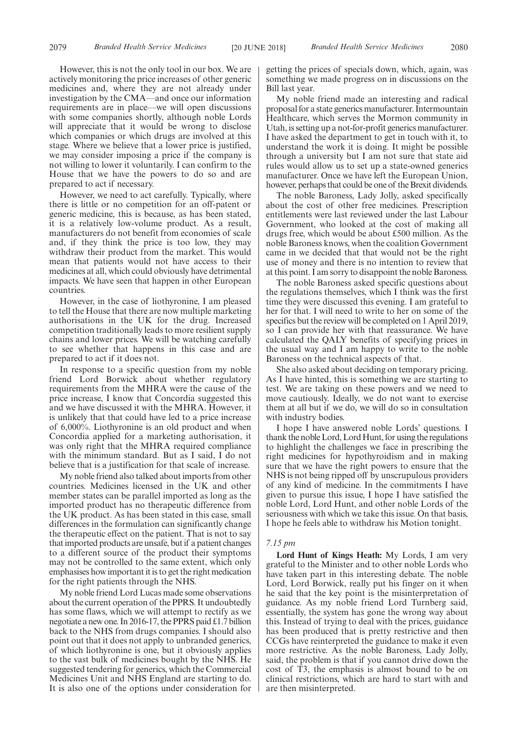However, this is not the only tool in our box. We are actively monitoring the price increases of other generic medicines and, where they are not already under investigation by the CMA—and once our information requirements are in place—we will open discussions with some companies shortly, although noble Lords will appreciate that it would be wrong to disclose which companies or which drugs are involved at this stage. Where we believe that a lower price is justified, we may consider imposing a price if the company is not willing to lower it voluntarily. I can confirm to the House that we have the powers to do so and are prepared to act if necessary.

However, we need to act carefully. Typically, where there is little or no competition for an off-patent or generic medicine, this is because, as has been stated, it is a relatively low-volume product. As a result, manufacturers do not benefit from economies of scale and, if they think the price is too low, they may withdraw their product from the market. This would mean that patients would not have access to their medicines at all, which could obviously have detrimental impacts. We have seen that happen in other European countries.

However, in the case of liothyronine, I am pleased to tell the House that there are now multiple marketing authorisations in the UK for the drug. Increased competition traditionally leads to more resilient supply chains and lower prices. We will be watching carefully to see whether that happens in this case and are prepared to act if it does not.

In response to a specific question from my noble friend Lord Borwick about whether regulatory requirements from the MHRA were the cause of the price increase, I know that Concordia suggested this and we have discussed it with the MHRA. However, it is unlikely that that could have led to a price increase of 6,000%. Liothyronine is an old product and when Concordia applied for a marketing authorisation, it was only right that the MHRA required compliance with the minimum standard. But as I said, I do not believe that is a justification for that scale of increase.

My noble friend also talked about imports from other countries. Medicines licensed in the UK and other member states can be parallel imported as long as the imported product has no therapeutic difference from the UK product. As has been stated in this case, small differences in the formulation can significantly change the therapeutic effect on the patient. That is not to say that imported products are unsafe, but if a patient changes to a different source of the product their symptoms may not be controlled to the same extent, which only emphasises how important it is to get the right medication for the right patients through the NHS.

My noble friend Lord Lucas made some observations about the current operation of the PPRS. It undoubtedly has some flaws, which we will attempt to rectify as we negotiate a new one. In 2016-17, the PPRS paid £1.7 billion back to the NHS from drugs companies. I should also point out that it does not apply to unbranded generics, of which liothyronine is one, but it obviously applies to the vast bulk of medicines bought by the NHS. He suggested tendering for generics, which the Commercial Medicines Unit and NHS England are starting to do. It is also one of the options under consideration for getting the prices of specials down, which, again, was something we made progress on in discussions on the Bill last year.

My noble friend made an interesting and radical proposal for a state generics manufacturer. Intermountain Healthcare, which serves the Mormon community in Utah, is setting up a not-for-profit generics manufacturer. I have asked the department to get in touch with it, to understand the work it is doing. It might be possible through a university but I am not sure that state aid rules would allow us to set up a state-owned generics manufacturer. Once we have left the European Union, however, perhaps that could be one of the Brexit dividends.

The noble Baroness, Lady Jolly, asked specifically about the cost of other free medicines. Prescription entitlements were last reviewed under the last Labour Government, who looked at the cost of making all drugs free, which would be about £500 million. As the noble Baroness knows, when the coalition Government came in we decided that that would not be the right use of money and there is no intention to review that at this point. I am sorry to disappoint the noble Baroness.

The noble Baroness asked specific questions about the regulations themselves, which I think was the first time they were discussed this evening. I am grateful to her for that. I will need to write to her on some of the specifics but the review will be completed on 1 April 2019, so I can provide her with that reassurance. We have calculated the QALY benefits of specifying prices in the usual way and I am happy to write to the noble Baroness on the technical aspects of that.

She also asked about deciding on temporary pricing. As I have hinted, this is something we are starting to test. We are taking on these powers and we need to move cautiously. Ideally, we do not want to exercise them at all but if we do, we will do so in consultation with industry bodies.

I hope I have answered noble Lords' questions. I thank the noble Lord, Lord Hunt, for using the regulations to highlight the challenges we face in prescribing the right medicines for hypothyroidism and in making sure that we have the right powers to ensure that the NHS is not being ripped off by unscrupulous providers of any kind of medicine. In the commitments I have given to pursue this issue, I hope I have satisfied the noble Lord, Lord Hunt, and other noble Lords of the seriousness with which we take this issue. On that basis, I hope he feels able to withdraw his Motion tonight.

*7.15 pm*

**Lord Hunt of Kings Heath:** My Lords, I am very grateful to the Minister and to other noble Lords who have taken part in this interesting debate. The noble Lord, Lord Borwick, really put his finger on it when he said that the key point is the misinterpretation of guidance. As my noble friend Lord Turnberg said, essentially, the system has gone the wrong way about this. Instead of trying to deal with the prices, guidance has been produced that is pretty restrictive and then CCGs have reinterpreted the guidance to make it even more restrictive. As the noble Baroness, Lady Jolly, said, the problem is that if you cannot drive down the cost of T3, the emphasis is almost bound to be on clinical restrictions, which are hard to start with and are then misinterpreted.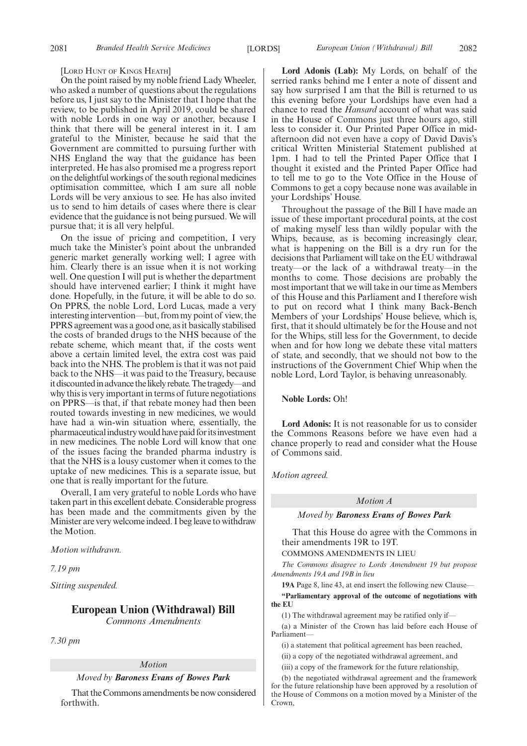[LORD HUNT OF KINGS HEATH]

On the point raised by my noble friend Lady Wheeler, who asked a number of questions about the regulations before us, I just say to the Minister that I hope that the review, to be published in April 2019, could be shared with noble Lords in one way or another, because I think that there will be general interest in it. I am grateful to the Minister, because he said that the Government are committed to pursuing further with NHS England the way that the guidance has been interpreted. He has also promised me a progress report on the delightful workings of the south regional medicines optimisation committee, which I am sure all noble Lords will be very anxious to see. He has also invited us to send to him details of cases where there is clear evidence that the guidance is not being pursued. We will pursue that; it is all very helpful.

On the issue of pricing and competition, I very much take the Minister's point about the unbranded generic market generally working well; I agree with him. Clearly there is an issue when it is not working well. One question I will put is whether the department should have intervened earlier; I think it might have done. Hopefully, in the future, it will be able to do so. On PPRS, the noble Lord, Lord Lucas, made a very interesting intervention—but, from my point of view, the PPRS agreement was a good one, as it basically stabilised the costs of branded drugs to the NHS because of the rebate scheme, which meant that, if the costs went above a certain limited level, the extra cost was paid back into the NHS. The problem is that it was not paid back to the NHS—it was paid to the Treasury, because it discounted in advance the likely rebate. The tragedy—and why this is very important in terms of future negotiations on PPRS—is that, if that rebate money had then been routed towards investing in new medicines, we would have had a win-win situation where, essentially, the pharmaceutical industry would have paid for its investment in new medicines. The noble Lord will know that one of the issues facing the branded pharma industry is that the NHS is a lousy customer when it comes to the uptake of new medicines. This is a separate issue, but one that is really important for the future.

Overall, I am very grateful to noble Lords who have taken part in this excellent debate. Considerable progress has been made and the commitments given by the Minister are very welcome indeed. I beg leave to withdraw the Motion.

*Motion withdrawn.*

*7.19 pm*

*Sitting suspended.*

## European Union (Withdrawal) Bill

*Commons Amendments*

*7.30 pm*

*Motion*

*Moved by* ***Baroness Evans of Bowes Park***

That the Commons amendments be now considered forthwith.

**Lord Adonis (Lab):** My Lords, on behalf of the serried ranks behind me I enter a note of dissent and say how surprised I am that the Bill is returned to us this evening before your Lordships have even had a chance to read the *Hansard* account of what was said in the House of Commons just three hours ago, still less to consider it. Our Printed Paper Office in mid-afternoon did not even have a copy of David Davis's critical Written Ministerial Statement published at 1pm. I had to tell the Printed Paper Office that I thought it existed and the Printed Paper Office had to tell me to go to the Vote Office in the House of Commons to get a copy because none was available in your Lordships' House.

Throughout the passage of the Bill I have made an issue of these important procedural points, at the cost of making myself less than wildly popular with the Whips, because, as is becoming increasingly clear, what is happening on the Bill is a dry run for the decisions that Parliament will take on the EU withdrawal treaty—or the lack of a withdrawal treaty—in the months to come. Those decisions are probably the most important that we will take in our time as Members of this House and this Parliament and I therefore wish to put on record what I think many Back-Bench Members of your Lordships' House believe, which is, first, that it should ultimately be for the House and not for the Whips, still less for the Government, to decide when and for how long we debate these vital matters of state, and secondly, that we should not bow to the instructions of the Government Chief Whip when the noble Lord, Lord Taylor, is behaving unreasonably.

**Noble Lords:** Oh!

**Lord Adonis:** It is not reasonable for us to consider the Commons Reasons before we have even had a chance properly to read and consider what the House of Commons said.

*Motion agreed.*

*Motion A*

*Moved by* ***Baroness Evans of Bowes Park***

That this House do agree with the Commons in their amendments 19R to 19T.

COMMONS AMENDMENTS IN LIEU

*The Commons disagree to Lords Amendment 19 but propose Amendments 19A and 19B in lieu*

**19A** Page 8, line 43, at end insert the following new Clause—

**"Parliamentary approval of the outcome of negotiations with the EU**

(1) The withdrawal agreement may be ratified only if—

(a) a Minister of the Crown has laid before each House of Parliament—

(i) a statement that political agreement has been reached,

(ii) a copy of the negotiated withdrawal agreement, and

(iii) a copy of the framework for the future relationship,

(b) the negotiated withdrawal agreement and the framework for the future relationship have been approved by a resolution of the House of Commons on a motion moved by a Minister of the Crown,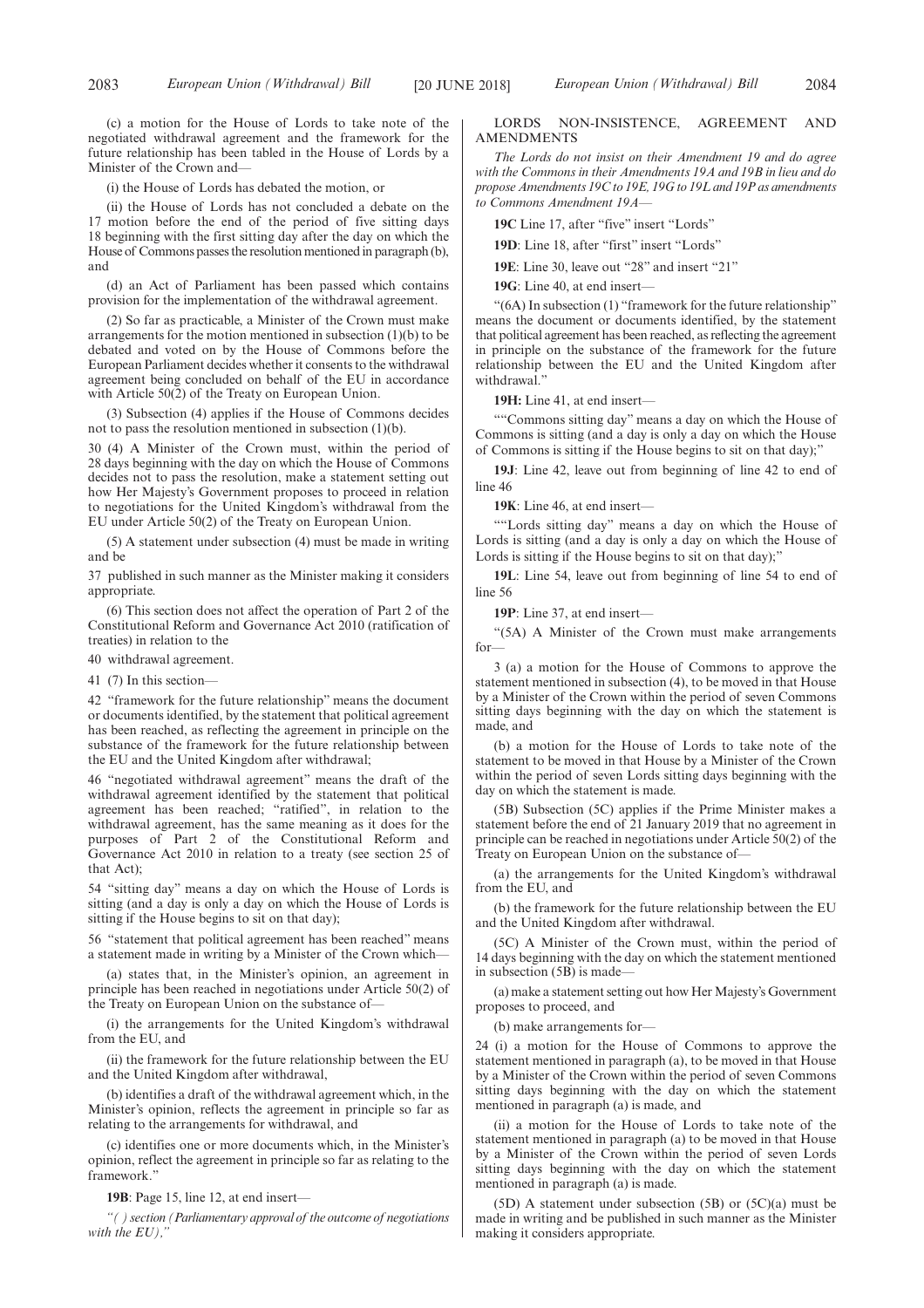(c) a motion for the House of Lords to take note of the negotiated withdrawal agreement and the framework for the future relationship has been tabled in the House of Lords by a Minister of the Crown and—

(i) the House of Lords has debated the motion, or

(ii) the House of Lords has not concluded a debate on the 17 motion before the end of the period of five sitting days 18 beginning with the first sitting day after the day on which the House of Commons passes the resolution mentioned in paragraph (b), and

(d) an Act of Parliament has been passed which contains provision for the implementation of the withdrawal agreement.

(2) So far as practicable, a Minister of the Crown must make arrangements for the motion mentioned in subsection (1)(b) to be debated and voted on by the House of Commons before the European Parliament decides whether it consents to the withdrawal agreement being concluded on behalf of the EU in accordance with Article 50(2) of the Treaty on European Union.

(3) Subsection (4) applies if the House of Commons decides not to pass the resolution mentioned in subsection (1)(b).

30 (4) A Minister of the Crown must, within the period of 28 days beginning with the day on which the House of Commons decides not to pass the resolution, make a statement setting out how Her Majesty's Government proposes to proceed in relation to negotiations for the United Kingdom's withdrawal from the EU under Article 50(2) of the Treaty on European Union.

(5) A statement under subsection (4) must be made in writing and be

37 published in such manner as the Minister making it considers appropriate.

(6) This section does not affect the operation of Part 2 of the Constitutional Reform and Governance Act 2010 (ratification of treaties) in relation to the

40 withdrawal agreement.

41 (7) In this section—

42 "framework for the future relationship" means the document or documents identified, by the statement that political agreement has been reached, as reflecting the agreement in principle on the substance of the framework for the future relationship between the EU and the United Kingdom after withdrawal;

46 "negotiated withdrawal agreement" means the draft of the withdrawal agreement identified by the statement that political agreement has been reached; "ratified", in relation to the withdrawal agreement, has the same meaning as it does for the purposes of Part 2 of the Constitutional Reform and Governance Act 2010 in relation to a treaty (see section 25 of that Act);

54 "sitting day" means a day on which the House of Lords is sitting (and a day is only a day on which the House of Lords is sitting if the House begins to sit on that day);

56 "statement that political agreement has been reached" means a statement made in writing by a Minister of the Crown which—

(a) states that, in the Minister's opinion, an agreement in principle has been reached in negotiations under Article 50(2) of the Treaty on European Union on the substance of—

(i) the arrangements for the United Kingdom's withdrawal from the EU, and

(ii) the framework for the future relationship between the EU and the United Kingdom after withdrawal,

(b) identifies a draft of the withdrawal agreement which, in the Minister's opinion, reflects the agreement in principle so far as relating to the arrangements for withdrawal, and

(c) identifies one or more documents which, in the Minister's opinion, reflect the agreement in principle so far as relating to the framework."

**19B**: Page 15, line 12, at end insert—

*"( ) section (Parliamentary approval of the outcome of negotiations with the EU),"*

LORDS NON-INSISTENCE, AGREEMENT AND AMENDMENTS

*The Lords do not insist on their Amendment 19 and do agree with the Commons in their Amendments 19A and 19B in lieu and do propose Amendments 19C to 19E, 19G to 19L and 19P as amendments to Commons Amendment 19A—*

**19C** Line 17, after "five" insert "Lords"

**19D**: Line 18, after "first" insert "Lords"

**19E**: Line 30, leave out "28" and insert "21"

**19G**: Line 40, at end insert—

"(6A) In subsection (1) "framework for the future relationship" means the document or documents identified, by the statement that political agreement has been reached, as reflecting the agreement in principle on the substance of the framework for the future relationship between the EU and the United Kingdom after withdrawal."

**19H:** Line 41, at end insert—

""Commons sitting day" means a day on which the House of Commons is sitting (and a day is only a day on which the House of Commons is sitting if the House begins to sit on that day);"

**19J**: Line 42, leave out from beginning of line 42 to end of line 46

**19K**: Line 46, at end insert—

""Lords sitting day" means a day on which the House of Lords is sitting (and a day is only a day on which the House of Lords is sitting if the House begins to sit on that day);"

**19L**: Line 54, leave out from beginning of line 54 to end of line 56

**19P**: Line 37, at end insert—

"(5A) A Minister of the Crown must make arrangements for—

3 (a) a motion for the House of Commons to approve the statement mentioned in subsection (4), to be moved in that House by a Minister of the Crown within the period of seven Commons sitting days beginning with the day on which the statement is made, and

(b) a motion for the House of Lords to take note of the statement to be moved in that House by a Minister of the Crown within the period of seven Lords sitting days beginning with the day on which the statement is made.

(5B) Subsection (5C) applies if the Prime Minister makes a statement before the end of 21 January 2019 that no agreement in principle can be reached in negotiations under Article 50(2) of the Treaty on European Union on the substance of—

(a) the arrangements for the United Kingdom's withdrawal from the EU, and

(b) the framework for the future relationship between the EU and the United Kingdom after withdrawal.

(5C) A Minister of the Crown must, within the period of 14 days beginning with the day on which the statement mentioned in subsection (5B) is made—

(a) make a statement setting out how Her Majesty's Government proposes to proceed, and

(b) make arrangements for—

24 (i) a motion for the House of Commons to approve the statement mentioned in paragraph (a), to be moved in that House by a Minister of the Crown within the period of seven Commons sitting days beginning with the day on which the statement mentioned in paragraph (a) is made, and

(ii) a motion for the House of Lords to take note of the statement mentioned in paragraph (a) to be moved in that House by a Minister of the Crown within the period of seven Lords sitting days beginning with the day on which the statement mentioned in paragraph (a) is made.

(5D) A statement under subsection (5B) or (5C)(a) must be made in writing and be published in such manner as the Minister making it considers appropriate.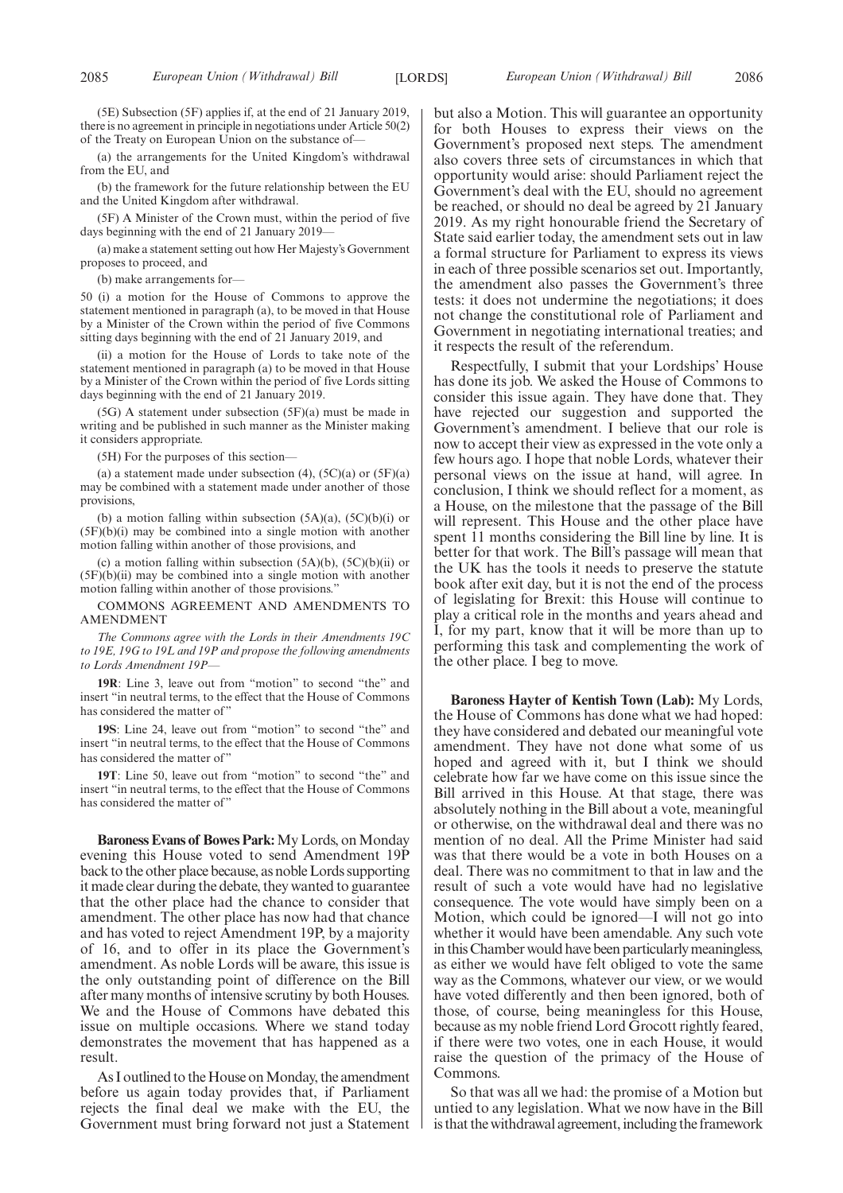(5E) Subsection (5F) applies if, at the end of 21 January 2019, there is no agreement in principle in negotiations under Article 50(2) of the Treaty on European Union on the substance of—

(a) the arrangements for the United Kingdom's withdrawal from the EU, and

(b) the framework for the future relationship between the EU and the United Kingdom after withdrawal.

(5F) A Minister of the Crown must, within the period of five days beginning with the end of 21 January 2019—

(a) make a statement setting out how Her Majesty's Government proposes to proceed, and

(b) make arrangements for—

50 (i) a motion for the House of Commons to approve the statement mentioned in paragraph (a), to be moved in that House by a Minister of the Crown within the period of five Commons sitting days beginning with the end of 21 January 2019, and

(ii) a motion for the House of Lords to take note of the statement mentioned in paragraph (a) to be moved in that House by a Minister of the Crown within the period of five Lords sitting days beginning with the end of 21 January 2019.

(5G) A statement under subsection (5F)(a) must be made in writing and be published in such manner as the Minister making it considers appropriate.

(5H) For the purposes of this section—

(a) a statement made under subsection (4), (5C)(a) or (5F)(a) may be combined with a statement made under another of those provisions,

(b) a motion falling within subsection (5A)(a), (5C)(b)(i) or (5F)(b)(i) may be combined into a single motion with another motion falling within another of those provisions, and

(c) a motion falling within subsection (5A)(b), (5C)(b)(ii) or (5F)(b)(ii) may be combined into a single motion with another motion falling within another of those provisions."

COMMONS AGREEMENT AND AMENDMENTS TO AMENDMENT

*The Commons agree with the Lords in their Amendments 19C to 19E, 19G to 19L and 19P and propose the following amendments to Lords Amendment 19P*—

**19R**: Line 3, leave out from "motion" to second "the" and insert "in neutral terms, to the effect that the House of Commons has considered the matter of"

**19S**: Line 24, leave out from "motion" to second "the" and insert "in neutral terms, to the effect that the House of Commons has considered the matter of"

**19T**: Line 50, leave out from "motion" to second "the" and insert "in neutral terms, to the effect that the House of Commons has considered the matter of"

**Baroness Evans of Bowes Park:** My Lords, on Monday evening this House voted to send Amendment 19P back to the other place because, as noble Lords supporting it made clear during the debate, they wanted to guarantee that the other place had the chance to consider that amendment. The other place has now had that chance and has voted to reject Amendment 19P, by a majority of 16, and to offer in its place the Government's amendment. As noble Lords will be aware, this issue is the only outstanding point of difference on the Bill after many months of intensive scrutiny by both Houses. We and the House of Commons have debated this issue on multiple occasions. Where we stand today demonstrates the movement that has happened as a result.

As I outlined to the House on Monday, the amendment before us again today provides that, if Parliament rejects the final deal we make with the EU, the Government must bring forward not just a Statement but also a Motion. This will guarantee an opportunity for both Houses to express their views on the Government's proposed next steps. The amendment also covers three sets of circumstances in which that opportunity would arise: should Parliament reject the Government's deal with the EU, should no agreement be reached, or should no deal be agreed by 21 January 2019. As my right honourable friend the Secretary of State said earlier today, the amendment sets out in law a formal structure for Parliament to express its views in each of three possible scenarios set out. Importantly, the amendment also passes the Government's three tests: it does not undermine the negotiations; it does not change the constitutional role of Parliament and Government in negotiating international treaties; and it respects the result of the referendum.

Respectfully, I submit that your Lordships' House has done its job. We asked the House of Commons to consider this issue again. They have done that. They have rejected our suggestion and supported the Government's amendment. I believe that our role is now to accept their view as expressed in the vote only a few hours ago. I hope that noble Lords, whatever their personal views on the issue at hand, will agree. In conclusion, I think we should reflect for a moment, as a House, on the milestone that the passage of the Bill will represent. This House and the other place have spent 11 months considering the Bill line by line. It is better for that work. The Bill's passage will mean that the UK has the tools it needs to preserve the statute book after exit day, but it is not the end of the process of legislating for Brexit: this House will continue to play a critical role in the months and years ahead and I, for my part, know that it will be more than up to performing this task and complementing the work of the other place. I beg to move.

**Baroness Hayter of Kentish Town (Lab):** My Lords, the House of Commons has done what we had hoped: they have considered and debated our meaningful vote amendment. They have not done what some of us hoped and agreed with it, but I think we should celebrate how far we have come on this issue since the Bill arrived in this House. At that stage, there was absolutely nothing in the Bill about a vote, meaningful or otherwise, on the withdrawal deal and there was no mention of no deal. All the Prime Minister had said was that there would be a vote in both Houses on a deal. There was no commitment to that in law and the result of such a vote would have had no legislative consequence. The vote would have simply been on a Motion, which could be ignored—I will not go into whether it would have been amendable. Any such vote in this Chamber would have been particularly meaningless, as either we would have felt obliged to vote the same way as the Commons, whatever our view, or we would have voted differently and then been ignored, both of those, of course, being meaningless for this House, because as my noble friend Lord Grocott rightly feared, if there were two votes, one in each House, it would raise the question of the primacy of the House of Commons.

So that was all we had: the promise of a Motion but untied to any legislation. What we now have in the Bill is that the withdrawal agreement, including the framework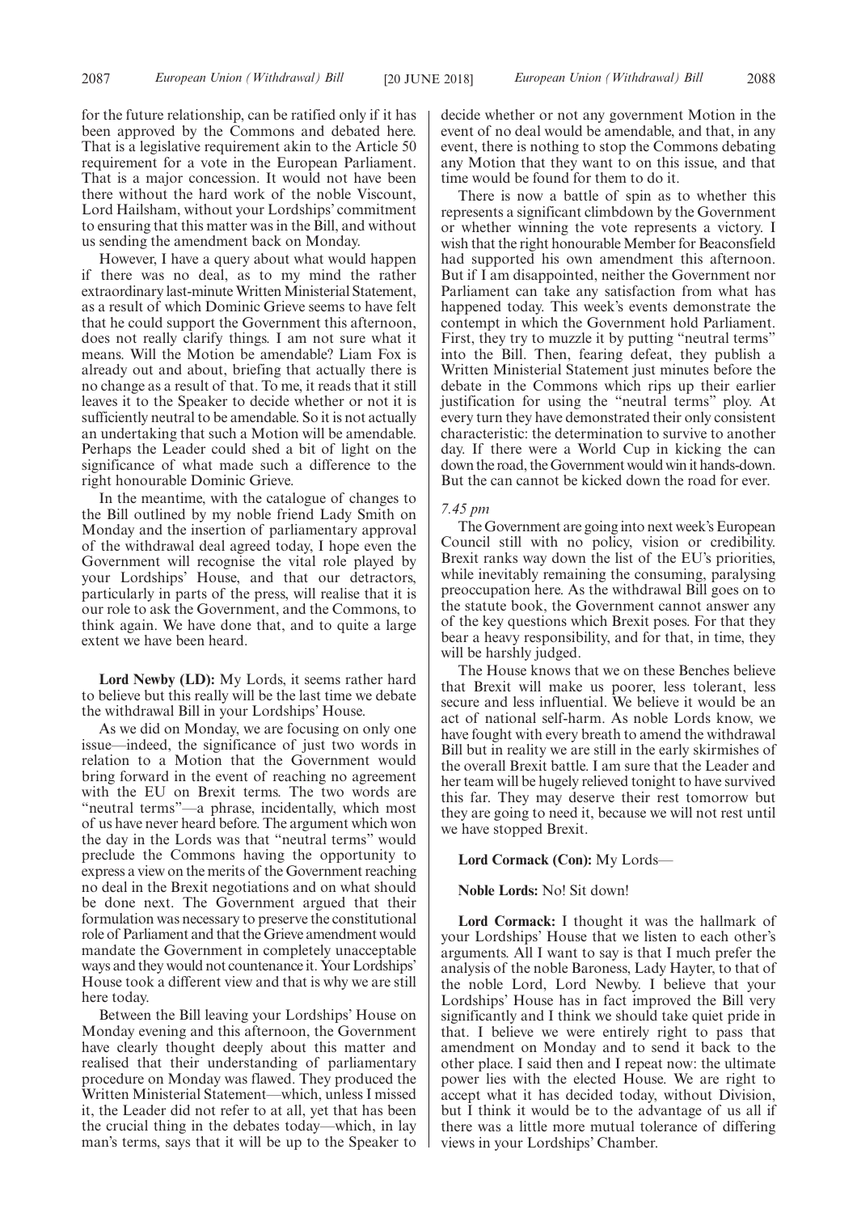for the future relationship, can be ratified only if it has been approved by the Commons and debated here. That is a legislative requirement akin to the Article 50 requirement for a vote in the European Parliament. That is a major concession. It would not have been there without the hard work of the noble Viscount, Lord Hailsham, without your Lordships' commitment to ensuring that this matter was in the Bill, and without us sending the amendment back on Monday.

However, I have a query about what would happen if there was no deal, as to my mind the rather extraordinary last-minute Written Ministerial Statement, as a result of which Dominic Grieve seems to have felt that he could support the Government this afternoon, does not really clarify things. I am not sure what it means. Will the Motion be amendable? Liam Fox is already out and about, briefing that actually there is no change as a result of that. To me, it reads that it still leaves it to the Speaker to decide whether or not it is sufficiently neutral to be amendable. So it is not actually an undertaking that such a Motion will be amendable. Perhaps the Leader could shed a bit of light on the significance of what made such a difference to the right honourable Dominic Grieve.

In the meantime, with the catalogue of changes to the Bill outlined by my noble friend Lady Smith on Monday and the insertion of parliamentary approval of the withdrawal deal agreed today, I hope even the Government will recognise the vital role played by your Lordships' House, and that our detractors, particularly in parts of the press, will realise that it is our role to ask the Government, and the Commons, to think again. We have done that, and to quite a large extent we have been heard.

**Lord Newby (LD):** My Lords, it seems rather hard to believe but this really will be the last time we debate the withdrawal Bill in your Lordships' House.

As we did on Monday, we are focusing on only one issue—indeed, the significance of just two words in relation to a Motion that the Government would bring forward in the event of reaching no agreement with the EU on Brexit terms. The two words are "neutral terms"—a phrase, incidentally, which most of us have never heard before. The argument which won the day in the Lords was that "neutral terms" would preclude the Commons having the opportunity to express a view on the merits of the Government reaching no deal in the Brexit negotiations and on what should be done next. The Government argued that their formulation was necessary to preserve the constitutional role of Parliament and that the Grieve amendment would mandate the Government in completely unacceptable ways and they would not countenance it. Your Lordships' House took a different view and that is why we are still here today.

Between the Bill leaving your Lordships' House on Monday evening and this afternoon, the Government have clearly thought deeply about this matter and realised that their understanding of parliamentary procedure on Monday was flawed. They produced the Written Ministerial Statement—which, unless I missed it, the Leader did not refer to at all, yet that has been the crucial thing in the debates today—which, in lay man's terms, says that it will be up to the Speaker to decide whether or not any government Motion in the event of no deal would be amendable, and that, in any event, there is nothing to stop the Commons debating any Motion that they want to on this issue, and that time would be found for them to do it.

There is now a battle of spin as to whether this represents a significant climbdown by the Government or whether winning the vote represents a victory. I wish that the right honourable Member for Beaconsfield had supported his own amendment this afternoon. But if I am disappointed, neither the Government nor Parliament can take any satisfaction from what has happened today. This week's events demonstrate the contempt in which the Government hold Parliament. First, they try to muzzle it by putting "neutral terms" into the Bill. Then, fearing defeat, they publish a Written Ministerial Statement just minutes before the debate in the Commons which rips up their earlier justification for using the "neutral terms" ploy. At every turn they have demonstrated their only consistent characteristic: the determination to survive to another day. If there were a World Cup in kicking the can down the road, the Government would win it hands-down. But the can cannot be kicked down the road for ever.

*7.45 pm*

The Government are going into next week's European Council still with no policy, vision or credibility. Brexit ranks way down the list of the EU's priorities, while inevitably remaining the consuming, paralysing preoccupation here. As the withdrawal Bill goes on to the statute book, the Government cannot answer any of the key questions which Brexit poses. For that they bear a heavy responsibility, and for that, in time, they will be harshly judged.

The House knows that we on these Benches believe that Brexit will make us poorer, less tolerant, less secure and less influential. We believe it would be an act of national self-harm. As noble Lords know, we have fought with every breath to amend the withdrawal Bill but in reality we are still in the early skirmishes of the overall Brexit battle. I am sure that the Leader and her team will be hugely relieved tonight to have survived this far. They may deserve their rest tomorrow but they are going to need it, because we will not rest until we have stopped Brexit.

**Lord Cormack (Con):** My Lords—

**Noble Lords:** No! Sit down!

**Lord Cormack:** I thought it was the hallmark of your Lordships' House that we listen to each other's arguments. All I want to say is that I much prefer the analysis of the noble Baroness, Lady Hayter, to that of the noble Lord, Lord Newby. I believe that your Lordships' House has in fact improved the Bill very significantly and I think we should take quiet pride in that. I believe we were entirely right to pass that amendment on Monday and to send it back to the other place. I said then and I repeat now: the ultimate power lies with the elected House. We are right to accept what it has decided today, without Division, but I think it would be to the advantage of us all if there was a little more mutual tolerance of differing views in your Lordships' Chamber.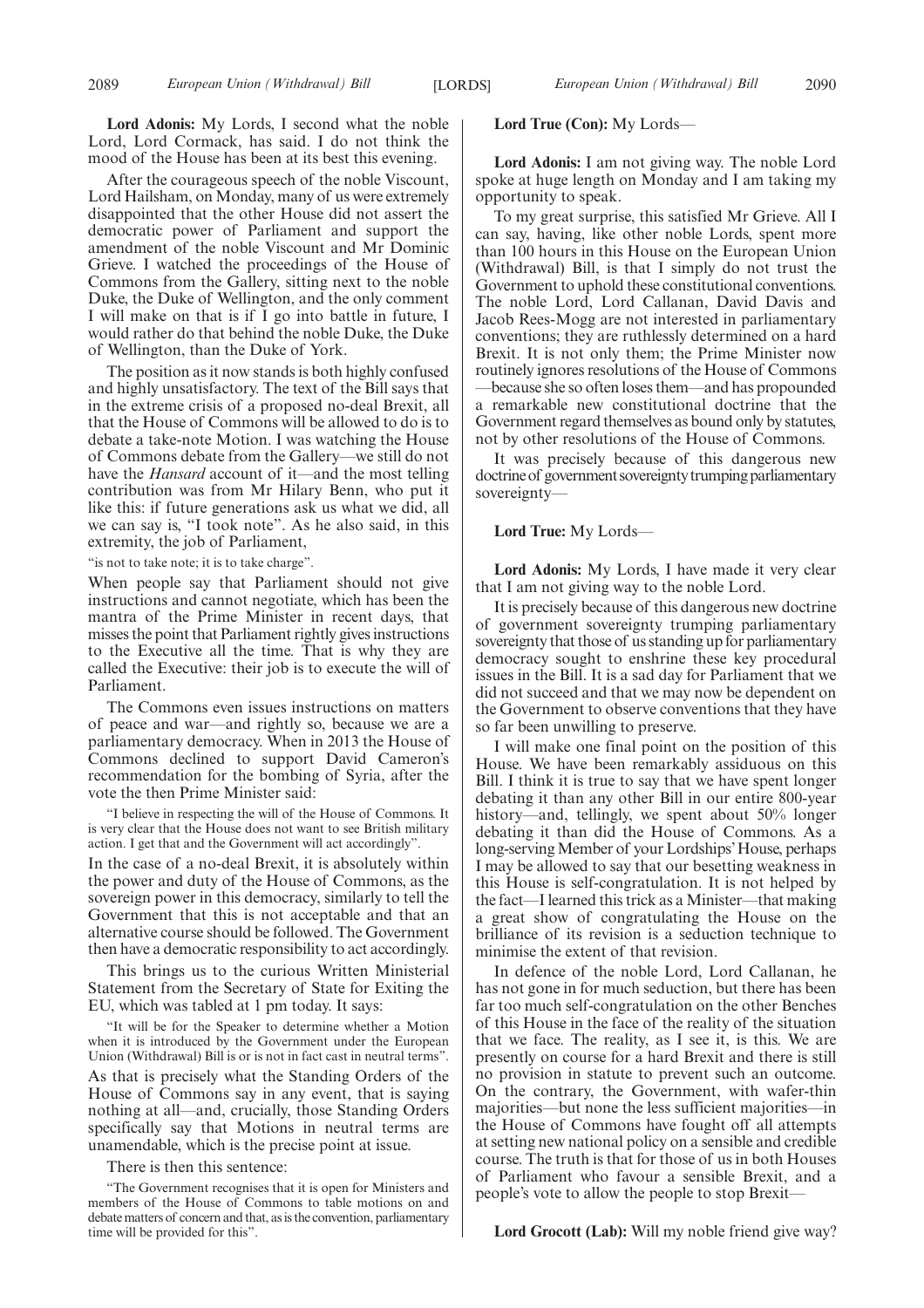**Lord Adonis:** My Lords, I second what the noble Lord, Lord Cormack, has said. I do not think the mood of the House has been at its best this evening.

After the courageous speech of the noble Viscount, Lord Hailsham, on Monday, many of us were extremely disappointed that the other House did not assert the democratic power of Parliament and support the amendment of the noble Viscount and Mr Dominic Grieve. I watched the proceedings of the House of Commons from the Gallery, sitting next to the noble Duke, the Duke of Wellington, and the only comment I will make on that is if I go into battle in future, I would rather do that behind the noble Duke, the Duke of Wellington, than the Duke of York.

The position as it now stands is both highly confused and highly unsatisfactory. The text of the Bill says that in the extreme crisis of a proposed no-deal Brexit, all that the House of Commons will be allowed to do is to debate a take-note Motion. I was watching the House of Commons debate from the Gallery—we still do not have the *Hansard* account of it—and the most telling contribution was from Mr Hilary Benn, who put it like this: if future generations ask us what we did, all we can say is, "I took note". As he also said, in this extremity, the job of Parliament,

"is not to take note; it is to take charge".

When people say that Parliament should not give instructions and cannot negotiate, which has been the mantra of the Prime Minister in recent days, that misses the point that Parliament rightly gives instructions to the Executive all the time. That is why they are called the Executive: their job is to execute the will of Parliament.

The Commons even issues instructions on matters of peace and war—and rightly so, because we are a parliamentary democracy. When in 2013 the House of Commons declined to support David Cameron's recommendation for the bombing of Syria, after the vote the then Prime Minister said:

"I believe in respecting the will of the House of Commons. It is very clear that the House does not want to see British military action. I get that and the Government will act accordingly".

In the case of a no-deal Brexit, it is absolutely within the power and duty of the House of Commons, as the sovereign power in this democracy, similarly to tell the Government that this is not acceptable and that an alternative course should be followed. The Government then have a democratic responsibility to act accordingly.

This brings us to the curious Written Ministerial Statement from the Secretary of State for Exiting the EU, which was tabled at 1 pm today. It says:

"It will be for the Speaker to determine whether a Motion when it is introduced by the Government under the European Union (Withdrawal) Bill is or is not in fact cast in neutral terms".

As that is precisely what the Standing Orders of the House of Commons say in any event, that is saying nothing at all—and, crucially, those Standing Orders specifically say that Motions in neutral terms are unamendable, which is the precise point at issue.

There is then this sentence:

"The Government recognises that it is open for Ministers and members of the House of Commons to table motions on and debate matters of concern and that, as is the convention, parliamentary time will be provided for this".

**Lord True (Con):** My Lords—

**Lord Adonis:** I am not giving way. The noble Lord spoke at huge length on Monday and I am taking my opportunity to speak.

To my great surprise, this satisfied Mr Grieve. All I can say, having, like other noble Lords, spent more than 100 hours in this House on the European Union (Withdrawal) Bill, is that I simply do not trust the Government to uphold these constitutional conventions. The noble Lord, Lord Callanan, David Davis and Jacob Rees-Mogg are not interested in parliamentary conventions; they are ruthlessly determined on a hard Brexit. It is not only them; the Prime Minister now routinely ignores resolutions of the House of Commons—because she so often loses them—and has propounded a remarkable new constitutional doctrine that the Government regard themselves as bound only by statutes, not by other resolutions of the House of Commons.

It was precisely because of this dangerous new doctrine of government sovereignty trumping parliamentary sovereignty—

**Lord True:** My Lords—

**Lord Adonis:** My Lords, I have made it very clear that I am not giving way to the noble Lord.

It is precisely because of this dangerous new doctrine of government sovereignty trumping parliamentary sovereignty that those of us standing up for parliamentary democracy sought to enshrine these key procedural issues in the Bill. It is a sad day for Parliament that we did not succeed and that we may now be dependent on the Government to observe conventions that they have so far been unwilling to preserve.

I will make one final point on the position of this House. We have been remarkably assiduous on this Bill. I think it is true to say that we have spent longer debating it than any other Bill in our entire 800-year history—and, tellingly, we spent about 50% longer debating it than did the House of Commons. As a long-serving Member of your Lordships' House, perhaps I may be allowed to say that our besetting weakness in this House is self-congratulation. It is not helped by the fact—I learned this trick as a Minister—that making a great show of congratulating the House on the brilliance of its revision is a seduction technique to minimise the extent of that revision.

In defence of the noble Lord, Lord Callanan, he has not gone in for much seduction, but there has been far too much self-congratulation on the other Benches of this House in the face of the reality of the situation that we face. The reality, as I see it, is this. We are presently on course for a hard Brexit and there is still no provision in statute to prevent such an outcome. On the contrary, the Government, with wafer-thin majorities—but none the less sufficient majorities—in the House of Commons have fought off all attempts at setting new national policy on a sensible and credible course. The truth is that for those of us in both Houses of Parliament who favour a sensible Brexit, and a people's vote to allow the people to stop Brexit—

**Lord Grocott (Lab):** Will my noble friend give way?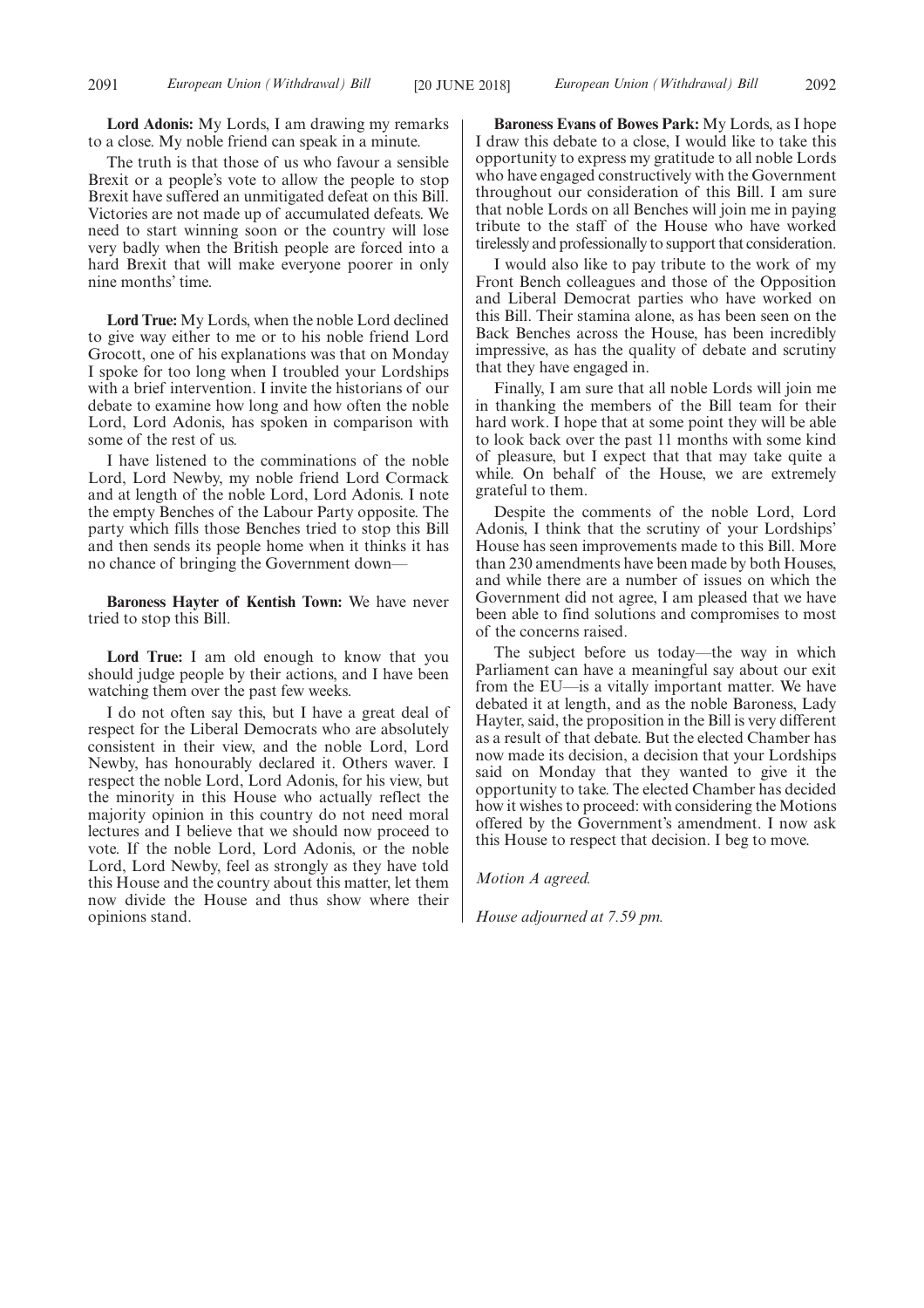**Lord Adonis:** My Lords, I am drawing my remarks to a close. My noble friend can speak in a minute.

The truth is that those of us who favour a sensible Brexit or a people's vote to allow the people to stop Brexit have suffered an unmitigated defeat on this Bill. Victories are not made up of accumulated defeats. We need to start winning soon or the country will lose very badly when the British people are forced into a hard Brexit that will make everyone poorer in only nine months' time.

**Lord True:** My Lords, when the noble Lord declined to give way either to me or to his noble friend Lord Grocott, one of his explanations was that on Monday I spoke for too long when I troubled your Lordships with a brief intervention. I invite the historians of our debate to examine how long and how often the noble Lord, Lord Adonis, has spoken in comparison with some of the rest of us.

I have listened to the comminations of the noble Lord, Lord Newby, my noble friend Lord Cormack and at length of the noble Lord, Lord Adonis. I note the empty Benches of the Labour Party opposite. The party which fills those Benches tried to stop this Bill and then sends its people home when it thinks it has no chance of bringing the Government down—

**Baroness Hayter of Kentish Town:** We have never tried to stop this Bill.

**Lord True:** I am old enough to know that you should judge people by their actions, and I have been watching them over the past few weeks.

I do not often say this, but I have a great deal of respect for the Liberal Democrats who are absolutely consistent in their view, and the noble Lord, Lord Newby, has honourably declared it. Others waver. I respect the noble Lord, Lord Adonis, for his view, but the minority in this House who actually reflect the majority opinion in this country do not need moral lectures and I believe that we should now proceed to vote. If the noble Lord, Lord Adonis, or the noble Lord, Lord Newby, feel as strongly as they have told this House and the country about this matter, let them now divide the House and thus show where their opinions stand.

**Baroness Evans of Bowes Park:** My Lords, as I hope I draw this debate to a close, I would like to take this opportunity to express my gratitude to all noble Lords who have engaged constructively with the Government throughout our consideration of this Bill. I am sure that noble Lords on all Benches will join me in paying tribute to the staff of the House who have worked tirelessly and professionally to support that consideration.

I would also like to pay tribute to the work of my Front Bench colleagues and those of the Opposition and Liberal Democrat parties who have worked on this Bill. Their stamina alone, as has been seen on the Back Benches across the House, has been incredibly impressive, as has the quality of debate and scrutiny that they have engaged in.

Finally, I am sure that all noble Lords will join me in thanking the members of the Bill team for their hard work. I hope that at some point they will be able to look back over the past 11 months with some kind of pleasure, but I expect that that may take quite a while. On behalf of the House, we are extremely grateful to them.

Despite the comments of the noble Lord, Lord Adonis, I think that the scrutiny of your Lordships' House has seen improvements made to this Bill. More than 230 amendments have been made by both Houses, and while there are a number of issues on which the Government did not agree, I am pleased that we have been able to find solutions and compromises to most of the concerns raised.

The subject before us today—the way in which Parliament can have a meaningful say about our exit from the EU—is a vitally important matter. We have debated it at length, and as the noble Baroness, Lady Hayter, said, the proposition in the Bill is very different as a result of that debate. But the elected Chamber has now made its decision, a decision that your Lordships said on Monday that they wanted to give it the opportunity to take. The elected Chamber has decided how it wishes to proceed: with considering the Motions offered by the Government's amendment. I now ask this House to respect that decision. I beg to move.

*Motion A agreed.*

*House adjourned at 7.59 pm.*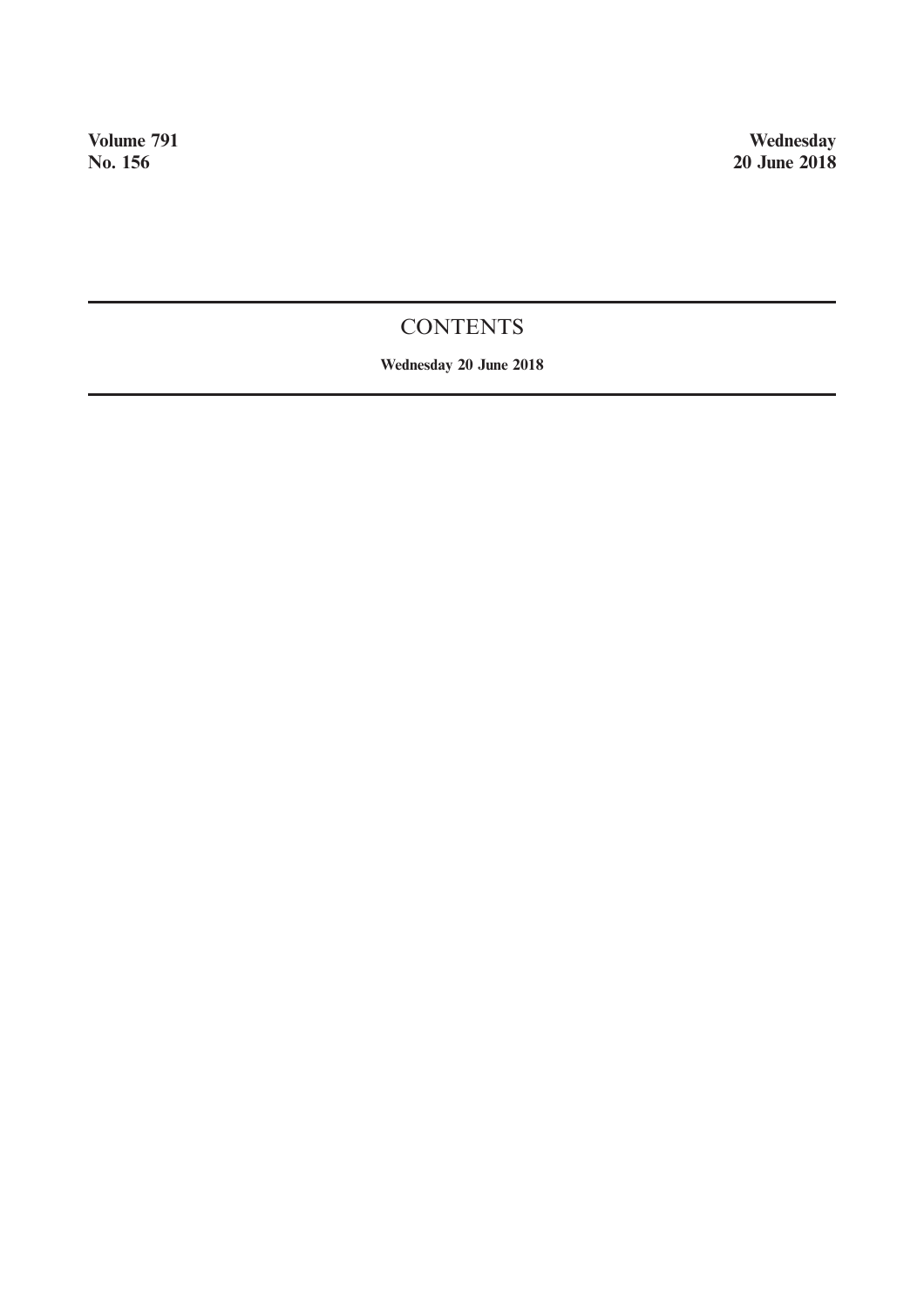**Volume 791**
**No. 156**

**Wednesday**
**20 June 2018**

# CONTENTS

**Wednesday 20 June 2018**